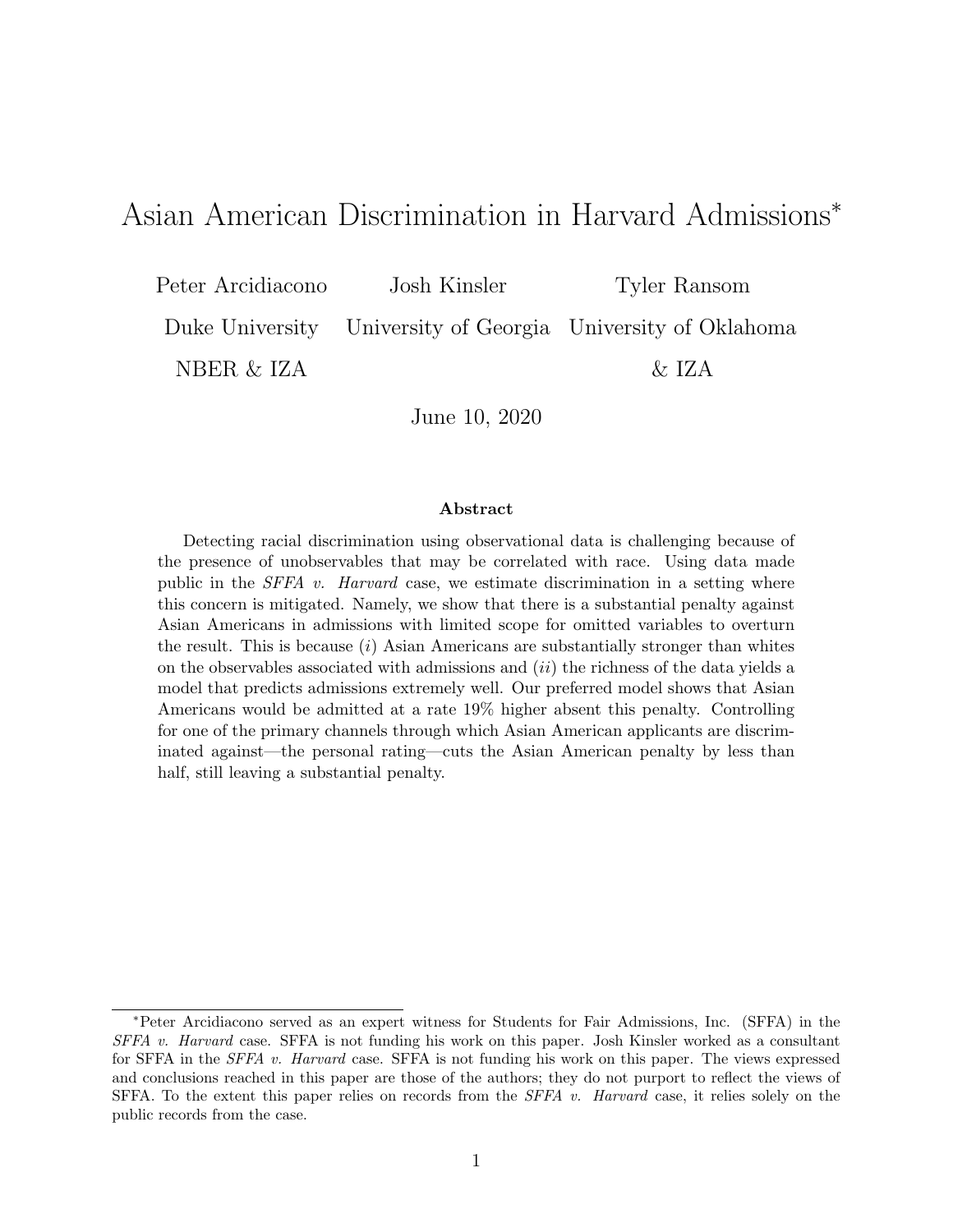# Asian American Discrimination in Harvard Admissions*

Peter Arcidiacono
Duke University
NBER & IZA

Josh Kinsler
University of Georgia

Tyler Ransom
University of Oklahoma
& IZA

June 10, 2020

**Abstract**

Detecting racial discrimination using observational data is challenging because of the presence of unobservables that may be correlated with race. Using data made public in the *SFFA v. Harvard* case, we estimate discrimination in a setting where this concern is mitigated. Namely, we show that there is a substantial penalty against Asian Americans in admissions with limited scope for omitted variables to overturn the result. This is because (*i*) Asian Americans are substantially stronger than whites on the observables associated with admissions and (*ii*) the richness of the data yields a model that predicts admissions extremely well. Our preferred model shows that Asian Americans would be admitted at a rate 19% higher absent this penalty. Controlling for one of the primary channels through which Asian American applicants are discriminated against—the personal rating—cuts the Asian American penalty by less than half, still leaving a substantial penalty.

---

*Peter Arcidiacono served as an expert witness for Students for Fair Admissions, Inc. (SFFA) in the *SFFA v. Harvard* case. SFFA is not funding his work on this paper. Josh Kinsler worked as a consultant for SFFA in the *SFFA v. Harvard* case. SFFA is not funding his work on this paper. The views expressed and conclusions reached in this paper are those of the authors; they do not purport to reflect the views of SFFA. To the extent this paper relies on records from the *SFFA v. Harvard* case, it relies solely on the public records from the case.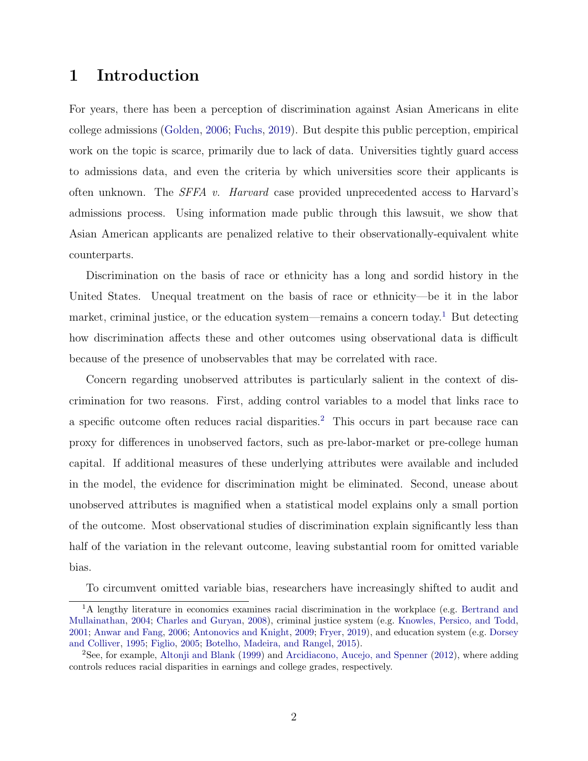# 1 Introduction

For years, there has been a perception of discrimination against Asian Americans in elite college admissions (Golden, 2006; Fuchs, 2019). But despite this public perception, empirical work on the topic is scarce, primarily due to lack of data. Universities tightly guard access to admissions data, and even the criteria by which universities score their applicants is often unknown. The *SFFA v. Harvard* case provided unprecedented access to Harvard's admissions process. Using information made public through this lawsuit, we show that Asian American applicants are penalized relative to their observationally-equivalent white counterparts.

Discrimination on the basis of race or ethnicity has a long and sordid history in the United States. Unequal treatment on the basis of race or ethnicity—be it in the labor market, criminal justice, or the education system—remains a concern today.[1] But detecting how discrimination affects these and other outcomes using observational data is difficult because of the presence of unobservables that may be correlated with race.

Concern regarding unobserved attributes is particularly salient in the context of discrimination for two reasons. First, adding control variables to a model that links race to a specific outcome often reduces racial disparities.[2] This occurs in part because race can proxy for differences in unobserved factors, such as pre-labor-market or pre-college human capital. If additional measures of these underlying attributes were available and included in the model, the evidence for discrimination might be eliminated. Second, unease about unobserved attributes is magnified when a statistical model explains only a small portion of the outcome. Most observational studies of discrimination explain significantly less than half of the variation in the relevant outcome, leaving substantial room for omitted variable bias.

To circumvent omitted variable bias, researchers have increasingly shifted to audit and

---

[1] A lengthy literature in economics examines racial discrimination in the workplace (e.g. Bertrand and Mullainathan, 2004; Charles and Guryan, 2008), criminal justice system (e.g. Knowles, Persico, and Todd, 2001; Anwar and Fang, 2006; Antonovics and Knight, 2009; Fryer, 2019), and education system (e.g. Dorsey and Colliver, 1995; Figlio, 2005; Botelho, Madeira, and Rangel, 2015).

[2] See, for example, Altonji and Blank (1999) and Arcidiacono, Aucejo, and Spenner (2012), where adding controls reduces racial disparities in earnings and college grades, respectively.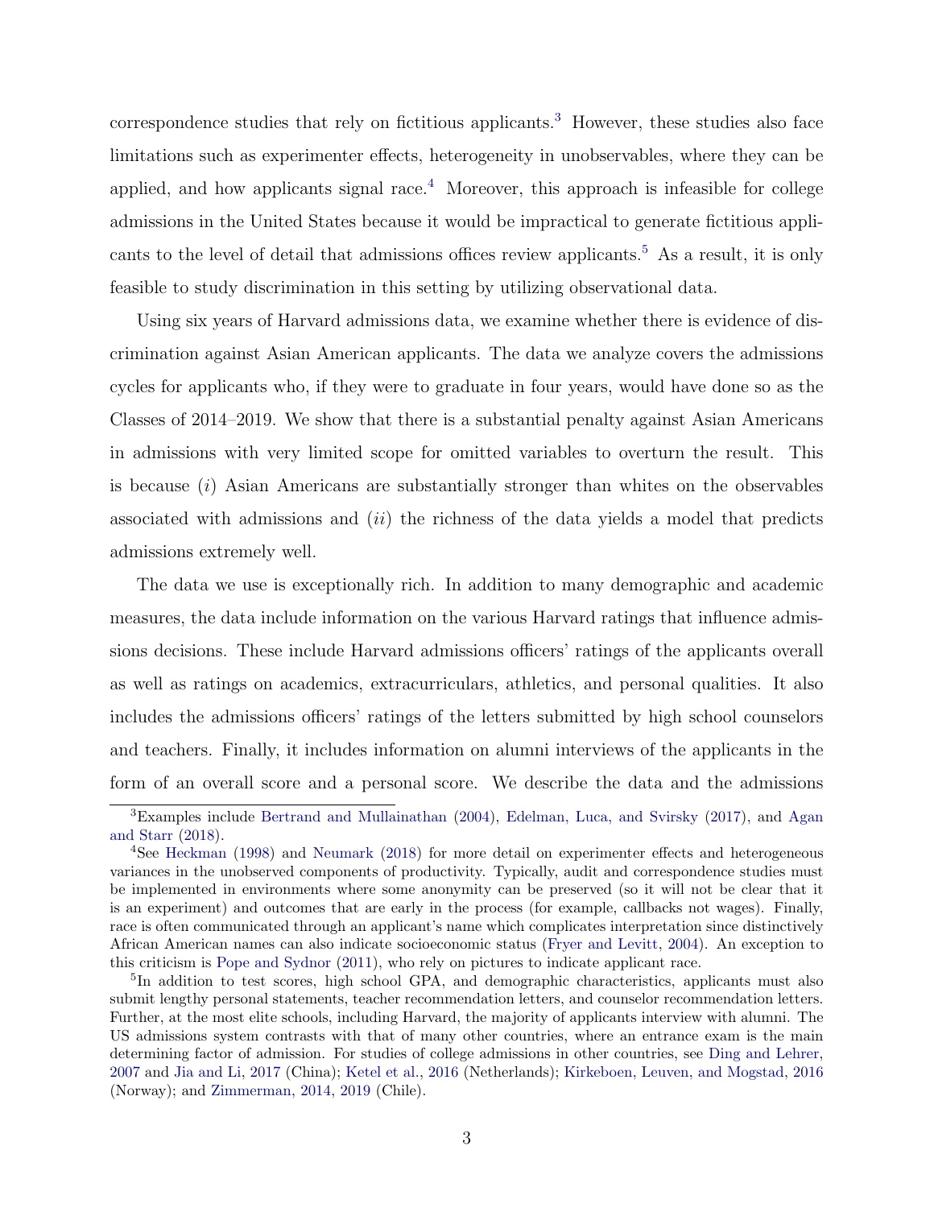correspondence studies that rely on fictitious applicants.[3] However, these studies also face limitations such as experimenter effects, heterogeneity in unobservables, where they can be applied, and how applicants signal race.[4] Moreover, this approach is infeasible for college admissions in the United States because it would be impractical to generate fictitious applicants to the level of detail that admissions offices review applicants.[5] As a result, it is only feasible to study discrimination in this setting by utilizing observational data.

Using six years of Harvard admissions data, we examine whether there is evidence of discrimination against Asian American applicants. The data we analyze covers the admissions cycles for applicants who, if they were to graduate in four years, would have done so as the Classes of 2014–2019. We show that there is a substantial penalty against Asian Americans in admissions with very limited scope for omitted variables to overturn the result. This is because (*i*) Asian Americans are substantially stronger than whites on the observables associated with admissions and (*ii*) the richness of the data yields a model that predicts admissions extremely well.

The data we use is exceptionally rich. In addition to many demographic and academic measures, the data include information on the various Harvard ratings that influence admissions decisions. These include Harvard admissions officers' ratings of the applicants overall as well as ratings on academics, extracurriculars, athletics, and personal qualities. It also includes the admissions officers' ratings of the letters submitted by high school counselors and teachers. Finally, it includes information on alumni interviews of the applicants in the form of an overall score and a personal score. We describe the data and the admissions

[3]Examples include Bertrand and Mullainathan (2004), Edelman, Luca, and Svirsky (2017), and Agan and Starr (2018).

[4]See Heckman (1998) and Neumark (2018) for more detail on experimenter effects and heterogeneous variances in the unobserved components of productivity. Typically, audit and correspondence studies must be implemented in environments where some anonymity can be preserved (so it will not be clear that it is an experiment) and outcomes that are early in the process (for example, callbacks not wages). Finally, race is often communicated through an applicant's name which complicates interpretation since distinctively African American names can also indicate socioeconomic status (Fryer and Levitt, 2004). An exception to this criticism is Pope and Sydnor (2011), who rely on pictures to indicate applicant race.

[5]In addition to test scores, high school GPA, and demographic characteristics, applicants must also submit lengthy personal statements, teacher recommendation letters, and counselor recommendation letters. Further, at the most elite schools, including Harvard, the majority of applicants interview with alumni. The US admissions system contrasts with that of many other countries, where an entrance exam is the main determining factor of admission. For studies of college admissions in other countries, see Ding and Lehrer, 2007 and Jia and Li, 2017 (China); Ketel et al., 2016 (Netherlands); Kirkeboen, Leuven, and Mogstad, 2016 (Norway); and Zimmerman, 2014, 2019 (Chile).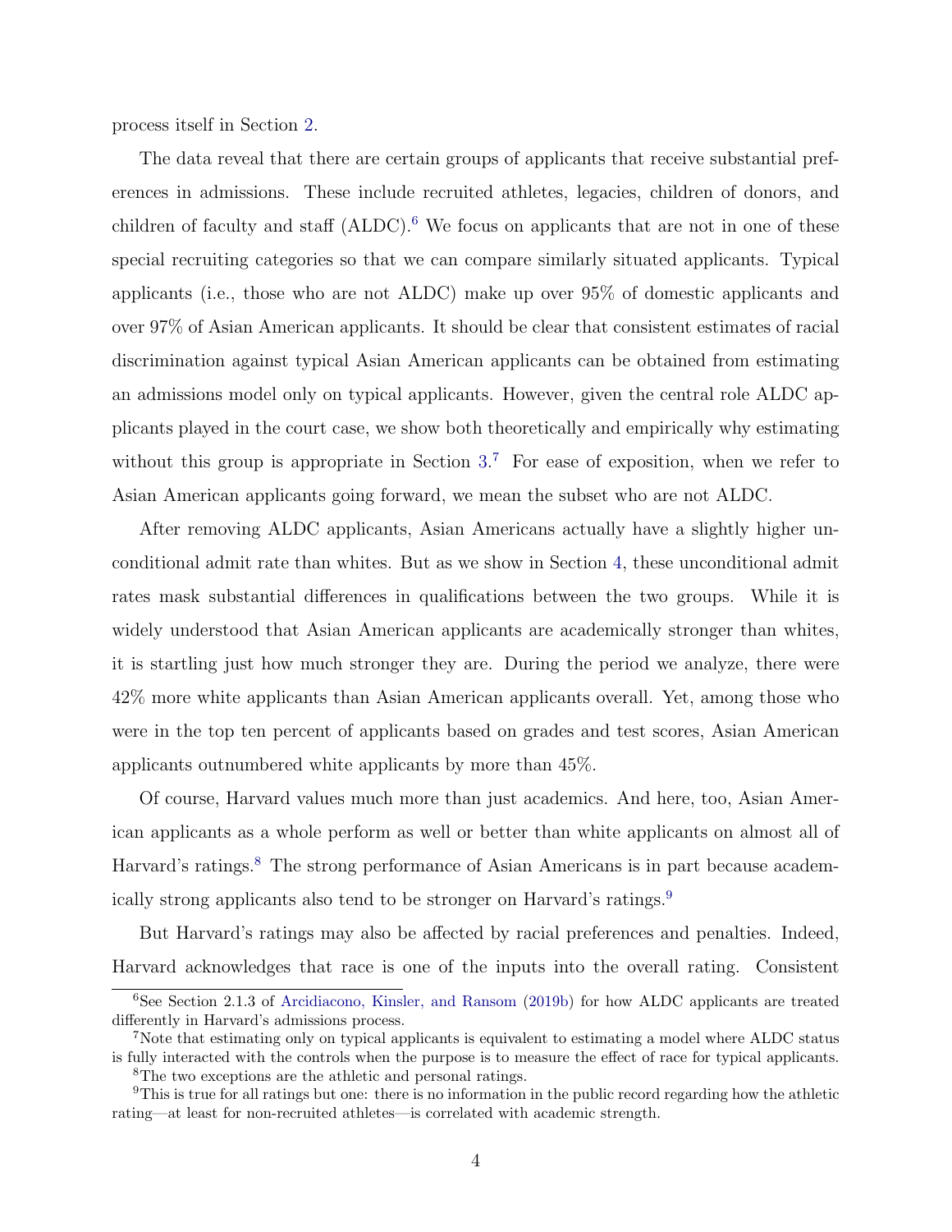process itself in Section 2.

The data reveal that there are certain groups of applicants that receive substantial preferences in admissions. These include recruited athletes, legacies, children of donors, and children of faculty and staff (ALDC).[6] We focus on applicants that are not in one of these special recruiting categories so that we can compare similarly situated applicants. Typical applicants (i.e., those who are not ALDC) make up over 95% of domestic applicants and over 97% of Asian American applicants. It should be clear that consistent estimates of racial discrimination against typical Asian American applicants can be obtained from estimating an admissions model only on typical applicants. However, given the central role ALDC applicants played in the court case, we show both theoretically and empirically why estimating without this group is appropriate in Section 3.[7] For ease of exposition, when we refer to Asian American applicants going forward, we mean the subset who are not ALDC.

After removing ALDC applicants, Asian Americans actually have a slightly higher unconditional admit rate than whites. But as we show in Section 4, these unconditional admit rates mask substantial differences in qualifications between the two groups. While it is widely understood that Asian American applicants are academically stronger than whites, it is startling just how much stronger they are. During the period we analyze, there were 42% more white applicants than Asian American applicants overall. Yet, among those who were in the top ten percent of applicants based on grades and test scores, Asian American applicants outnumbered white applicants by more than 45%.

Of course, Harvard values much more than just academics. And here, too, Asian American applicants as a whole perform as well or better than white applicants on almost all of Harvard's ratings.[8] The strong performance of Asian Americans is in part because academically strong applicants also tend to be stronger on Harvard's ratings.[9]

But Harvard's ratings may also be affected by racial preferences and penalties. Indeed, Harvard acknowledges that race is one of the inputs into the overall rating. Consistent

[6] See Section 2.1.3 of Arcidiacono, Kinsler, and Ransom (2019b) for how ALDC applicants are treated differently in Harvard's admissions process.

[7] Note that estimating only on typical applicants is equivalent to estimating a model where ALDC status is fully interacted with the controls when the purpose is to measure the effect of race for typical applicants.

[8] The two exceptions are the athletic and personal ratings.

[9] This is true for all ratings but one: there is no information in the public record regarding how the athletic rating—at least for non-recruited athletes—is correlated with academic strength.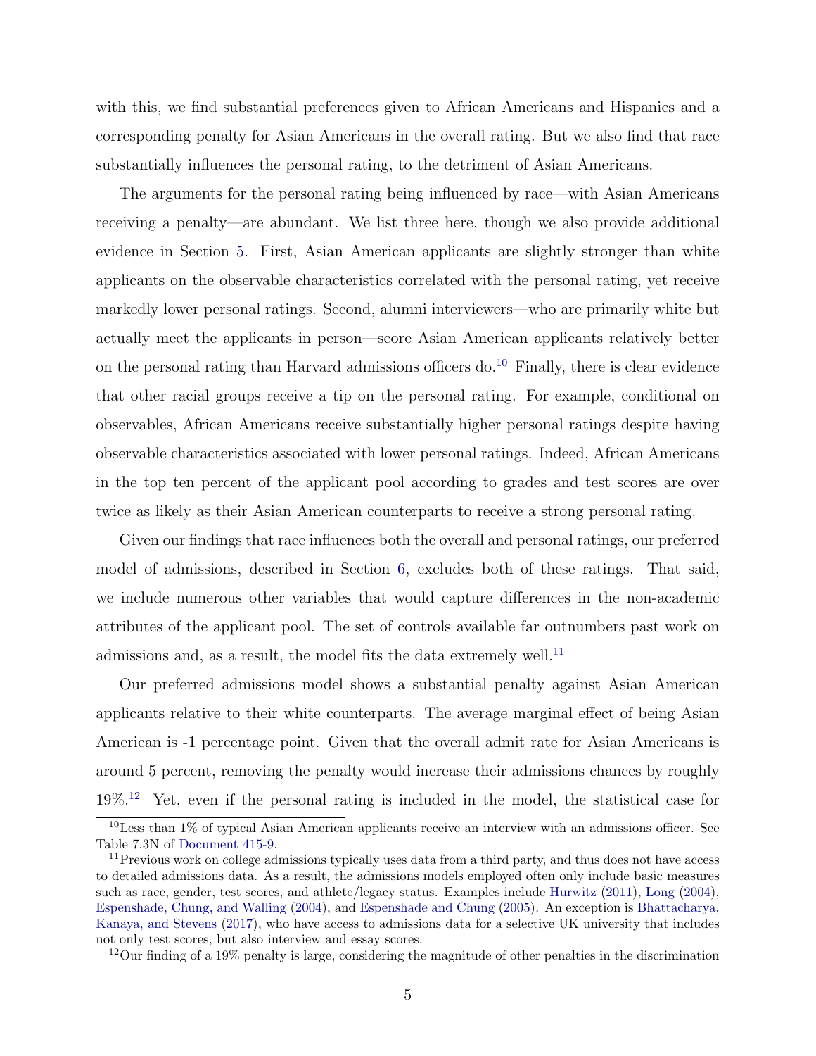with this, we find substantial preferences given to African Americans and Hispanics and a corresponding penalty for Asian Americans in the overall rating. But we also find that race substantially influences the personal rating, to the detriment of Asian Americans.

The arguments for the personal rating being influenced by race—with Asian Americans receiving a penalty—are abundant. We list three here, though we also provide additional evidence in Section 5. First, Asian American applicants are slightly stronger than white applicants on the observable characteristics correlated with the personal rating, yet receive markedly lower personal ratings. Second, alumni interviewers—who are primarily white but actually meet the applicants in person—score Asian American applicants relatively better on the personal rating than Harvard admissions officers do.[10] Finally, there is clear evidence that other racial groups receive a tip on the personal rating. For example, conditional on observables, African Americans receive substantially higher personal ratings despite having observable characteristics associated with lower personal ratings. Indeed, African Americans in the top ten percent of the applicant pool according to grades and test scores are over twice as likely as their Asian American counterparts to receive a strong personal rating.

Given our findings that race influences both the overall and personal ratings, our preferred model of admissions, described in Section 6, excludes both of these ratings. That said, we include numerous other variables that would capture differences in the non-academic attributes of the applicant pool. The set of controls available far outnumbers past work on admissions and, as a result, the model fits the data extremely well.[11]

Our preferred admissions model shows a substantial penalty against Asian American applicants relative to their white counterparts. The average marginal effect of being Asian American is -1 percentage point. Given that the overall admit rate for Asian Americans is around 5 percent, removing the penalty would increase their admissions chances by roughly 19%.[12] Yet, even if the personal rating is included in the model, the statistical case for

[10] Less than 1% of typical Asian American applicants receive an interview with an admissions officer. See Table 7.3N of Document 415-9.

[11] Previous work on college admissions typically uses data from a third party, and thus does not have access to detailed admissions data. As a result, the admissions models employed often only include basic measures such as race, gender, test scores, and athlete/legacy status. Examples include Hurwitz (2011), Long (2004), Espenshade, Chung, and Walling (2004), and Espenshade and Chung (2005). An exception is Bhattacharya, Kanaya, and Stevens (2017), who have access to admissions data for a selective UK university that includes not only test scores, but also interview and essay scores.

[12] Our finding of a 19% penalty is large, considering the magnitude of other penalties in the discrimination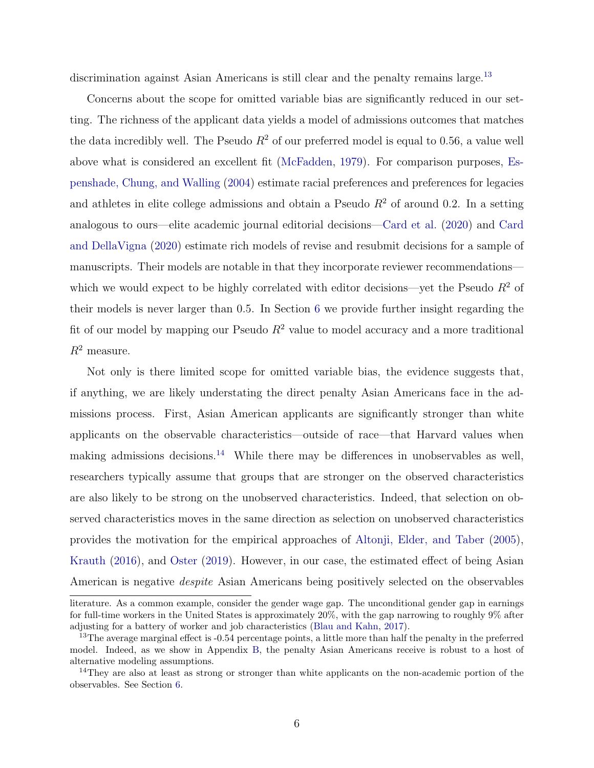discrimination against Asian Americans is still clear and the penalty remains large.[13]

Concerns about the scope for omitted variable bias are significantly reduced in our setting. The richness of the applicant data yields a model of admissions outcomes that matches the data incredibly well. The Pseudo $R^2$ of our preferred model is equal to 0.56, a value well above what is considered an excellent fit (McFadden, 1979). For comparison purposes, Espenshade, Chung, and Walling (2004) estimate racial preferences and preferences for legacies and athletes in elite college admissions and obtain a Pseudo $R^2$ of around 0.2. In a setting analogous to ours—elite academic journal editorial decisions—Card et al. (2020) and Card and DellaVigna (2020) estimate rich models of revise and resubmit decisions for a sample of manuscripts. Their models are notable in that they incorporate reviewer recommendations—which we would expect to be highly correlated with editor decisions—yet the Pseudo $R^2$ of their models is never larger than 0.5. In Section 6 we provide further insight regarding the fit of our model by mapping our Pseudo $R^2$ value to model accuracy and a more traditional $R^2$ measure.

Not only is there limited scope for omitted variable bias, the evidence suggests that, if anything, we are likely understating the direct penalty Asian Americans face in the admissions process. First, Asian American applicants are significantly stronger than white applicants on the observable characteristics—outside of race—that Harvard values when making admissions decisions.[14] While there may be differences in unobservables as well, researchers typically assume that groups that are stronger on the observed characteristics are also likely to be strong on the unobserved characteristics. Indeed, that selection on observed characteristics moves in the same direction as selection on unobserved characteristics provides the motivation for the empirical approaches of Altonji, Elder, and Taber (2005), Krauth (2016), and Oster (2019). However, in our case, the estimated effect of being Asian American is negative *despite* Asian Americans being positively selected on the observables

---

literature. As a common example, consider the gender wage gap. The unconditional gender gap in earnings for full-time workers in the United States is approximately 20%, with the gap narrowing to roughly 9% after adjusting for a battery of worker and job characteristics (Blau and Kahn, 2017).

[13] The average marginal effect is -0.54 percentage points, a little more than half the penalty in the preferred model. Indeed, as we show in Appendix B, the penalty Asian Americans receive is robust to a host of alternative modeling assumptions.

[14] They are also at least as strong or stronger than white applicants on the non-academic portion of the observables. See Section 6.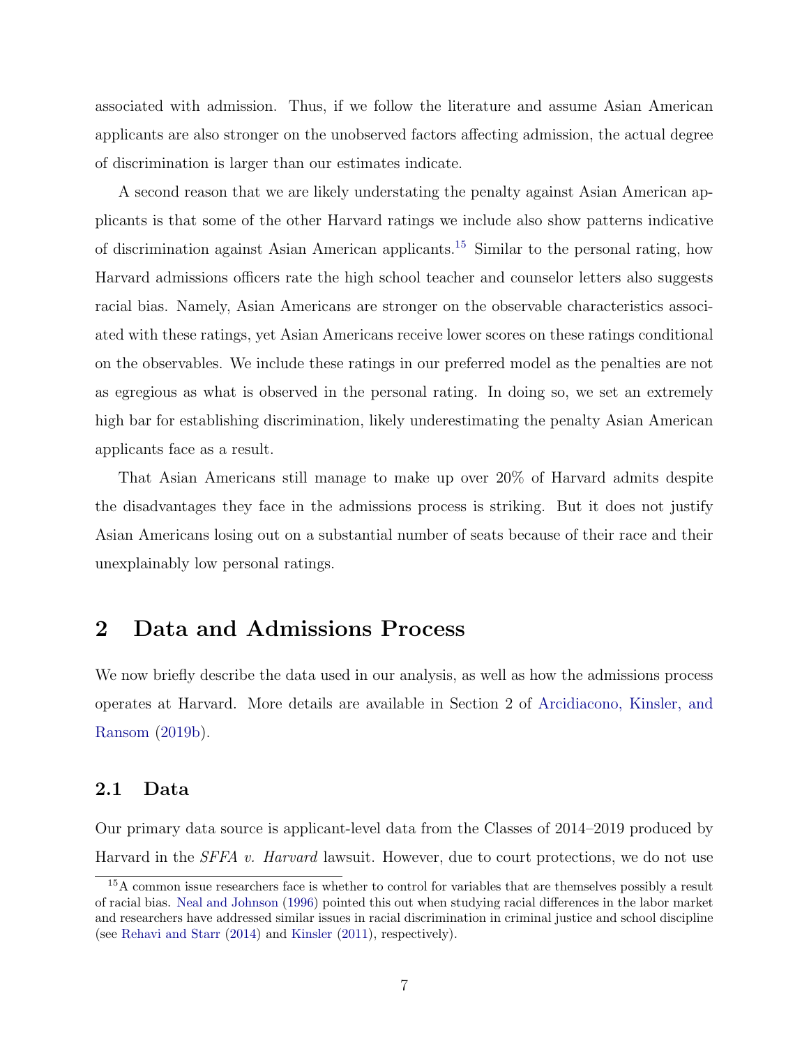associated with admission. Thus, if we follow the literature and assume Asian American applicants are also stronger on the unobserved factors affecting admission, the actual degree of discrimination is larger than our estimates indicate.

A second reason that we are likely understating the penalty against Asian American applicants is that some of the other Harvard ratings we include also show patterns indicative of discrimination against Asian American applicants.[15] Similar to the personal rating, how Harvard admissions officers rate the high school teacher and counselor letters also suggests racial bias. Namely, Asian Americans are stronger on the observable characteristics associated with these ratings, yet Asian Americans receive lower scores on these ratings conditional on the observables. We include these ratings in our preferred model as the penalties are not as egregious as what is observed in the personal rating. In doing so, we set an extremely high bar for establishing discrimination, likely underestimating the penalty Asian American applicants face as a result.

That Asian Americans still manage to make up over 20% of Harvard admits despite the disadvantages they face in the admissions process is striking. But it does not justify Asian Americans losing out on a substantial number of seats because of their race and their unexplainably low personal ratings.

## 2 Data and Admissions Process

We now briefly describe the data used in our analysis, as well as how the admissions process operates at Harvard. More details are available in Section 2 of Arcidiacono, Kinsler, and Ransom (2019b).

### 2.1 Data

Our primary data source is applicant-level data from the Classes of 2014–2019 produced by Harvard in the *SFFA v. Harvard* lawsuit. However, due to court protections, we do not use

[15] A common issue researchers face is whether to control for variables that are themselves possibly a result of racial bias. Neal and Johnson (1996) pointed this out when studying racial differences in the labor market and researchers have addressed similar issues in racial discrimination in criminal justice and school discipline (see Rehavi and Starr (2014) and Kinsler (2011), respectively).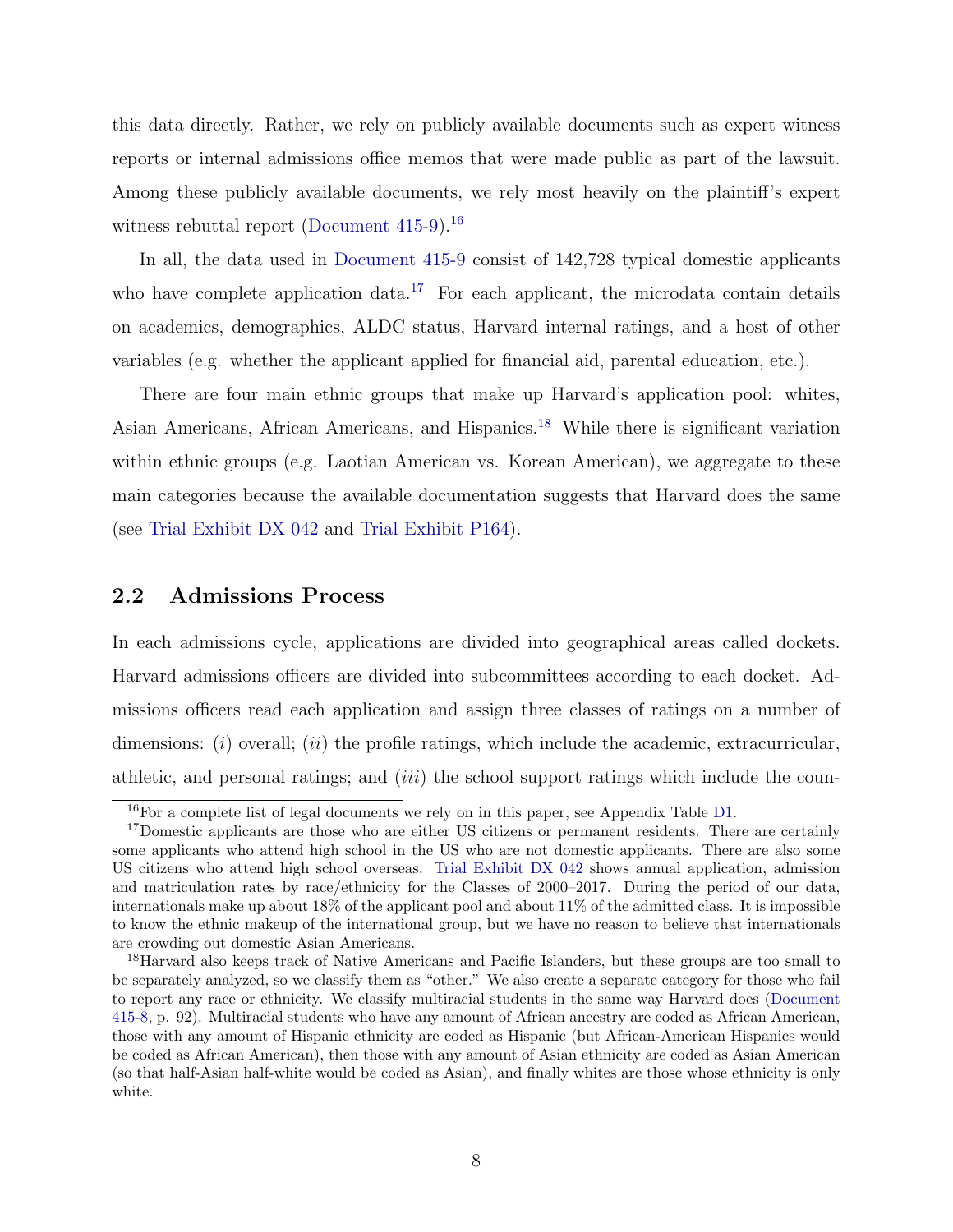this data directly. Rather, we rely on publicly available documents such as expert witness reports or internal admissions office memos that were made public as part of the lawsuit. Among these publicly available documents, we rely most heavily on the plaintiff's expert witness rebuttal report (Document 415-9).[16]

In all, the data used in Document 415-9 consist of 142,728 typical domestic applicants who have complete application data.[17] For each applicant, the microdata contain details on academics, demographics, ALDC status, Harvard internal ratings, and a host of other variables (e.g. whether the applicant applied for financial aid, parental education, etc.).

There are four main ethnic groups that make up Harvard's application pool: whites, Asian Americans, African Americans, and Hispanics.[18] While there is significant variation within ethnic groups (e.g. Laotian American vs. Korean American), we aggregate to these main categories because the available documentation suggests that Harvard does the same (see Trial Exhibit DX 042 and Trial Exhibit P164).

## 2.2 Admissions Process

In each admissions cycle, applications are divided into geographical areas called dockets. Harvard admissions officers are divided into subcommittees according to each docket. Admissions officers read each application and assign three classes of ratings on a number of dimensions: (*i*) overall; (*ii*) the profile ratings, which include the academic, extracurricular, athletic, and personal ratings; and (*iii*) the school support ratings which include the coun-

---

[16] For a complete list of legal documents we rely on in this paper, see Appendix Table D1.

[17] Domestic applicants are those who are either US citizens or permanent residents. There are certainly some applicants who attend high school in the US who are not domestic applicants. There are also some US citizens who attend high school overseas. Trial Exhibit DX 042 shows annual application, admission and matriculation rates by race/ethnicity for the Classes of 2000–2017. During the period of our data, internationals make up about 18% of the applicant pool and about 11% of the admitted class. It is impossible to know the ethnic makeup of the international group, but we have no reason to believe that internationals are crowding out domestic Asian Americans.

[18] Harvard also keeps track of Native Americans and Pacific Islanders, but these groups are too small to be separately analyzed, so we classify them as "other." We also create a separate category for those who fail to report any race or ethnicity. We classify multiracial students in the same way Harvard does (Document 415-8, p. 92). Multiracial students who have any amount of African ancestry are coded as African American, those with any amount of Hispanic ethnicity are coded as Hispanic (but African-American Hispanics would be coded as African American), then those with any amount of Asian ethnicity are coded as Asian American (so that half-Asian half-white would be coded as Asian), and finally whites are those whose ethnicity is only white.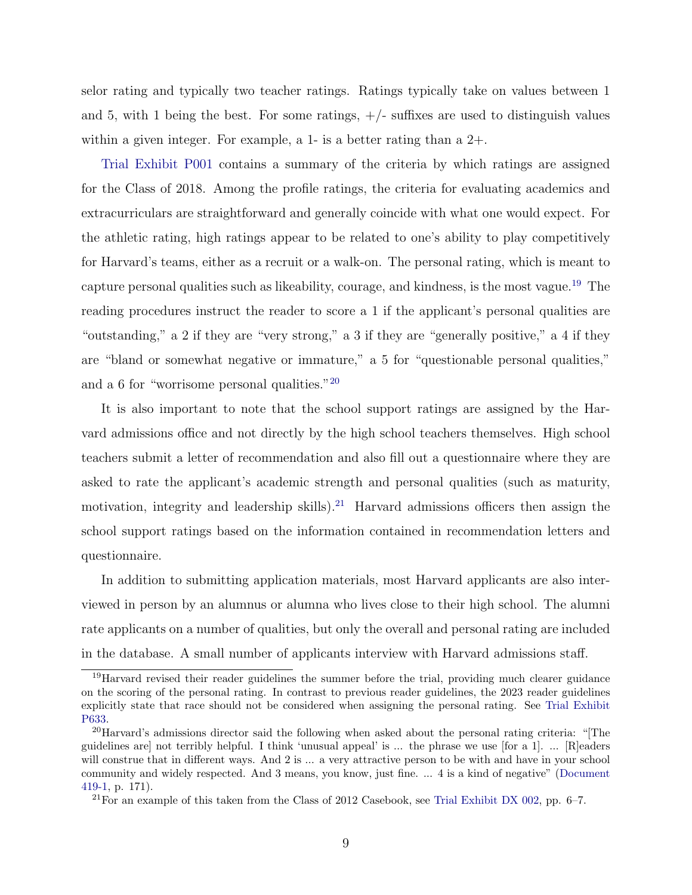selor rating and typically two teacher ratings. Ratings typically take on values between 1 and 5, with 1 being the best. For some ratings, +/- suffixes are used to distinguish values within a given integer. For example, a 1- is a better rating than a 2+.

Trial Exhibit P001 contains a summary of the criteria by which ratings are assigned for the Class of 2018. Among the profile ratings, the criteria for evaluating academics and extracurriculars are straightforward and generally coincide with what one would expect. For the athletic rating, high ratings appear to be related to one's ability to play competitively for Harvard's teams, either as a recruit or a walk-on. The personal rating, which is meant to capture personal qualities such as likeability, courage, and kindness, is the most vague.[19] The reading procedures instruct the reader to score a 1 if the applicant's personal qualities are "outstanding," a 2 if they are "very strong," a 3 if they are "generally positive," a 4 if they are "bland or somewhat negative or immature," a 5 for "questionable personal qualities," and a 6 for "worrisome personal qualities."[20]

It is also important to note that the school support ratings are assigned by the Harvard admissions office and not directly by the high school teachers themselves. High school teachers submit a letter of recommendation and also fill out a questionnaire where they are asked to rate the applicant's academic strength and personal qualities (such as maturity, motivation, integrity and leadership skills).[21] Harvard admissions officers then assign the school support ratings based on the information contained in recommendation letters and questionnaire.

In addition to submitting application materials, most Harvard applicants are also interviewed in person by an alumnus or alumna who lives close to their high school. The alumni rate applicants on a number of qualities, but only the overall and personal rating are included in the database. A small number of applicants interview with Harvard admissions staff.

---

[19] Harvard revised their reader guidelines the summer before the trial, providing much clearer guidance on the scoring of the personal rating. In contrast to previous reader guidelines, the 2023 reader guidelines explicitly state that race should not be considered when assigning the personal rating. See Trial Exhibit P633.

[20] Harvard's admissions director said the following when asked about the personal rating criteria: "[The guidelines are] not terribly helpful. I think 'unusual appeal' is ... the phrase we use [for a 1]. ... [R]eaders will construe that in different ways. And 2 is ... a very attractive person to be with and have in your school community and widely respected. And 3 means, you know, just fine. ... 4 is a kind of negative" (Document 419-1, p. 171).

[21] For an example of this taken from the Class of 2012 Casebook, see Trial Exhibit DX 002, pp. 6–7.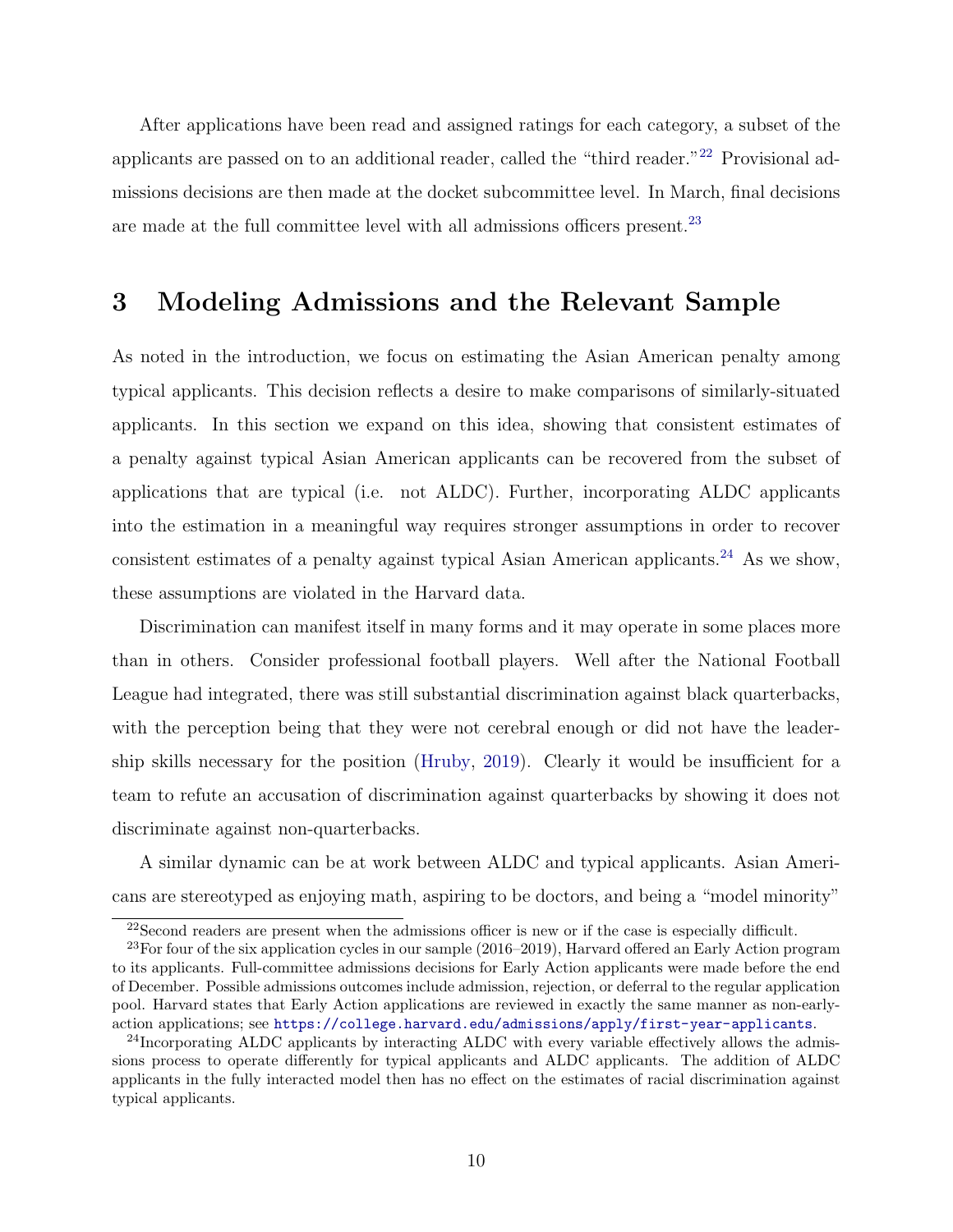After applications have been read and assigned ratings for each category, a subset of the applicants are passed on to an additional reader, called the "third reader."[22] Provisional admissions decisions are then made at the docket subcommittee level. In March, final decisions are made at the full committee level with all admissions officers present.[23]

## 3 Modeling Admissions and the Relevant Sample

As noted in the introduction, we focus on estimating the Asian American penalty among typical applicants. This decision reflects a desire to make comparisons of similarly-situated applicants. In this section we expand on this idea, showing that consistent estimates of a penalty against typical Asian American applicants can be recovered from the subset of applications that are typical (i.e. not ALDC). Further, incorporating ALDC applicants into the estimation in a meaningful way requires stronger assumptions in order to recover consistent estimates of a penalty against typical Asian American applicants.[24] As we show, these assumptions are violated in the Harvard data.

Discrimination can manifest itself in many forms and it may operate in some places more than in others. Consider professional football players. Well after the National Football League had integrated, there was still substantial discrimination against black quarterbacks, with the perception being that they were not cerebral enough or did not have the leadership skills necessary for the position (Hruby, 2019). Clearly it would be insufficient for a team to refute an accusation of discrimination against quarterbacks by showing it does not discriminate against non-quarterbacks.

A similar dynamic can be at work between ALDC and typical applicants. Asian Americans are stereotyped as enjoying math, aspiring to be doctors, and being a "model minority"

[22] Second readers are present when the admissions officer is new or if the case is especially difficult.

[23] For four of the six application cycles in our sample (2016–2019), Harvard offered an Early Action program to its applicants. Full-committee admissions decisions for Early Action applicants were made before the end of December. Possible admissions outcomes include admission, rejection, or deferral to the regular application pool. Harvard states that Early Action applications are reviewed in exactly the same manner as non-early-action applications; see https://college.harvard.edu/admissions/apply/first-year-applicants.

[24] Incorporating ALDC applicants by interacting ALDC with every variable effectively allows the admissions process to operate differently for typical applicants and ALDC applicants. The addition of ALDC applicants in the fully interacted model then has no effect on the estimates of racial discrimination against typical applicants.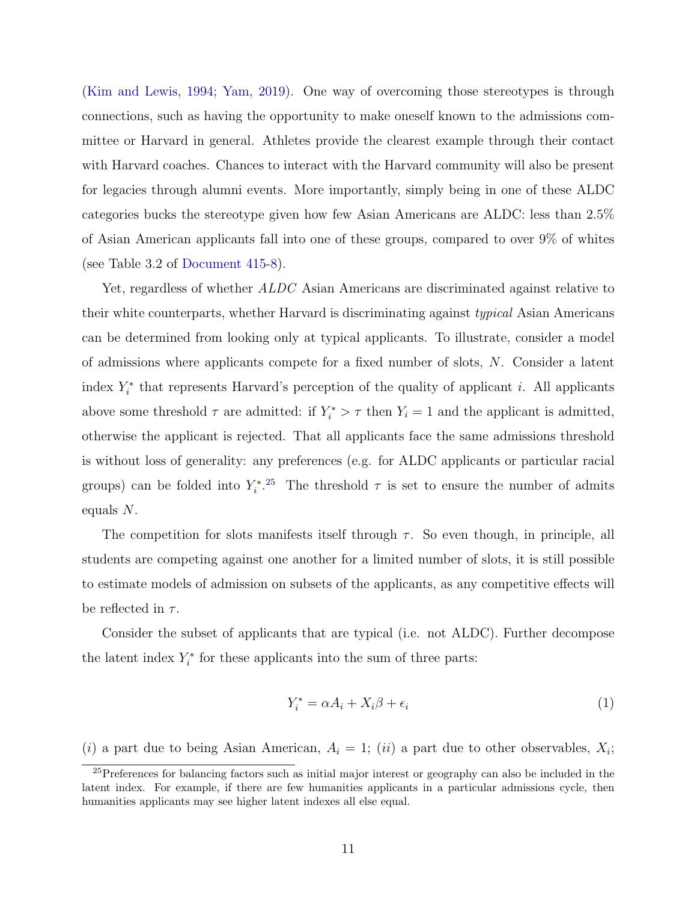(Kim and Lewis, 1994; Yam, 2019). One way of overcoming those stereotypes is through connections, such as having the opportunity to make oneself known to the admissions committee or Harvard in general. Athletes provide the clearest example through their contact with Harvard coaches. Chances to interact with the Harvard community will also be present for legacies through alumni events. More importantly, simply being in one of these ALDC categories bucks the stereotype given how few Asian Americans are ALDC: less than 2.5% of Asian American applicants fall into one of these groups, compared to over 9% of whites (see Table 3.2 of Document 415-8).

Yet, regardless of whether *ALDC* Asian Americans are discriminated against relative to their white counterparts, whether Harvard is discriminating against *typical* Asian Americans can be determined from looking only at typical applicants. To illustrate, consider a model of admissions where applicants compete for a fixed number of slots, $N$. Consider a latent index $Y_i^*$ that represents Harvard's perception of the quality of applicant $i$. All applicants above some threshold $\tau$ are admitted: if $Y_i^* > \tau$ then $Y_i = 1$ and the applicant is admitted, otherwise the applicant is rejected. That all applicants face the same admissions threshold is without loss of generality: any preferences (e.g. for ALDC applicants or particular racial groups) can be folded into $Y_i^*$.[25] The threshold $\tau$ is set to ensure the number of admits equals $N$.

The competition for slots manifests itself through $\tau$. So even though, in principle, all students are competing against one another for a limited number of slots, it is still possible to estimate models of admission on subsets of the applicants, as any competitive effects will be reflected in $\tau$.

Consider the subset of applicants that are typical (i.e. not ALDC). Further decompose the latent index $Y_i^*$ for these applicants into the sum of three parts:

$$Y_i^* = \alpha A_i + X_i \beta + \epsilon_i \tag{1}$$

($i$) a part due to being Asian American, $A_i = 1$; ($ii$) a part due to other observables, $X_i$;

[25] Preferences for balancing factors such as initial major interest or geography can also be included in the latent index. For example, if there are few humanities applicants in a particular admissions cycle, then humanities applicants may see higher latent indexes all else equal.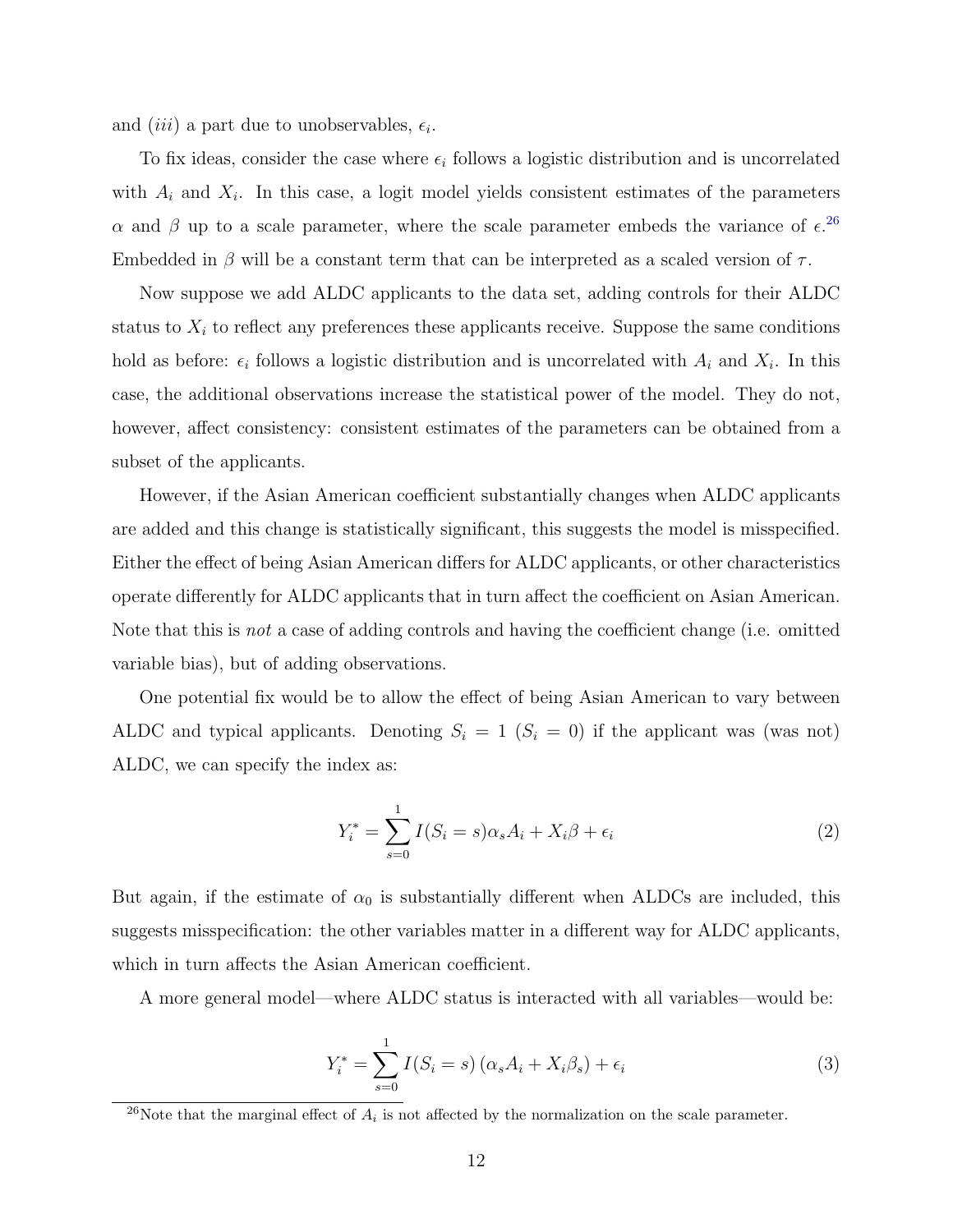and (*iii*) a part due to unobservables, $\epsilon_i$.

To fix ideas, consider the case where $\epsilon_i$ follows a logistic distribution and is uncorrelated with $A_i$ and $X_i$. In this case, a logit model yields consistent estimates of the parameters $\alpha$ and $\beta$ up to a scale parameter, where the scale parameter embeds the variance of $\epsilon$.[26] Embedded in $\beta$ will be a constant term that can be interpreted as a scaled version of $\tau$.

Now suppose we add ALDC applicants to the data set, adding controls for their ALDC status to $X_i$ to reflect any preferences these applicants receive. Suppose the same conditions hold as before: $\epsilon_i$ follows a logistic distribution and is uncorrelated with $A_i$ and $X_i$. In this case, the additional observations increase the statistical power of the model. They do not, however, affect consistency: consistent estimates of the parameters can be obtained from a subset of the applicants.

However, if the Asian American coefficient substantially changes when ALDC applicants are added and this change is statistically significant, this suggests the model is misspecified. Either the effect of being Asian American differs for ALDC applicants, or other characteristics operate differently for ALDC applicants that in turn affect the coefficient on Asian American. Note that this is *not* a case of adding controls and having the coefficient change (i.e. omitted variable bias), but of adding observations.

One potential fix would be to allow the effect of being Asian American to vary between ALDC and typical applicants. Denoting $S_i = 1$ ($S_i = 0$) if the applicant was (was not) ALDC, we can specify the index as:

$$Y_i^* = \sum_{s=0}^{1} I(S_i = s)\alpha_s A_i + X_i\beta + \epsilon_i \tag{2}$$

But again, if the estimate of $\alpha_0$ is substantially different when ALDCs are included, this suggests misspecification: the other variables matter in a different way for ALDC applicants, which in turn affects the Asian American coefficient.

A more general model—where ALDC status is interacted with all variables—would be:

$$Y_i^* = \sum_{s=0}^{1} I(S_i = s)\left(\alpha_s A_i + X_i\beta_s\right) + \epsilon_i \tag{3}$$

[26] Note that the marginal effect of $A_i$ is not affected by the normalization on the scale parameter.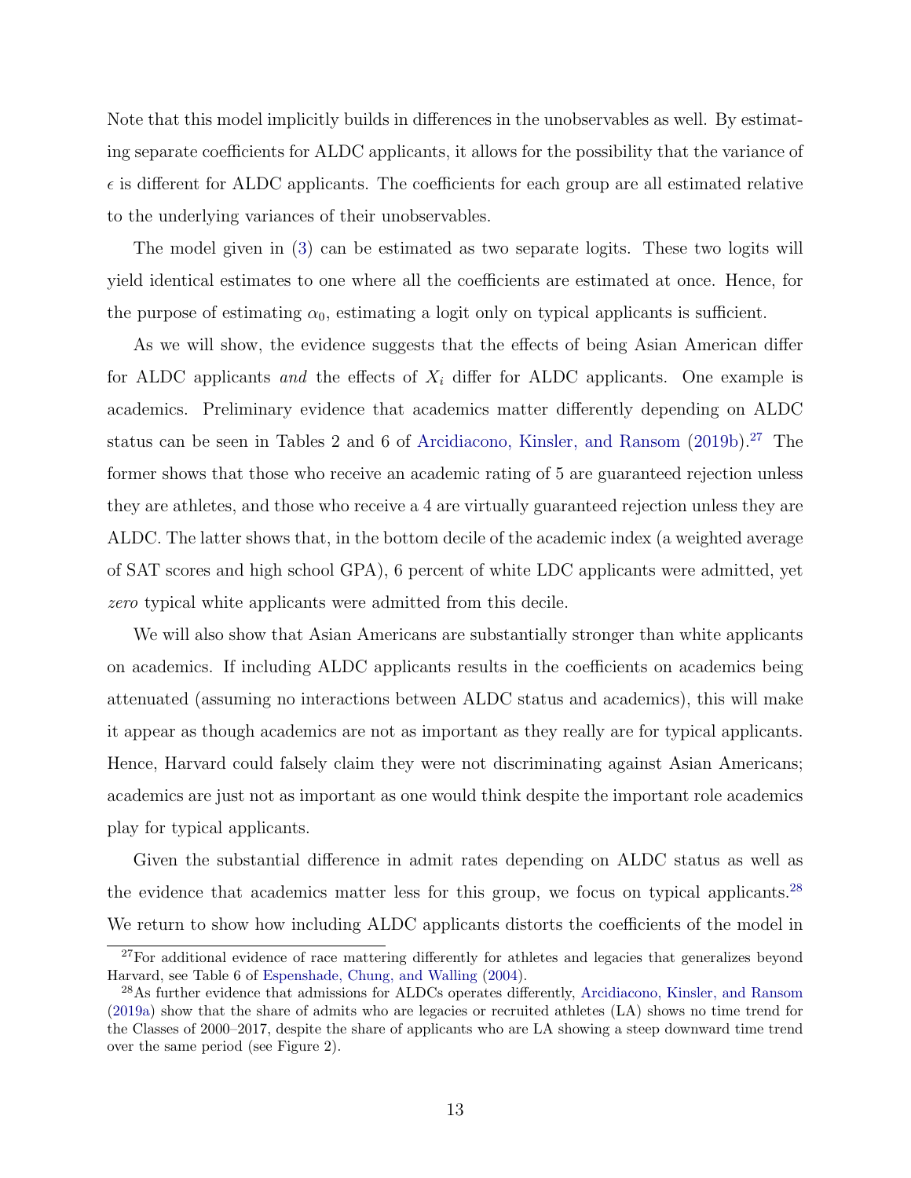Note that this model implicitly builds in differences in the unobservables as well. By estimating separate coefficients for ALDC applicants, it allows for the possibility that the variance of $\epsilon$ is different for ALDC applicants. The coefficients for each group are all estimated relative to the underlying variances of their unobservables.

The model given in (3) can be estimated as two separate logits. These two logits will yield identical estimates to one where all the coefficients are estimated at once. Hence, for the purpose of estimating $\alpha_0$, estimating a logit only on typical applicants is sufficient.

As we will show, the evidence suggests that the effects of being Asian American differ for ALDC applicants *and* the effects of $X_i$ differ for ALDC applicants. One example is academics. Preliminary evidence that academics matter differently depending on ALDC status can be seen in Tables 2 and 6 of Arcidiacono, Kinsler, and Ransom (2019b).[27] The former shows that those who receive an academic rating of 5 are guaranteed rejection unless they are athletes, and those who receive a 4 are virtually guaranteed rejection unless they are ALDC. The latter shows that, in the bottom decile of the academic index (a weighted average of SAT scores and high school GPA), 6 percent of white LDC applicants were admitted, yet *zero* typical white applicants were admitted from this decile.

We will also show that Asian Americans are substantially stronger than white applicants on academics. If including ALDC applicants results in the coefficients on academics being attenuated (assuming no interactions between ALDC status and academics), this will make it appear as though academics are not as important as they really are for typical applicants. Hence, Harvard could falsely claim they were not discriminating against Asian Americans; academics are just not as important as one would think despite the important role academics play for typical applicants.

Given the substantial difference in admit rates depending on ALDC status as well as the evidence that academics matter less for this group, we focus on typical applicants.[28] We return to show how including ALDC applicants distorts the coefficients of the model in

[27] For additional evidence of race mattering differently for athletes and legacies that generalizes beyond Harvard, see Table 6 of Espenshade, Chung, and Walling (2004).

[28] As further evidence that admissions for ALDCs operates differently, Arcidiacono, Kinsler, and Ransom (2019a) show that the share of admits who are legacies or recruited athletes (LA) shows no time trend for the Classes of 2000–2017, despite the share of applicants who are LA showing a steep downward time trend over the same period (see Figure 2).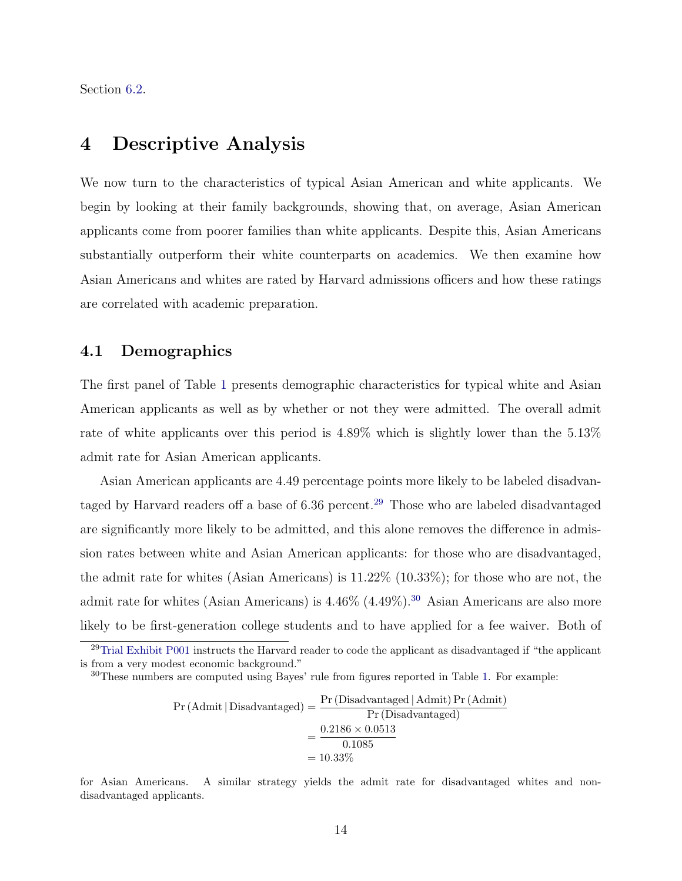Section 6.2.

# 4 Descriptive Analysis

We now turn to the characteristics of typical Asian American and white applicants. We begin by looking at their family backgrounds, showing that, on average, Asian American applicants come from poorer families than white applicants. Despite this, Asian Americans substantially outperform their white counterparts on academics. We then examine how Asian Americans and whites are rated by Harvard admissions officers and how these ratings are correlated with academic preparation.

## 4.1 Demographics

The first panel of Table 1 presents demographic characteristics for typical white and Asian American applicants as well as by whether or not they were admitted. The overall admit rate of white applicants over this period is 4.89% which is slightly lower than the 5.13% admit rate for Asian American applicants.

Asian American applicants are 4.49 percentage points more likely to be labeled disadvantaged by Harvard readers off a base of 6.36 percent.[29] Those who are labeled disadvantaged are significantly more likely to be admitted, and this alone removes the difference in admission rates between white and Asian American applicants: for those who are disadvantaged, the admit rate for whites (Asian Americans) is 11.22% (10.33%); for those who are not, the admit rate for whites (Asian Americans) is 4.46% (4.49%).[30] Asian Americans are also more likely to be first-generation college students and to have applied for a fee waiver. Both of

[29] Trial Exhibit P001 instructs the Harvard reader to code the applicant as disadvantaged if "the applicant is from a very modest economic background."

[30] These numbers are computed using Bayes' rule from figures reported in Table 1. For example:

$$
\begin{aligned}
\Pr(\text{Admit} \mid \text{Disadvantaged}) &= \frac{\Pr(\text{Disadvantaged} \mid \text{Admit}) \Pr(\text{Admit})}{\Pr(\text{Disadvantaged})} \\
&= \frac{0.2186 \times 0.0513}{0.1085} \\
&= 10.33\%
\end{aligned}
$$

for Asian Americans. A similar strategy yields the admit rate for disadvantaged whites and non-disadvantaged applicants.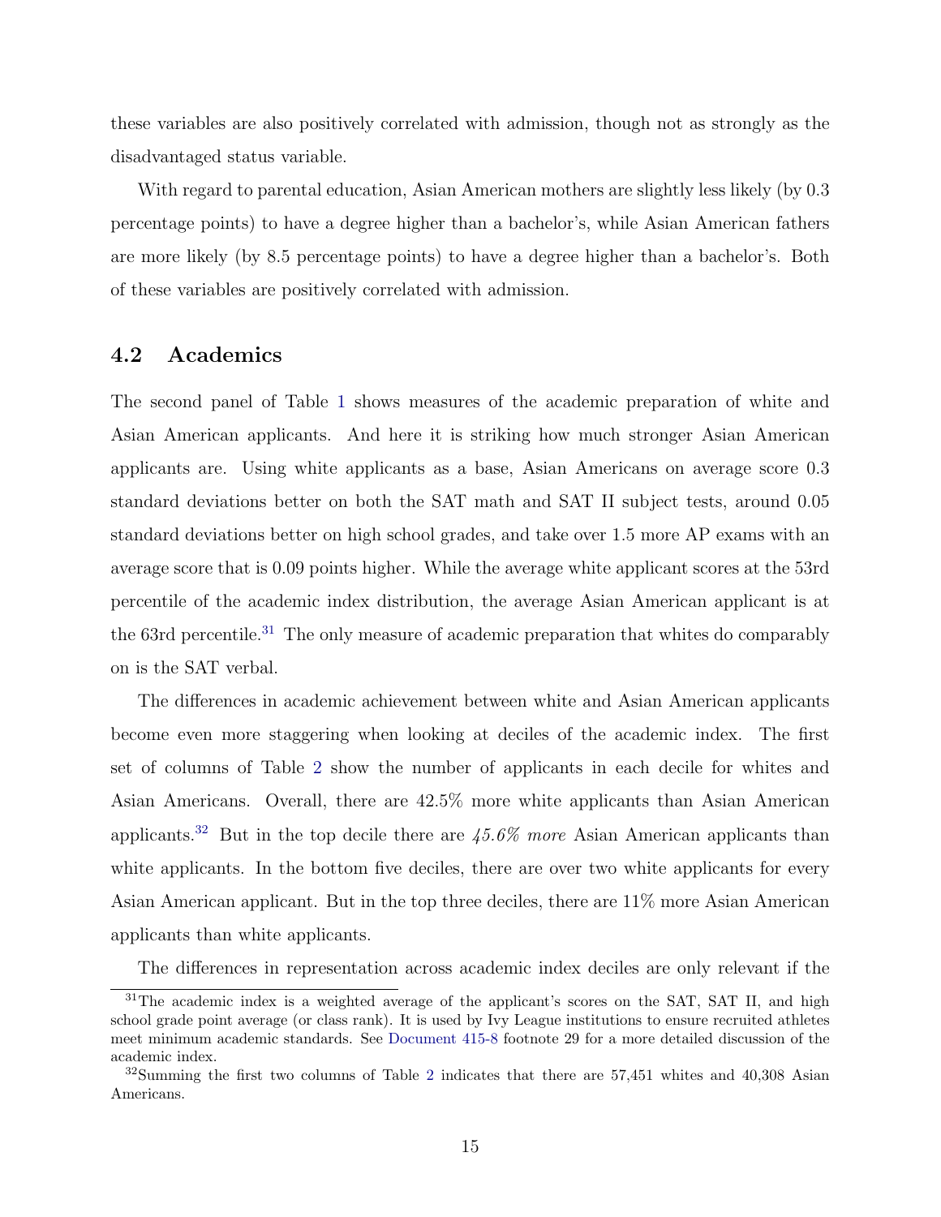these variables are also positively correlated with admission, though not as strongly as the disadvantaged status variable.

With regard to parental education, Asian American mothers are slightly less likely (by 0.3 percentage points) to have a degree higher than a bachelor's, while Asian American fathers are more likely (by 8.5 percentage points) to have a degree higher than a bachelor's. Both of these variables are positively correlated with admission.

## 4.2 Academics

The second panel of Table 1 shows measures of the academic preparation of white and Asian American applicants. And here it is striking how much stronger Asian American applicants are. Using white applicants as a base, Asian Americans on average score 0.3 standard deviations better on both the SAT math and SAT II subject tests, around 0.05 standard deviations better on high school grades, and take over 1.5 more AP exams with an average score that is 0.09 points higher. While the average white applicant scores at the 53rd percentile of the academic index distribution, the average Asian American applicant is at the 63rd percentile.[31] The only measure of academic preparation that whites do comparably on is the SAT verbal.

The differences in academic achievement between white and Asian American applicants become even more staggering when looking at deciles of the academic index. The first set of columns of Table 2 show the number of applicants in each decile for whites and Asian Americans. Overall, there are 42.5% more white applicants than Asian American applicants.[32] But in the top decile there are *45.6% more* Asian American applicants than white applicants. In the bottom five deciles, there are over two white applicants for every Asian American applicant. But in the top three deciles, there are 11% more Asian American applicants than white applicants.

The differences in representation across academic index deciles are only relevant if the

[31] The academic index is a weighted average of the applicant's scores on the SAT, SAT II, and high school grade point average (or class rank). It is used by Ivy League institutions to ensure recruited athletes meet minimum academic standards. See Document 415-8 footnote 29 for a more detailed discussion of the academic index.

[32] Summing the first two columns of Table 2 indicates that there are 57,451 whites and 40,308 Asian Americans.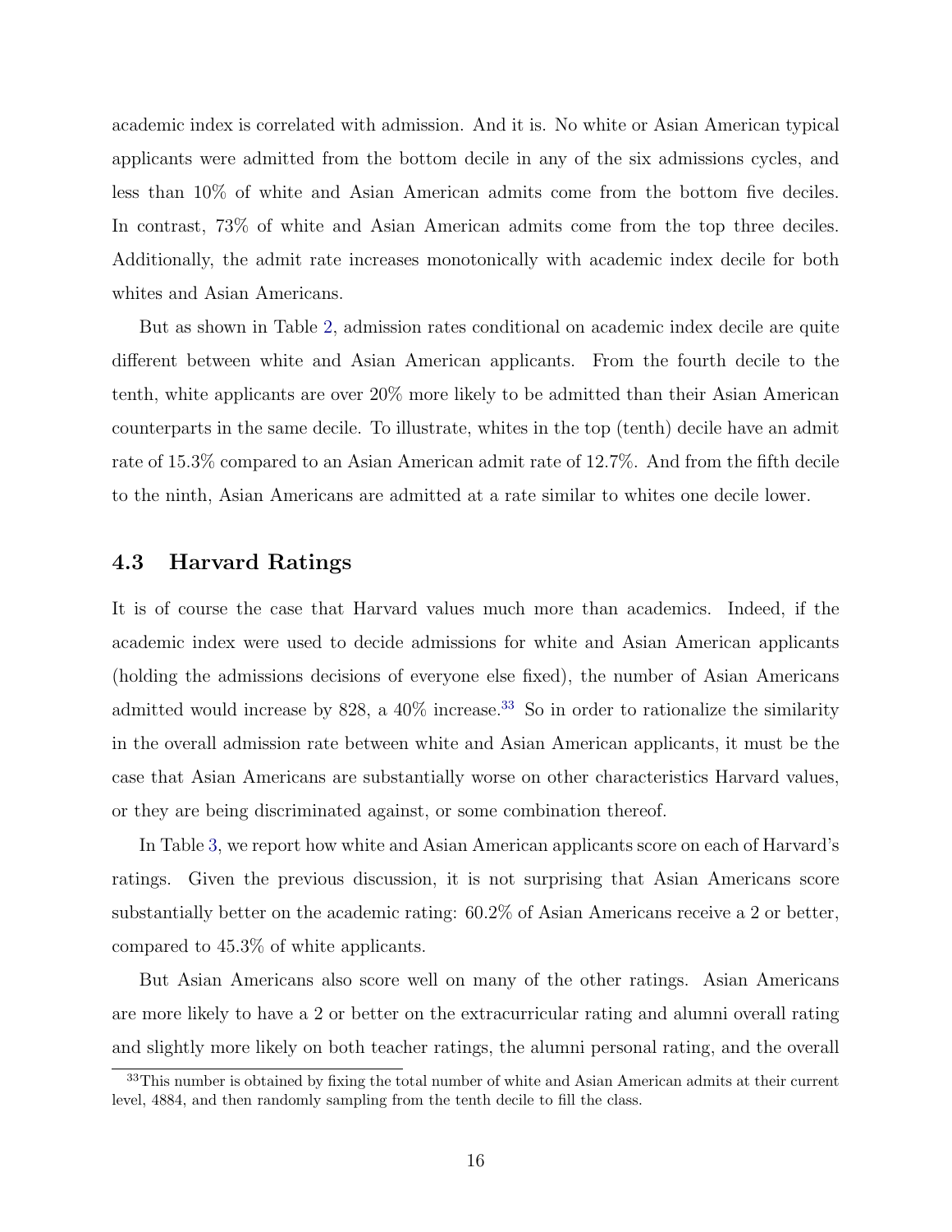academic index is correlated with admission. And it is. No white or Asian American typical applicants were admitted from the bottom decile in any of the six admissions cycles, and less than 10% of white and Asian American admits come from the bottom five deciles. In contrast, 73% of white and Asian American admits come from the top three deciles. Additionally, the admit rate increases monotonically with academic index decile for both whites and Asian Americans.

But as shown in Table 2, admission rates conditional on academic index decile are quite different between white and Asian American applicants. From the fourth decile to the tenth, white applicants are over 20% more likely to be admitted than their Asian American counterparts in the same decile. To illustrate, whites in the top (tenth) decile have an admit rate of 15.3% compared to an Asian American admit rate of 12.7%. And from the fifth decile to the ninth, Asian Americans are admitted at a rate similar to whites one decile lower.

### 4.3 Harvard Ratings

It is of course the case that Harvard values much more than academics. Indeed, if the academic index were used to decide admissions for white and Asian American applicants (holding the admissions decisions of everyone else fixed), the number of Asian Americans admitted would increase by 828, a 40% increase.[33] So in order to rationalize the similarity in the overall admission rate between white and Asian American applicants, it must be the case that Asian Americans are substantially worse on other characteristics Harvard values, or they are being discriminated against, or some combination thereof.

In Table 3, we report how white and Asian American applicants score on each of Harvard's ratings. Given the previous discussion, it is not surprising that Asian Americans score substantially better on the academic rating: 60.2% of Asian Americans receive a 2 or better, compared to 45.3% of white applicants.

But Asian Americans also score well on many of the other ratings. Asian Americans are more likely to have a 2 or better on the extracurricular rating and alumni overall rating and slightly more likely on both teacher ratings, the alumni personal rating, and the overall

[33] This number is obtained by fixing the total number of white and Asian American admits at their current level, 4884, and then randomly sampling from the tenth decile to fill the class.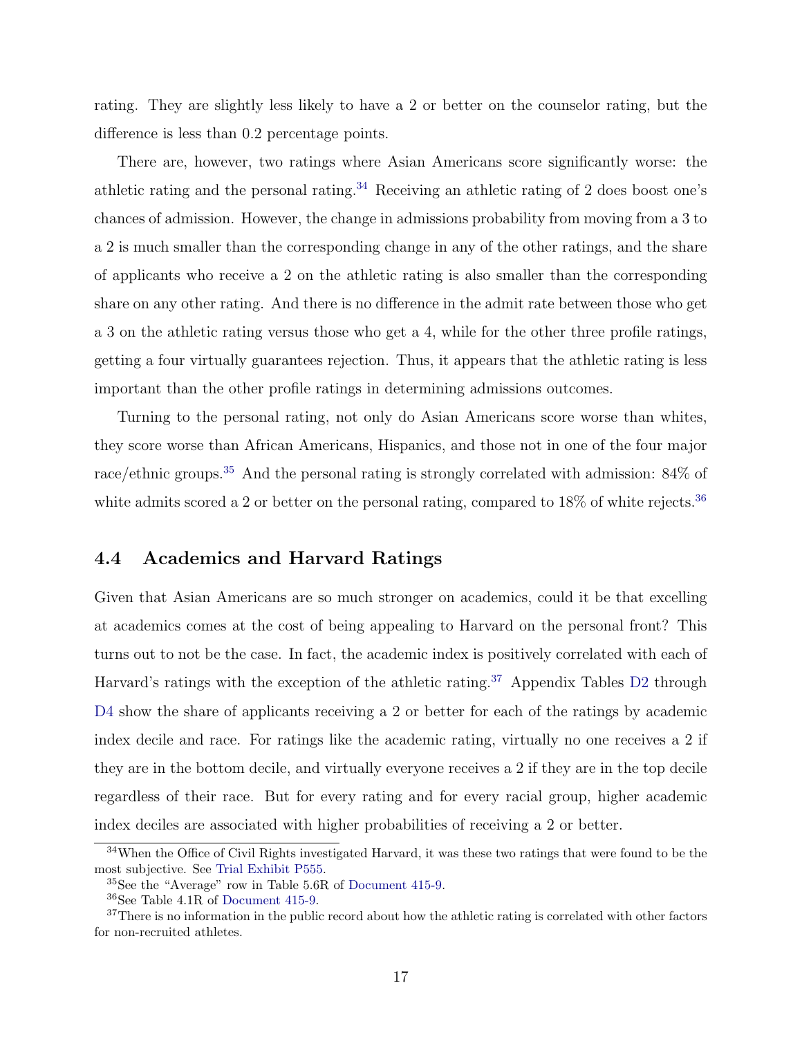rating. They are slightly less likely to have a 2 or better on the counselor rating, but the difference is less than 0.2 percentage points.

There are, however, two ratings where Asian Americans score significantly worse: the athletic rating and the personal rating.[34] Receiving an athletic rating of 2 does boost one's chances of admission. However, the change in admissions probability from moving from a 3 to a 2 is much smaller than the corresponding change in any of the other ratings, and the share of applicants who receive a 2 on the athletic rating is also smaller than the corresponding share on any other rating. And there is no difference in the admit rate between those who get a 3 on the athletic rating versus those who get a 4, while for the other three profile ratings, getting a four virtually guarantees rejection. Thus, it appears that the athletic rating is less important than the other profile ratings in determining admissions outcomes.

Turning to the personal rating, not only do Asian Americans score worse than whites, they score worse than African Americans, Hispanics, and those not in one of the four major race/ethnic groups.[35] And the personal rating is strongly correlated with admission: 84% of white admits scored a 2 or better on the personal rating, compared to 18% of white rejects.[36]

## 4.4 Academics and Harvard Ratings

Given that Asian Americans are so much stronger on academics, could it be that excelling at academics comes at the cost of being appealing to Harvard on the personal front? This turns out to not be the case. In fact, the academic index is positively correlated with each of Harvard's ratings with the exception of the athletic rating.[37] Appendix Tables D2 through D4 show the share of applicants receiving a 2 or better for each of the ratings by academic index decile and race. For ratings like the academic rating, virtually no one receives a 2 if they are in the bottom decile, and virtually everyone receives a 2 if they are in the top decile regardless of their race. But for every rating and for every racial group, higher academic index deciles are associated with higher probabilities of receiving a 2 or better.

[34] When the Office of Civil Rights investigated Harvard, it was these two ratings that were found to be the most subjective. See Trial Exhibit P555.

[35] See the "Average" row in Table 5.6R of Document 415-9.

[36] See Table 4.1R of Document 415-9.

[37] There is no information in the public record about how the athletic rating is correlated with other factors for non-recruited athletes.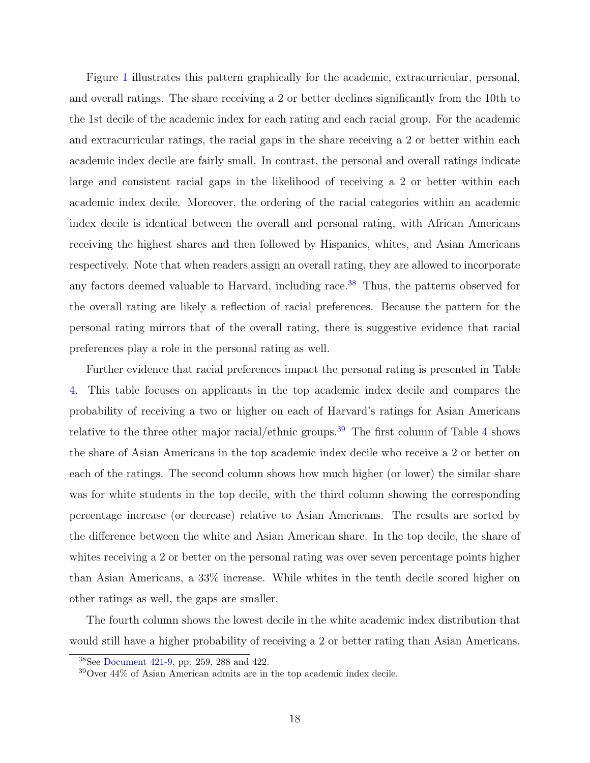Figure 1 illustrates this pattern graphically for the academic, extracurricular, personal, and overall ratings. The share receiving a 2 or better declines significantly from the 10th to the 1st decile of the academic index for each rating and each racial group. For the academic and extracurricular ratings, the racial gaps in the share receiving a 2 or better within each academic index decile are fairly small. In contrast, the personal and overall ratings indicate large and consistent racial gaps in the likelihood of receiving a 2 or better within each academic index decile. Moreover, the ordering of the racial categories within an academic index decile is identical between the overall and personal rating, with African Americans receiving the highest shares and then followed by Hispanics, whites, and Asian Americans respectively. Note that when readers assign an overall rating, they are allowed to incorporate any factors deemed valuable to Harvard, including race.[38] Thus, the patterns observed for the overall rating are likely a reflection of racial preferences. Because the pattern for the personal rating mirrors that of the overall rating, there is suggestive evidence that racial preferences play a role in the personal rating as well.

Further evidence that racial preferences impact the personal rating is presented in Table 4. This table focuses on applicants in the top academic index decile and compares the probability of receiving a two or higher on each of Harvard's ratings for Asian Americans relative to the three other major racial/ethnic groups.[39] The first column of Table 4 shows the share of Asian Americans in the top academic index decile who receive a 2 or better on each of the ratings. The second column shows how much higher (or lower) the similar share was for white students in the top decile, with the third column showing the corresponding percentage increase (or decrease) relative to Asian Americans. The results are sorted by the difference between the white and Asian American share. In the top decile, the share of whites receiving a 2 or better on the personal rating was over seven percentage points higher than Asian Americans, a 33% increase. While whites in the tenth decile scored higher on other ratings as well, the gaps are smaller.

The fourth column shows the lowest decile in the white academic index distribution that would still have a higher probability of receiving a 2 or better rating than Asian Americans.

[38] See Document 421-9, pp. 259, 288 and 422.

[39] Over 44% of Asian American admits are in the top academic index decile.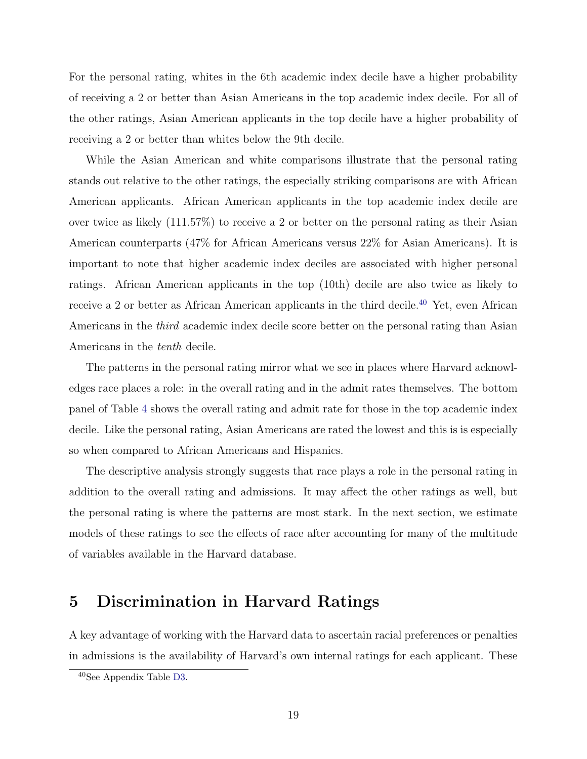For the personal rating, whites in the 6th academic index decile have a higher probability of receiving a 2 or better than Asian Americans in the top academic index decile. For all of the other ratings, Asian American applicants in the top decile have a higher probability of receiving a 2 or better than whites below the 9th decile.

While the Asian American and white comparisons illustrate that the personal rating stands out relative to the other ratings, the especially striking comparisons are with African American applicants. African American applicants in the top academic index decile are over twice as likely (111.57%) to receive a 2 or better on the personal rating as their Asian American counterparts (47% for African Americans versus 22% for Asian Americans). It is important to note that higher academic index deciles are associated with higher personal ratings. African American applicants in the top (10th) decile are also twice as likely to receive a 2 or better as African American applicants in the third decile.[40] Yet, even African Americans in the *third* academic index decile score better on the personal rating than Asian Americans in the *tenth* decile.

The patterns in the personal rating mirror what we see in places where Harvard acknowledges race places a role: in the overall rating and in the admit rates themselves. The bottom panel of Table 4 shows the overall rating and admit rate for those in the top academic index decile. Like the personal rating, Asian Americans are rated the lowest and this is is especially so when compared to African Americans and Hispanics.

The descriptive analysis strongly suggests that race plays a role in the personal rating in addition to the overall rating and admissions. It may affect the other ratings as well, but the personal rating is where the patterns are most stark. In the next section, we estimate models of these ratings to see the effects of race after accounting for many of the multitude of variables available in the Harvard database.

# 5 Discrimination in Harvard Ratings

A key advantage of working with the Harvard data to ascertain racial preferences or penalties in admissions is the availability of Harvard's own internal ratings for each applicant. These

[40] See Appendix Table D3.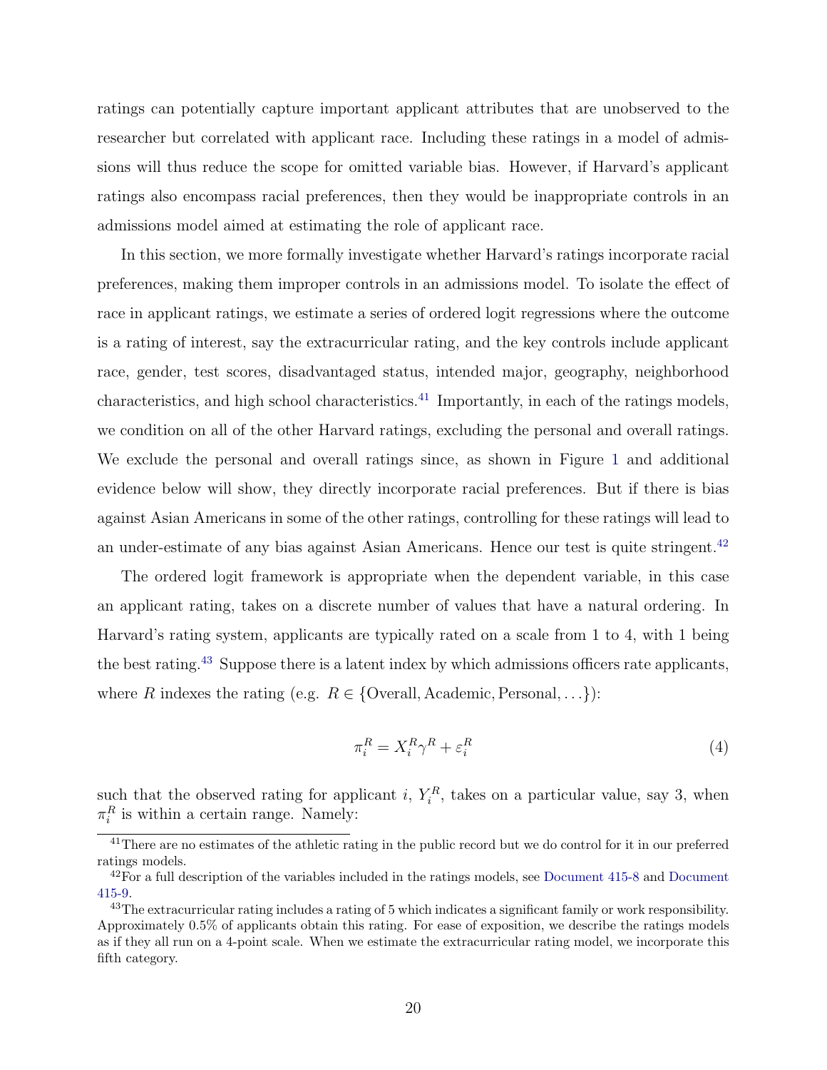ratings can potentially capture important applicant attributes that are unobserved to the researcher but correlated with applicant race. Including these ratings in a model of admissions will thus reduce the scope for omitted variable bias. However, if Harvard's applicant ratings also encompass racial preferences, then they would be inappropriate controls in an admissions model aimed at estimating the role of applicant race.

In this section, we more formally investigate whether Harvard's ratings incorporate racial preferences, making them improper controls in an admissions model. To isolate the effect of race in applicant ratings, we estimate a series of ordered logit regressions where the outcome is a rating of interest, say the extracurricular rating, and the key controls include applicant race, gender, test scores, disadvantaged status, intended major, geography, neighborhood characteristics, and high school characteristics.[41] Importantly, in each of the ratings models, we condition on all of the other Harvard ratings, excluding the personal and overall ratings. We exclude the personal and overall ratings since, as shown in Figure 1 and additional evidence below will show, they directly incorporate racial preferences. But if there is bias against Asian Americans in some of the other ratings, controlling for these ratings will lead to an under-estimate of any bias against Asian Americans. Hence our test is quite stringent.[42]

The ordered logit framework is appropriate when the dependent variable, in this case an applicant rating, takes on a discrete number of values that have a natural ordering. In Harvard's rating system, applicants are typically rated on a scale from 1 to 4, with 1 being the best rating.[43] Suppose there is a latent index by which admissions officers rate applicants, where $R$ indexes the rating (e.g. $R \in \{\text{Overall}, \text{Academic}, \text{Personal}, \ldots\}$):

$$\pi_i^R = X_i^R \gamma^R + \varepsilon_i^R \tag{4}$$

such that the observed rating for applicant $i$, $Y_i^R$, takes on a particular value, say 3, when $\pi_i^R$ is within a certain range. Namely:

[41] There are no estimates of the athletic rating in the public record but we do control for it in our preferred ratings models.

[42] For a full description of the variables included in the ratings models, see Document 415-8 and Document 415-9.

[43] The extracurricular rating includes a rating of 5 which indicates a significant family or work responsibility. Approximately 0.5% of applicants obtain this rating. For ease of exposition, we describe the ratings models as if they all run on a 4-point scale. When we estimate the extracurricular rating model, we incorporate this fifth category.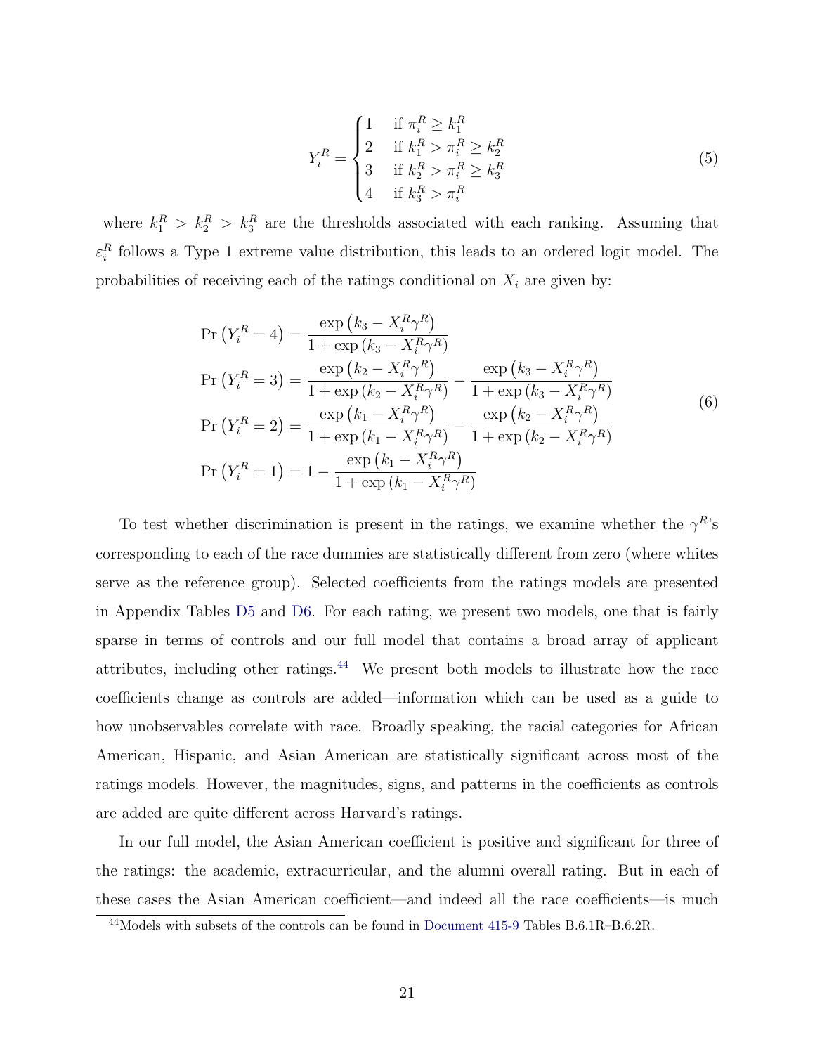$$
Y_i^R = \begin{cases} 1 & \text{if } \pi_i^R \geq k_1^R \\ 2 & \text{if } k_1^R > \pi_i^R \geq k_2^R \\ 3 & \text{if } k_2^R > \pi_i^R \geq k_3^R \\ 4 & \text{if } k_3^R > \pi_i^R \end{cases} \tag{5}
$$

where $k_1^R > k_2^R > k_3^R$ are the thresholds associated with each ranking. Assuming that $\varepsilon_i^R$ follows a Type 1 extreme value distribution, this leads to an ordered logit model. The probabilities of receiving each of the ratings conditional on $X_i$ are given by:

$$
\begin{aligned}
\Pr\left(Y_i^R = 4\right) &= \frac{\exp\left(k_3 - X_i^R \gamma^R\right)}{1 + \exp\left(k_3 - X_i^R \gamma^R\right)} \\
\Pr\left(Y_i^R = 3\right) &= \frac{\exp\left(k_2 - X_i^R \gamma^R\right)}{1 + \exp\left(k_2 - X_i^R \gamma^R\right)} - \frac{\exp\left(k_3 - X_i^R \gamma^R\right)}{1 + \exp\left(k_3 - X_i^R \gamma^R\right)} \\
\Pr\left(Y_i^R = 2\right) &= \frac{\exp\left(k_1 - X_i^R \gamma^R\right)}{1 + \exp\left(k_1 - X_i^R \gamma^R\right)} - \frac{\exp\left(k_2 - X_i^R \gamma^R\right)}{1 + \exp\left(k_2 - X_i^R \gamma^R\right)} \\
\Pr\left(Y_i^R = 1\right) &= 1 - \frac{\exp\left(k_1 - X_i^R \gamma^R\right)}{1 + \exp\left(k_1 - X_i^R \gamma^R\right)}
\end{aligned} \tag{6}
$$

To test whether discrimination is present in the ratings, we examine whether the $\gamma^R$'s corresponding to each of the race dummies are statistically different from zero (where whites serve as the reference group). Selected coefficients from the ratings models are presented in Appendix Tables D5 and D6. For each rating, we present two models, one that is fairly sparse in terms of controls and our full model that contains a broad array of applicant attributes, including other ratings.[44] We present both models to illustrate how the race coefficients change as controls are added—information which can be used as a guide to how unobservables correlate with race. Broadly speaking, the racial categories for African American, Hispanic, and Asian American are statistically significant across most of the ratings models. However, the magnitudes, signs, and patterns in the coefficients as controls are added are quite different across Harvard's ratings.

In our full model, the Asian American coefficient is positive and significant for three of the ratings: the academic, extracurricular, and the alumni overall rating. But in each of these cases the Asian American coefficient—and indeed all the race coefficients—is much

[44] Models with subsets of the controls can be found in Document 415-9 Tables B.6.1R–B.6.2R.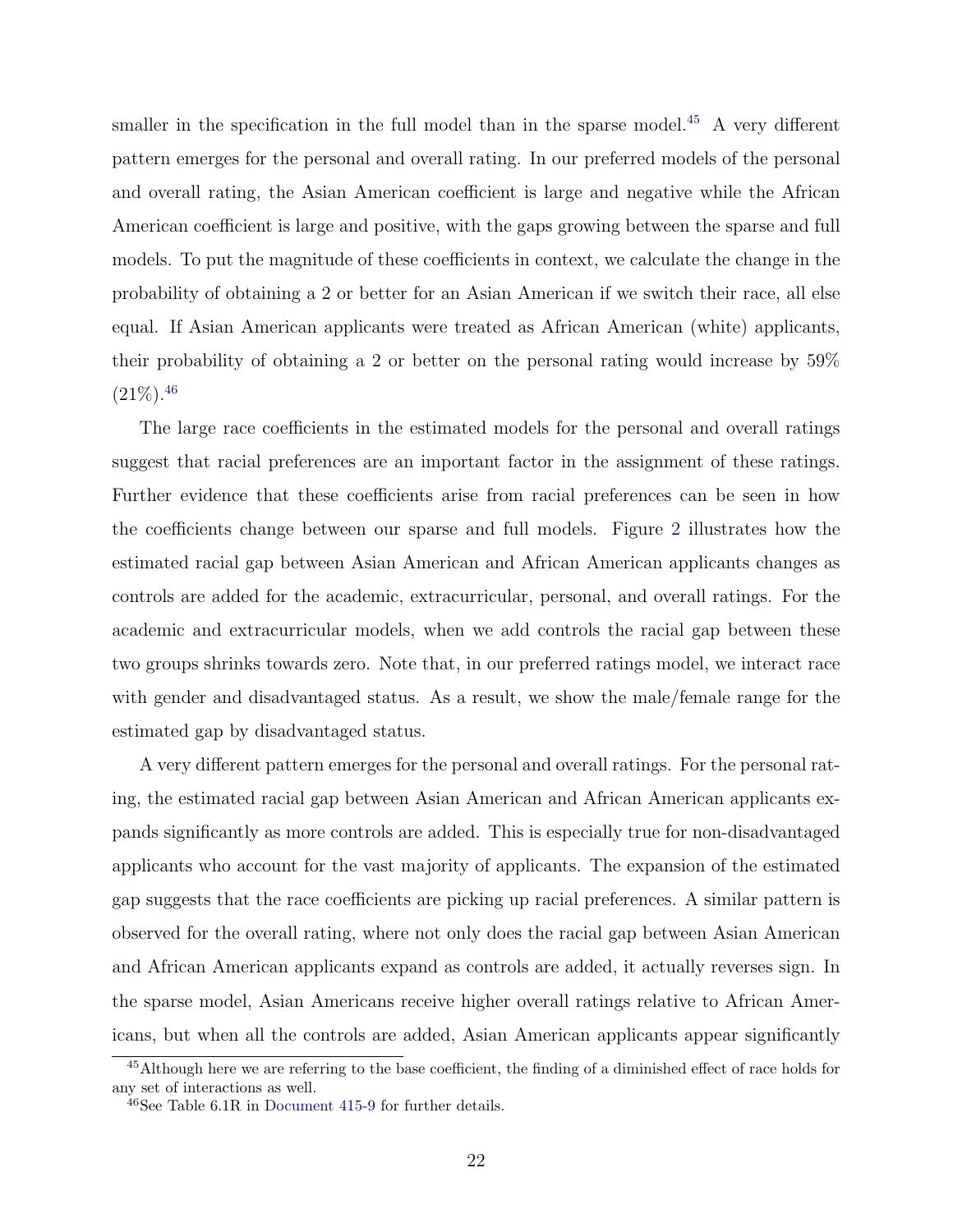smaller in the specification in the full model than in the sparse model.[45] A very different pattern emerges for the personal and overall rating. In our preferred models of the personal and overall rating, the Asian American coefficient is large and negative while the African American coefficient is large and positive, with the gaps growing between the sparse and full models. To put the magnitude of these coefficients in context, we calculate the change in the probability of obtaining a 2 or better for an Asian American if we switch their race, all else equal. If Asian American applicants were treated as African American (white) applicants, their probability of obtaining a 2 or better on the personal rating would increase by 59% (21%).[46]

The large race coefficients in the estimated models for the personal and overall ratings suggest that racial preferences are an important factor in the assignment of these ratings. Further evidence that these coefficients arise from racial preferences can be seen in how the coefficients change between our sparse and full models. Figure 2 illustrates how the estimated racial gap between Asian American and African American applicants changes as controls are added for the academic, extracurricular, personal, and overall ratings. For the academic and extracurricular models, when we add controls the racial gap between these two groups shrinks towards zero. Note that, in our preferred ratings model, we interact race with gender and disadvantaged status. As a result, we show the male/female range for the estimated gap by disadvantaged status.

A very different pattern emerges for the personal and overall ratings. For the personal rating, the estimated racial gap between Asian American and African American applicants expands significantly as more controls are added. This is especially true for non-disadvantaged applicants who account for the vast majority of applicants. The expansion of the estimated gap suggests that the race coefficients are picking up racial preferences. A similar pattern is observed for the overall rating, where not only does the racial gap between Asian American and African American applicants expand as controls are added, it actually reverses sign. In the sparse model, Asian Americans receive higher overall ratings relative to African Americans, but when all the controls are added, Asian American applicants appear significantly

[45] Although here we are referring to the base coefficient, the finding of a diminished effect of race holds for any set of interactions as well.

[46] See Table 6.1R in Document 415-9 for further details.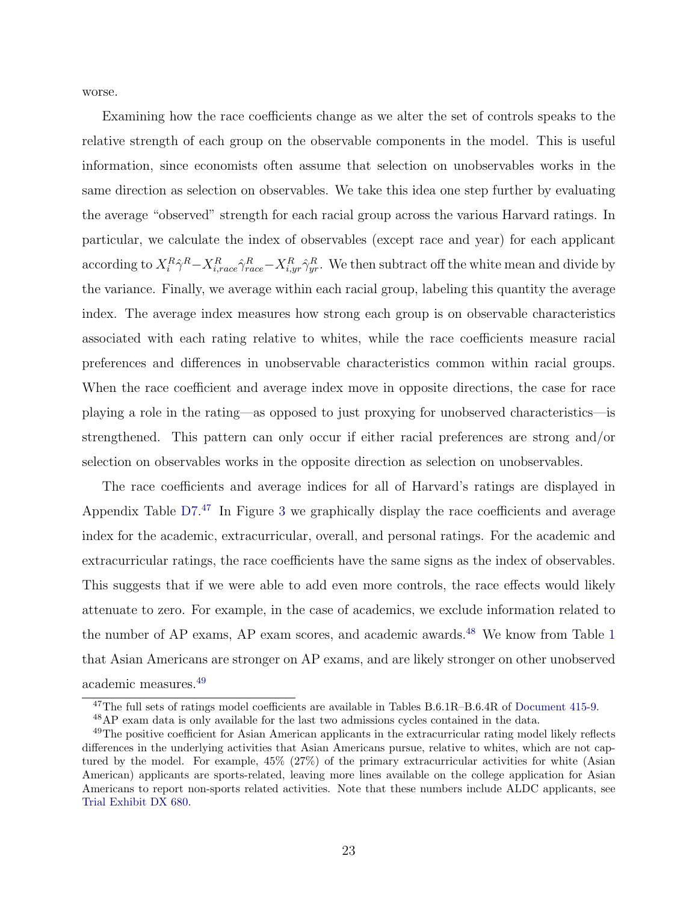worse.

Examining how the race coefficients change as we alter the set of controls speaks to the relative strength of each group on the observable components in the model. This is useful information, since economists often assume that selection on unobservables works in the same direction as selection on observables. We take this idea one step further by evaluating the average "observed" strength for each racial group across the various Harvard ratings. In particular, we calculate the index of observables (except race and year) for each applicant according to $X_i^R \hat{\gamma}^R - X_{i,race}^R \hat{\gamma}_{race}^R - X_{i,yr}^R \hat{\gamma}_{yr}^R$. We then subtract off the white mean and divide by the variance. Finally, we average within each racial group, labeling this quantity the average index. The average index measures how strong each group is on observable characteristics associated with each rating relative to whites, while the race coefficients measure racial preferences and differences in unobservable characteristics common within racial groups. When the race coefficient and average index move in opposite directions, the case for race playing a role in the rating—as opposed to just proxying for unobserved characteristics—is strengthened. This pattern can only occur if either racial preferences are strong and/or selection on observables works in the opposite direction as selection on unobservables.

The race coefficients and average indices for all of Harvard's ratings are displayed in Appendix Table D7.[47] In Figure 3 we graphically display the race coefficients and average index for the academic, extracurricular, overall, and personal ratings. For the academic and extracurricular ratings, the race coefficients have the same signs as the index of observables. This suggests that if we were able to add even more controls, the race effects would likely attenuate to zero. For example, in the case of academics, we exclude information related to the number of AP exams, AP exam scores, and academic awards.[48] We know from Table 1 that Asian Americans are stronger on AP exams, and are likely stronger on other unobserved academic measures.[49]

[47] The full sets of ratings model coefficients are available in Tables B.6.1R–B.6.4R of Document 415-9.

[48] AP exam data is only available for the last two admissions cycles contained in the data.

[49] The positive coefficient for Asian American applicants in the extracurricular rating model likely reflects differences in the underlying activities that Asian Americans pursue, relative to whites, which are not captured by the model. For example, 45% (27%) of the primary extracurricular activities for white (Asian American) applicants are sports-related, leaving more lines available on the college application for Asian Americans to report non-sports related activities. Note that these numbers include ALDC applicants, see Trial Exhibit DX 680.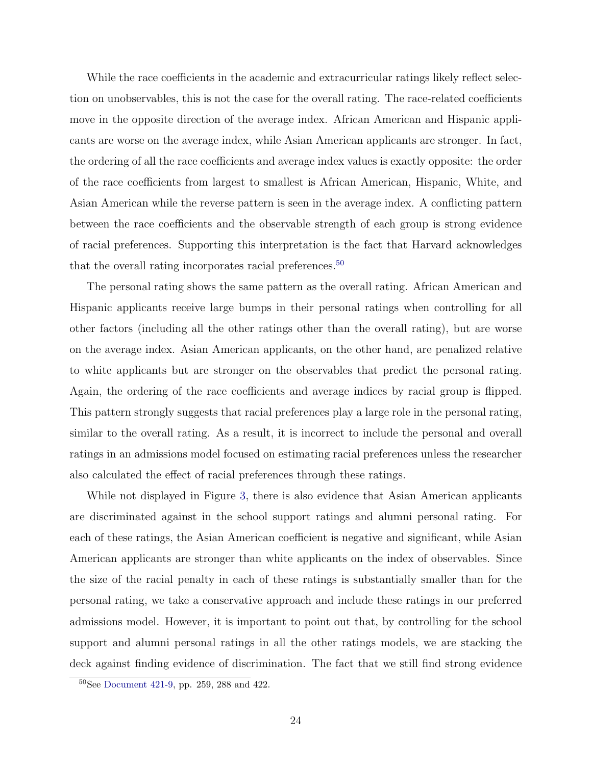While the race coefficients in the academic and extracurricular ratings likely reflect selection on unobservables, this is not the case for the overall rating. The race-related coefficients move in the opposite direction of the average index. African American and Hispanic applicants are worse on the average index, while Asian American applicants are stronger. In fact, the ordering of all the race coefficients and average index values is exactly opposite: the order of the race coefficients from largest to smallest is African American, Hispanic, White, and Asian American while the reverse pattern is seen in the average index. A conflicting pattern between the race coefficients and the observable strength of each group is strong evidence of racial preferences. Supporting this interpretation is the fact that Harvard acknowledges that the overall rating incorporates racial preferences.[50]

The personal rating shows the same pattern as the overall rating. African American and Hispanic applicants receive large bumps in their personal ratings when controlling for all other factors (including all the other ratings other than the overall rating), but are worse on the average index. Asian American applicants, on the other hand, are penalized relative to white applicants but are stronger on the observables that predict the personal rating. Again, the ordering of the race coefficients and average indices by racial group is flipped. This pattern strongly suggests that racial preferences play a large role in the personal rating, similar to the overall rating. As a result, it is incorrect to include the personal and overall ratings in an admissions model focused on estimating racial preferences unless the researcher also calculated the effect of racial preferences through these ratings.

While not displayed in Figure 3, there is also evidence that Asian American applicants are discriminated against in the school support ratings and alumni personal rating. For each of these ratings, the Asian American coefficient is negative and significant, while Asian American applicants are stronger than white applicants on the index of observables. Since the size of the racial penalty in each of these ratings is substantially smaller than for the personal rating, we take a conservative approach and include these ratings in our preferred admissions model. However, it is important to point out that, by controlling for the school support and alumni personal ratings in all the other ratings models, we are stacking the deck against finding evidence of discrimination. The fact that we still find strong evidence

[50]See Document 421-9, pp. 259, 288 and 422.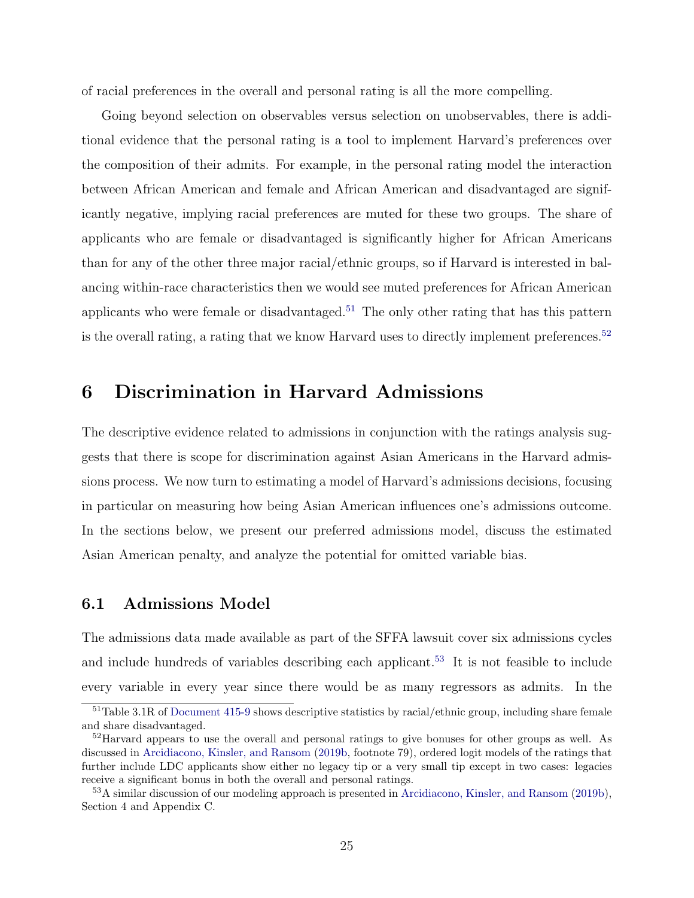of racial preferences in the overall and personal rating is all the more compelling.

Going beyond selection on observables versus selection on unobservables, there is additional evidence that the personal rating is a tool to implement Harvard's preferences over the composition of their admits. For example, in the personal rating model the interaction between African American and female and African American and disadvantaged are significantly negative, implying racial preferences are muted for these two groups. The share of applicants who are female or disadvantaged is significantly higher for African Americans than for any of the other three major racial/ethnic groups, so if Harvard is interested in balancing within-race characteristics then we would see muted preferences for African American applicants who were female or disadvantaged.[51] The only other rating that has this pattern is the overall rating, a rating that we know Harvard uses to directly implement preferences.[52]

## 6 Discrimination in Harvard Admissions

The descriptive evidence related to admissions in conjunction with the ratings analysis suggests that there is scope for discrimination against Asian Americans in the Harvard admissions process. We now turn to estimating a model of Harvard's admissions decisions, focusing in particular on measuring how being Asian American influences one's admissions outcome. In the sections below, we present our preferred admissions model, discuss the estimated Asian American penalty, and analyze the potential for omitted variable bias.

### 6.1 Admissions Model

The admissions data made available as part of the SFFA lawsuit cover six admissions cycles and include hundreds of variables describing each applicant.[53] It is not feasible to include every variable in every year since there would be as many regressors as admits. In the

---

[51] Table 3.1R of Document 415-9 shows descriptive statistics by racial/ethnic group, including share female and share disadvantaged.

[52] Harvard appears to use the overall and personal ratings to give bonuses for other groups as well. As discussed in Arcidiacono, Kinsler, and Ransom (2019b, footnote 79), ordered logit models of the ratings that further include LDC applicants show either no legacy tip or a very small tip except in two cases: legacies receive a significant bonus in both the overall and personal ratings.

[53] A similar discussion of our modeling approach is presented in Arcidiacono, Kinsler, and Ransom (2019b), Section 4 and Appendix C.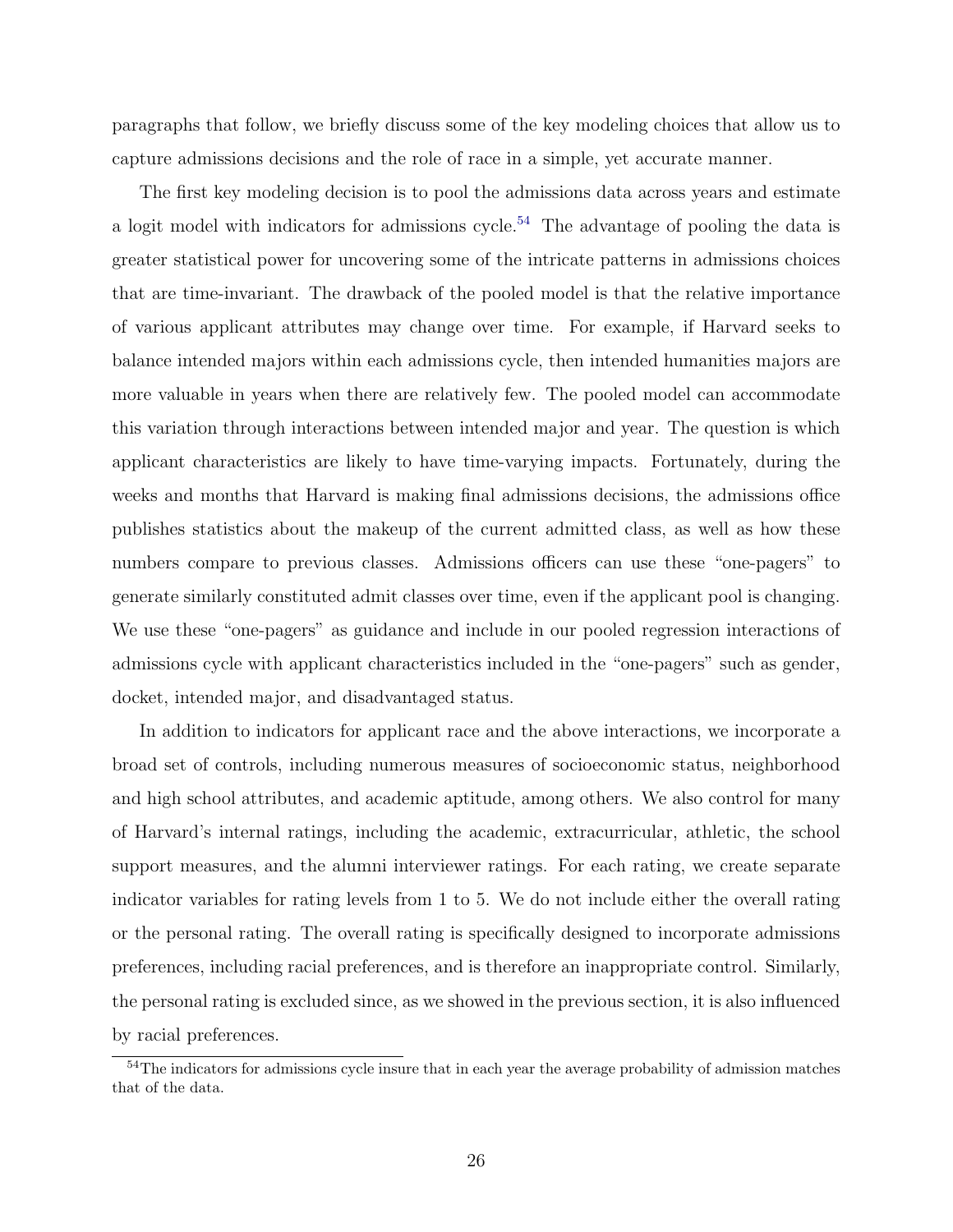paragraphs that follow, we briefly discuss some of the key modeling choices that allow us to capture admissions decisions and the role of race in a simple, yet accurate manner.

The first key modeling decision is to pool the admissions data across years and estimate a logit model with indicators for admissions cycle.[54] The advantage of pooling the data is greater statistical power for uncovering some of the intricate patterns in admissions choices that are time-invariant. The drawback of the pooled model is that the relative importance of various applicant attributes may change over time. For example, if Harvard seeks to balance intended majors within each admissions cycle, then intended humanities majors are more valuable in years when there are relatively few. The pooled model can accommodate this variation through interactions between intended major and year. The question is which applicant characteristics are likely to have time-varying impacts. Fortunately, during the weeks and months that Harvard is making final admissions decisions, the admissions office publishes statistics about the makeup of the current admitted class, as well as how these numbers compare to previous classes. Admissions officers can use these "one-pagers" to generate similarly constituted admit classes over time, even if the applicant pool is changing. We use these "one-pagers" as guidance and include in our pooled regression interactions of admissions cycle with applicant characteristics included in the "one-pagers" such as gender, docket, intended major, and disadvantaged status.

In addition to indicators for applicant race and the above interactions, we incorporate a broad set of controls, including numerous measures of socioeconomic status, neighborhood and high school attributes, and academic aptitude, among others. We also control for many of Harvard's internal ratings, including the academic, extracurricular, athletic, the school support measures, and the alumni interviewer ratings. For each rating, we create separate indicator variables for rating levels from 1 to 5. We do not include either the overall rating or the personal rating. The overall rating is specifically designed to incorporate admissions preferences, including racial preferences, and is therefore an inappropriate control. Similarly, the personal rating is excluded since, as we showed in the previous section, it is also influenced by racial preferences.

[54]The indicators for admissions cycle insure that in each year the average probability of admission matches that of the data.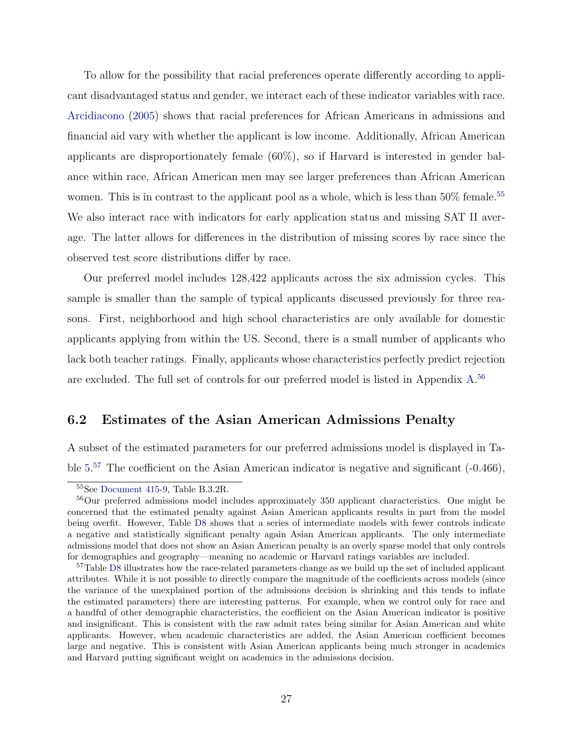To allow for the possibility that racial preferences operate differently according to applicant disadvantaged status and gender, we interact each of these indicator variables with race. Arcidiacono (2005) shows that racial preferences for African Americans in admissions and financial aid vary with whether the applicant is low income. Additionally, African American applicants are disproportionately female (60%), so if Harvard is interested in gender balance within race, African American men may see larger preferences than African American women. This is in contrast to the applicant pool as a whole, which is less than 50% female.[55] We also interact race with indicators for early application status and missing SAT II average. The latter allows for differences in the distribution of missing scores by race since the observed test score distributions differ by race.

Our preferred model includes 128,422 applicants across the six admission cycles. This sample is smaller than the sample of typical applicants discussed previously for three reasons. First, neighborhood and high school characteristics are only available for domestic applicants applying from within the US. Second, there is a small number of applicants who lack both teacher ratings. Finally, applicants whose characteristics perfectly predict rejection are excluded. The full set of controls for our preferred model is listed in Appendix A.[56]

## 6.2 Estimates of the Asian American Admissions Penalty

A subset of the estimated parameters for our preferred admissions model is displayed in Table 5.[57] The coefficient on the Asian American indicator is negative and significant (-0.466),

---

[55] See Document 415-9, Table B.3.2R.

[56] Our preferred admissions model includes approximately 350 applicant characteristics. One might be concerned that the estimated penalty against Asian American applicants results in part from the model being overfit. However, Table D8 shows that a series of intermediate models with fewer controls indicate a negative and statistically significant penalty again Asian American applicants. The only intermediate admissions model that does not show an Asian American penalty is an overly sparse model that only controls for demographics and geography—meaning no academic or Harvard ratings variables are included.

[57] Table D8 illustrates how the race-related parameters change as we build up the set of included applicant attributes. While it is not possible to directly compare the magnitude of the coefficients across models (since the variance of the unexplained portion of the admissions decision is shrinking and this tends to inflate the estimated parameters) there are interesting patterns. For example, when we control only for race and a handful of other demographic characteristics, the coefficient on the Asian American indicator is positive and insignificant. This is consistent with the raw admit rates being similar for Asian American and white applicants. However, when academic characteristics are added, the Asian American coefficient becomes large and negative. This is consistent with Asian American applicants being much stronger in academics and Harvard putting significant weight on academics in the admissions decision.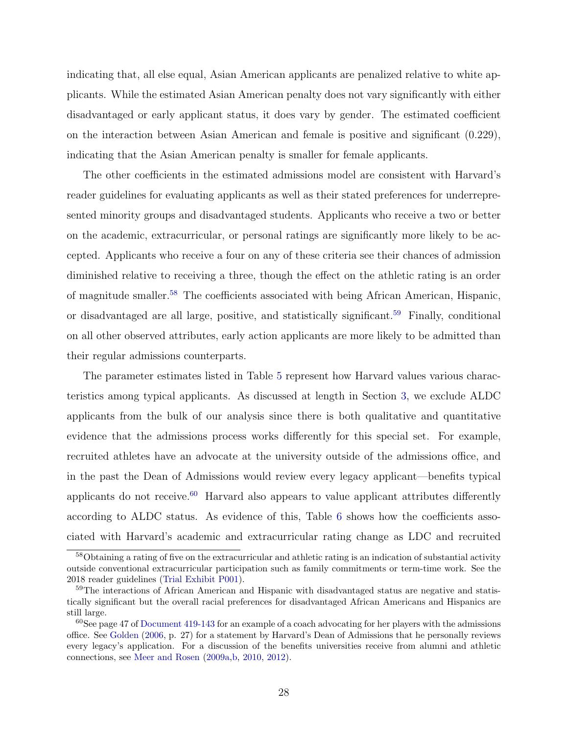indicating that, all else equal, Asian American applicants are penalized relative to white applicants. While the estimated Asian American penalty does not vary significantly with either disadvantaged or early applicant status, it does vary by gender. The estimated coefficient on the interaction between Asian American and female is positive and significant (0.229), indicating that the Asian American penalty is smaller for female applicants.

The other coefficients in the estimated admissions model are consistent with Harvard's reader guidelines for evaluating applicants as well as their stated preferences for underrepresented minority groups and disadvantaged students. Applicants who receive a two or better on the academic, extracurricular, or personal ratings are significantly more likely to be accepted. Applicants who receive a four on any of these criteria see their chances of admission diminished relative to receiving a three, though the effect on the athletic rating is an order of magnitude smaller.[58] The coefficients associated with being African American, Hispanic, or disadvantaged are all large, positive, and statistically significant.[59] Finally, conditional on all other observed attributes, early action applicants are more likely to be admitted than their regular admissions counterparts.

The parameter estimates listed in Table 5 represent how Harvard values various characteristics among typical applicants. As discussed at length in Section 3, we exclude ALDC applicants from the bulk of our analysis since there is both qualitative and quantitative evidence that the admissions process works differently for this special set. For example, recruited athletes have an advocate at the university outside of the admissions office, and in the past the Dean of Admissions would review every legacy applicant—benefits typical applicants do not receive.[60] Harvard also appears to value applicant attributes differently according to ALDC status. As evidence of this, Table 6 shows how the coefficients associated with Harvard's academic and extracurricular rating change as LDC and recruited

---

[58] Obtaining a rating of five on the extracurricular and athletic rating is an indication of substantial activity outside conventional extracurricular participation such as family commitments or term-time work. See the 2018 reader guidelines (Trial Exhibit P001).

[59] The interactions of African American and Hispanic with disadvantaged status are negative and statistically significant but the overall racial preferences for disadvantaged African Americans and Hispanics are still large.

[60] See page 47 of Document 419-143 for an example of a coach advocating for her players with the admissions office. See Golden (2006, p. 27) for a statement by Harvard's Dean of Admissions that he personally reviews every legacy's application. For a discussion of the benefits universities receive from alumni and athletic connections, see Meer and Rosen (2009a,b, 2010, 2012).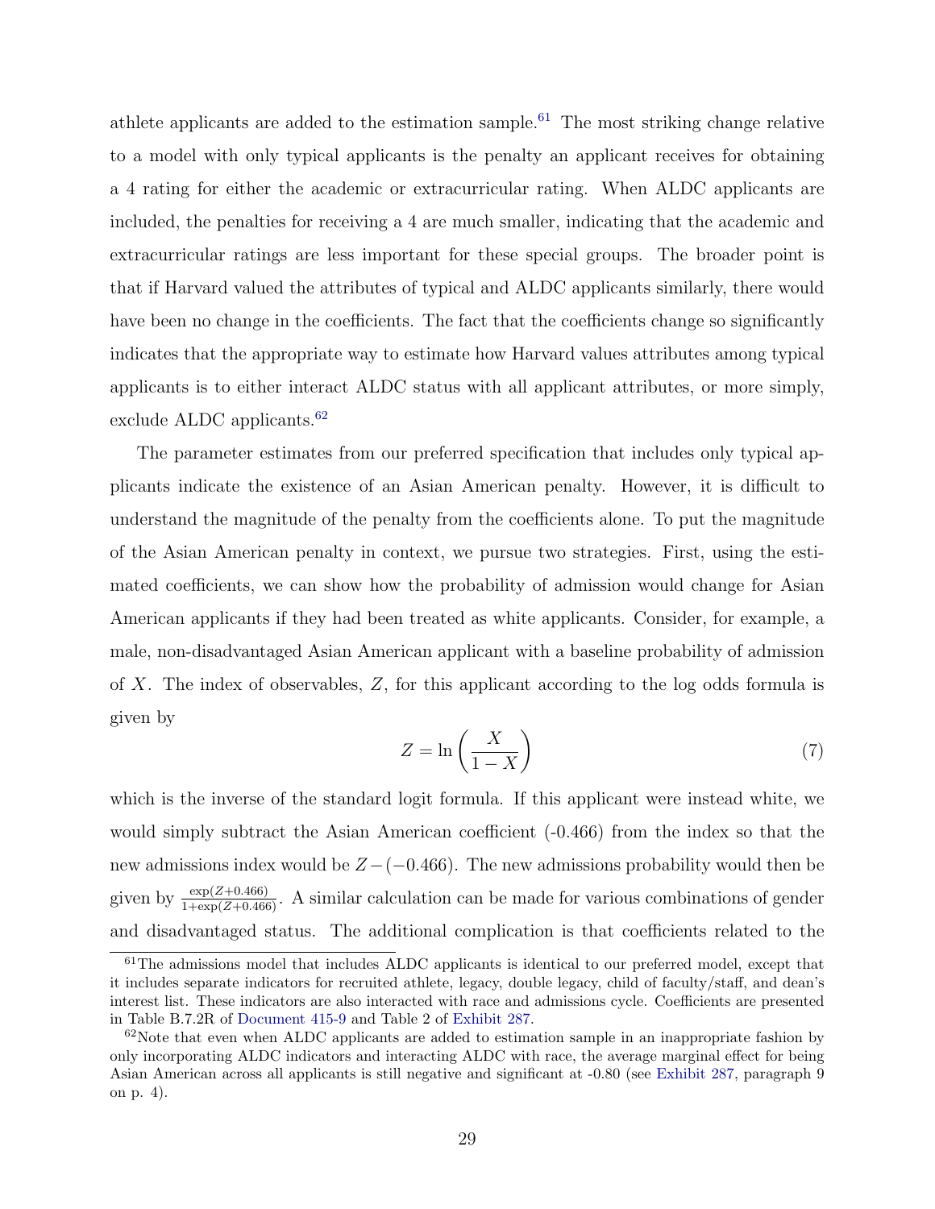athlete applicants are added to the estimation sample.[61] The most striking change relative to a model with only typical applicants is the penalty an applicant receives for obtaining a 4 rating for either the academic or extracurricular rating. When ALDC applicants are included, the penalties for receiving a 4 are much smaller, indicating that the academic and extracurricular ratings are less important for these special groups. The broader point is that if Harvard valued the attributes of typical and ALDC applicants similarly, there would have been no change in the coefficients. The fact that the coefficients change so significantly indicates that the appropriate way to estimate how Harvard values attributes among typical applicants is to either interact ALDC status with all applicant attributes, or more simply, exclude ALDC applicants.[62]

The parameter estimates from our preferred specification that includes only typical applicants indicate the existence of an Asian American penalty. However, it is difficult to understand the magnitude of the penalty from the coefficients alone. To put the magnitude of the Asian American penalty in context, we pursue two strategies. First, using the estimated coefficients, we can show how the probability of admission would change for Asian American applicants if they had been treated as white applicants. Consider, for example, a male, non-disadvantaged Asian American applicant with a baseline probability of admission of $X$. The index of observables, $Z$, for this applicant according to the log odds formula is given by

$$Z = \ln\left(\frac{X}{1-X}\right) \tag{7}$$

which is the inverse of the standard logit formula. If this applicant were instead white, we would simply subtract the Asian American coefficient (-0.466) from the index so that the new admissions index would be $Z-(-0.466)$. The new admissions probability would then be given by $\frac{\exp(Z+0.466)}{1+\exp(Z+0.466)}$. A similar calculation can be made for various combinations of gender and disadvantaged status. The additional complication is that coefficients related to the

---

[61] The admissions model that includes ALDC applicants is identical to our preferred model, except that it includes separate indicators for recruited athlete, legacy, double legacy, child of faculty/staff, and dean's interest list. These indicators are also interacted with race and admissions cycle. Coefficients are presented in Table B.7.2R of Document 415-9 and Table 2 of Exhibit 287.

[62] Note that even when ALDC applicants are added to estimation sample in an inappropriate fashion by only incorporating ALDC indicators and interacting ALDC with race, the average marginal effect for being Asian American across all applicants is still negative and significant at -0.80 (see Exhibit 287, paragraph 9 on p. 4).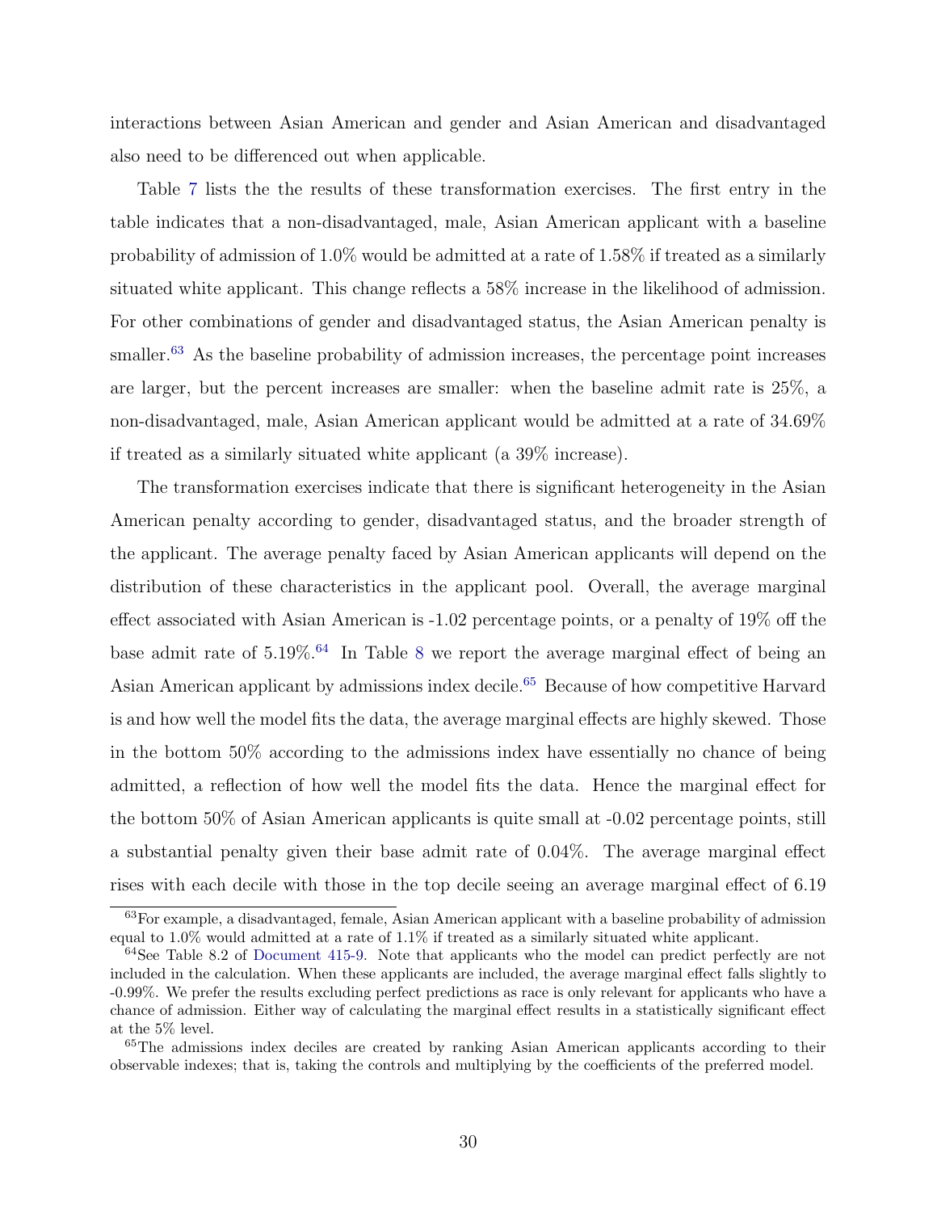interactions between Asian American and gender and Asian American and disadvantaged also need to be differenced out when applicable.

Table 7 lists the the results of these transformation exercises. The first entry in the table indicates that a non-disadvantaged, male, Asian American applicant with a baseline probability of admission of 1.0% would be admitted at a rate of 1.58% if treated as a similarly situated white applicant. This change reflects a 58% increase in the likelihood of admission. For other combinations of gender and disadvantaged status, the Asian American penalty is smaller.[63] As the baseline probability of admission increases, the percentage point increases are larger, but the percent increases are smaller: when the baseline admit rate is 25%, a non-disadvantaged, male, Asian American applicant would be admitted at a rate of 34.69% if treated as a similarly situated white applicant (a 39% increase).

The transformation exercises indicate that there is significant heterogeneity in the Asian American penalty according to gender, disadvantaged status, and the broader strength of the applicant. The average penalty faced by Asian American applicants will depend on the distribution of these characteristics in the applicant pool. Overall, the average marginal effect associated with Asian American is -1.02 percentage points, or a penalty of 19% off the base admit rate of 5.19%.[64] In Table 8 we report the average marginal effect of being an Asian American applicant by admissions index decile.[65] Because of how competitive Harvard is and how well the model fits the data, the average marginal effects are highly skewed. Those in the bottom 50% according to the admissions index have essentially no chance of being admitted, a reflection of how well the model fits the data. Hence the marginal effect for the bottom 50% of Asian American applicants is quite small at -0.02 percentage points, still a substantial penalty given their base admit rate of 0.04%. The average marginal effect rises with each decile with those in the top decile seeing an average marginal effect of 6.19

[63] For example, a disadvantaged, female, Asian American applicant with a baseline probability of admission equal to 1.0% would admitted at a rate of 1.1% if treated as a similarly situated white applicant.

[64] See Table 8.2 of Document 415-9. Note that applicants who the model can predict perfectly are not included in the calculation. When these applicants are included, the average marginal effect falls slightly to -0.99%. We prefer the results excluding perfect predictions as race is only relevant for applicants who have a chance of admission. Either way of calculating the marginal effect results in a statistically significant effect at the 5% level.

[65] The admissions index deciles are created by ranking Asian American applicants according to their observable indexes; that is, taking the controls and multiplying by the coefficients of the preferred model.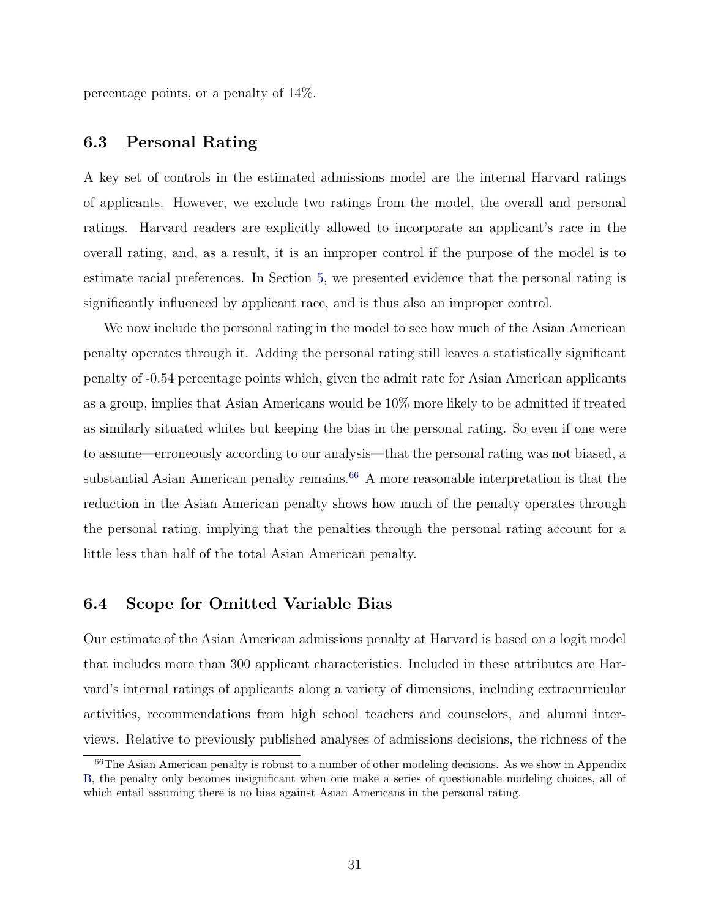percentage points, or a penalty of 14%.

## 6.3 Personal Rating

A key set of controls in the estimated admissions model are the internal Harvard ratings of applicants. However, we exclude two ratings from the model, the overall and personal ratings. Harvard readers are explicitly allowed to incorporate an applicant's race in the overall rating, and, as a result, it is an improper control if the purpose of the model is to estimate racial preferences. In Section 5, we presented evidence that the personal rating is significantly influenced by applicant race, and is thus also an improper control.

We now include the personal rating in the model to see how much of the Asian American penalty operates through it. Adding the personal rating still leaves a statistically significant penalty of -0.54 percentage points which, given the admit rate for Asian American applicants as a group, implies that Asian Americans would be 10% more likely to be admitted if treated as similarly situated whites but keeping the bias in the personal rating. So even if one were to assume—erroneously according to our analysis—that the personal rating was not biased, a substantial Asian American penalty remains.[66] A more reasonable interpretation is that the reduction in the Asian American penalty shows how much of the penalty operates through the personal rating, implying that the penalties through the personal rating account for a little less than half of the total Asian American penalty.

## 6.4 Scope for Omitted Variable Bias

Our estimate of the Asian American admissions penalty at Harvard is based on a logit model that includes more than 300 applicant characteristics. Included in these attributes are Harvard's internal ratings of applicants along a variety of dimensions, including extracurricular activities, recommendations from high school teachers and counselors, and alumni interviews. Relative to previously published analyses of admissions decisions, the richness of the

[66] The Asian American penalty is robust to a number of other modeling decisions. As we show in Appendix B, the penalty only becomes insignificant when one make a series of questionable modeling choices, all of which entail assuming there is no bias against Asian Americans in the personal rating.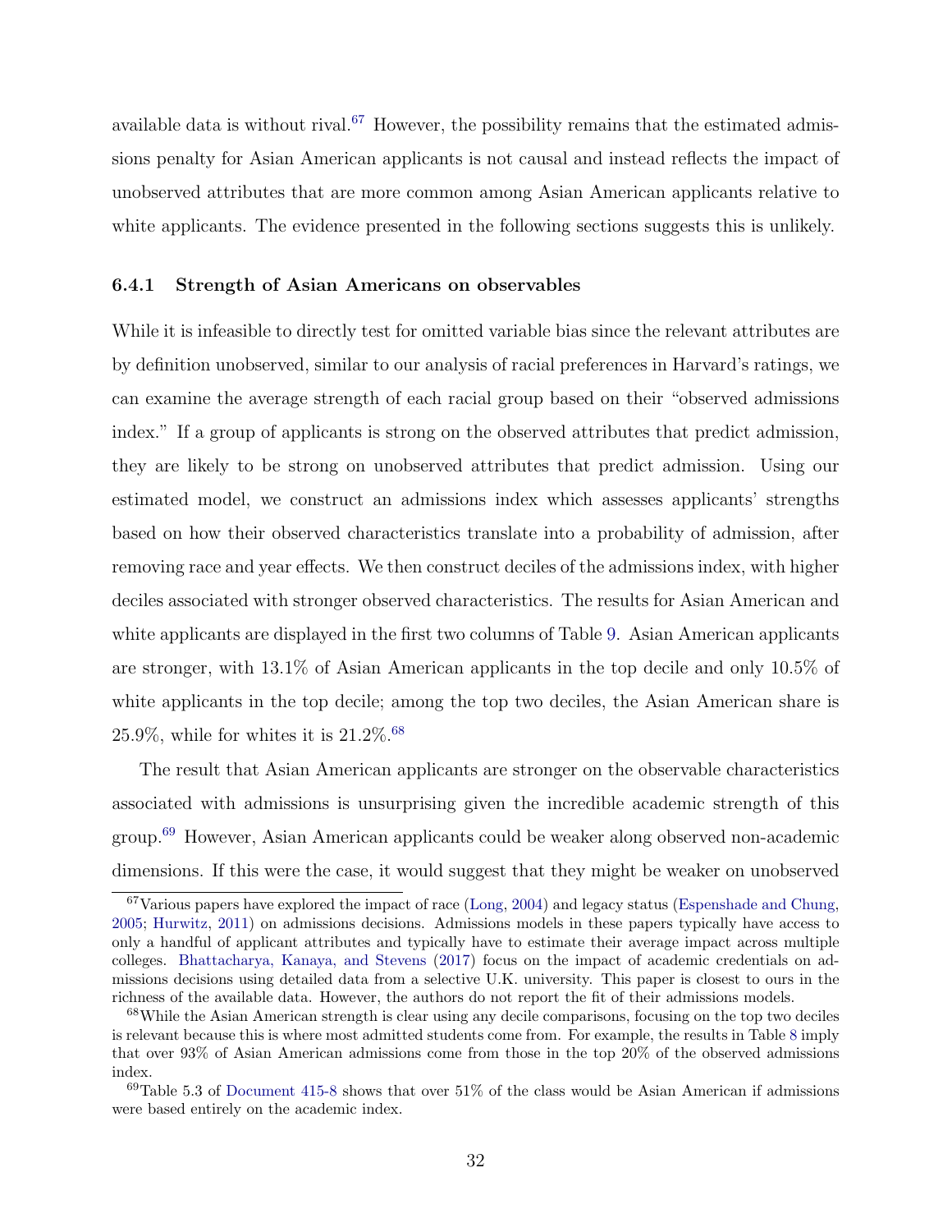available data is without rival.[67] However, the possibility remains that the estimated admissions penalty for Asian American applicants is not causal and instead reflects the impact of unobserved attributes that are more common among Asian American applicants relative to white applicants. The evidence presented in the following sections suggests this is unlikely.

### 6.4.1 Strength of Asian Americans on observables

While it is infeasible to directly test for omitted variable bias since the relevant attributes are by definition unobserved, similar to our analysis of racial preferences in Harvard's ratings, we can examine the average strength of each racial group based on their "observed admissions index." If a group of applicants is strong on the observed attributes that predict admission, they are likely to be strong on unobserved attributes that predict admission. Using our estimated model, we construct an admissions index which assesses applicants' strengths based on how their observed characteristics translate into a probability of admission, after removing race and year effects. We then construct deciles of the admissions index, with higher deciles associated with stronger observed characteristics. The results for Asian American and white applicants are displayed in the first two columns of Table 9. Asian American applicants are stronger, with 13.1% of Asian American applicants in the top decile and only 10.5% of white applicants in the top decile; among the top two deciles, the Asian American share is 25.9%, while for whites it is 21.2%.[68]

The result that Asian American applicants are stronger on the observable characteristics associated with admissions is unsurprising given the incredible academic strength of this group.[69] However, Asian American applicants could be weaker along observed non-academic dimensions. If this were the case, it would suggest that they might be weaker on unobserved

[67] Various papers have explored the impact of race (Long, 2004) and legacy status (Espenshade and Chung, 2005; Hurwitz, 2011) on admissions decisions. Admissions models in these papers typically have access to only a handful of applicant attributes and typically have to estimate their average impact across multiple colleges. Bhattacharya, Kanaya, and Stevens (2017) focus on the impact of academic credentials on admissions decisions using detailed data from a selective U.K. university. This paper is closest to ours in the richness of the available data. However, the authors do not report the fit of their admissions models.

[68] While the Asian American strength is clear using any decile comparisons, focusing on the top two deciles is relevant because this is where most admitted students come from. For example, the results in Table 8 imply that over 93% of Asian American admissions come from those in the top 20% of the observed admissions index.

[69] Table 5.3 of Document 415-8 shows that over 51% of the class would be Asian American if admissions were based entirely on the academic index.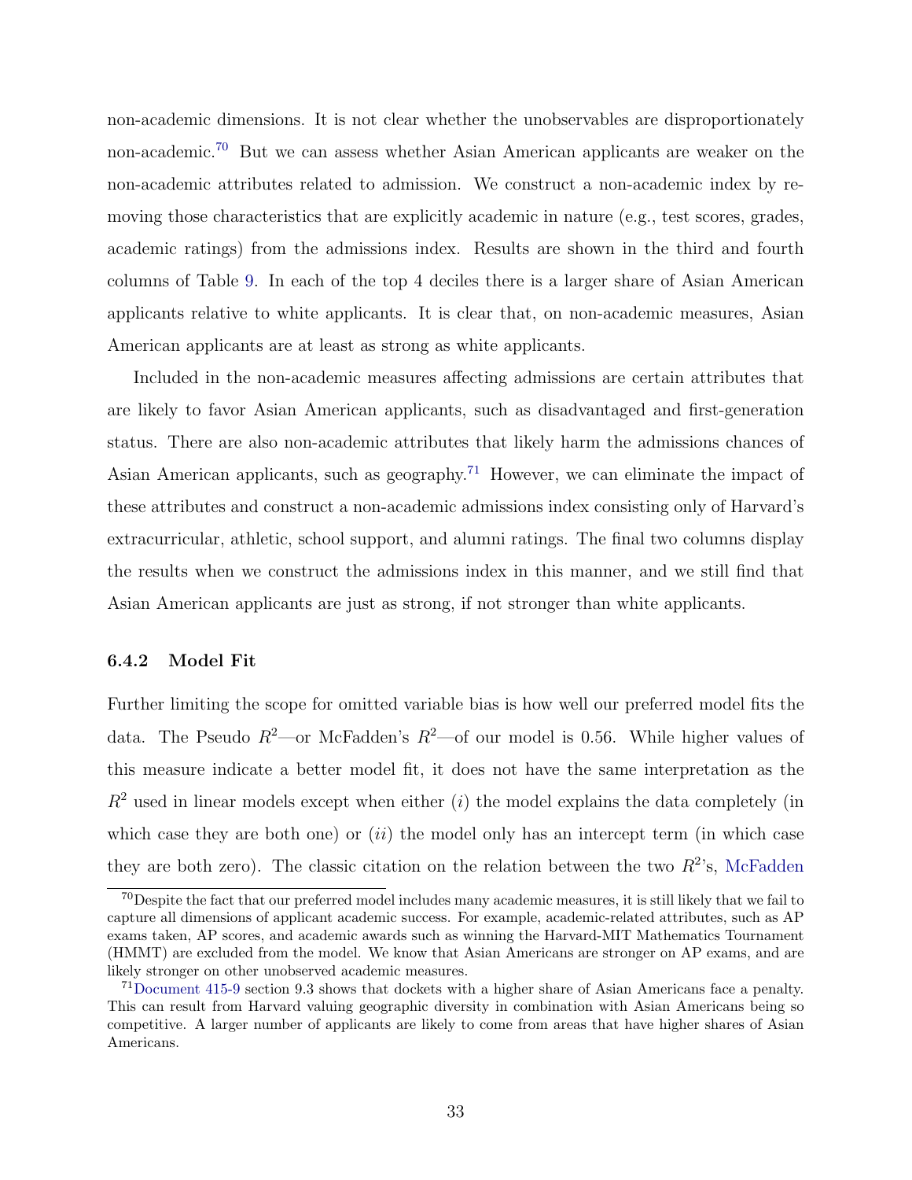non-academic dimensions. It is not clear whether the unobservables are disproportionately non-academic.[70] But we can assess whether Asian American applicants are weaker on the non-academic attributes related to admission. We construct a non-academic index by removing those characteristics that are explicitly academic in nature (e.g., test scores, grades, academic ratings) from the admissions index. Results are shown in the third and fourth columns of Table 9. In each of the top 4 deciles there is a larger share of Asian American applicants relative to white applicants. It is clear that, on non-academic measures, Asian American applicants are at least as strong as white applicants.

Included in the non-academic measures affecting admissions are certain attributes that are likely to favor Asian American applicants, such as disadvantaged and first-generation status. There are also non-academic attributes that likely harm the admissions chances of Asian American applicants, such as geography.[71] However, we can eliminate the impact of these attributes and construct a non-academic admissions index consisting only of Harvard's extracurricular, athletic, school support, and alumni ratings. The final two columns display the results when we construct the admissions index in this manner, and we still find that Asian American applicants are just as strong, if not stronger than white applicants.

### 6.4.2 Model Fit

Further limiting the scope for omitted variable bias is how well our preferred model fits the data. The Pseudo $R^2$—or McFadden's $R^2$—of our model is 0.56. While higher values of this measure indicate a better model fit, it does not have the same interpretation as the $R^2$ used in linear models except when either (*i*) the model explains the data completely (in which case they are both one) or (*ii*) the model only has an intercept term (in which case they are both zero). The classic citation on the relation between the two $R^2$'s, McFadden

[70] Despite the fact that our preferred model includes many academic measures, it is still likely that we fail to capture all dimensions of applicant academic success. For example, academic-related attributes, such as AP exams taken, AP scores, and academic awards such as winning the Harvard-MIT Mathematics Tournament (HMMT) are excluded from the model. We know that Asian Americans are stronger on AP exams, and are likely stronger on other unobserved academic measures.

[71] Document 415-9 section 9.3 shows that dockets with a higher share of Asian Americans face a penalty. This can result from Harvard valuing geographic diversity in combination with Asian Americans being so competitive. A larger number of applicants are likely to come from areas that have higher shares of Asian Americans.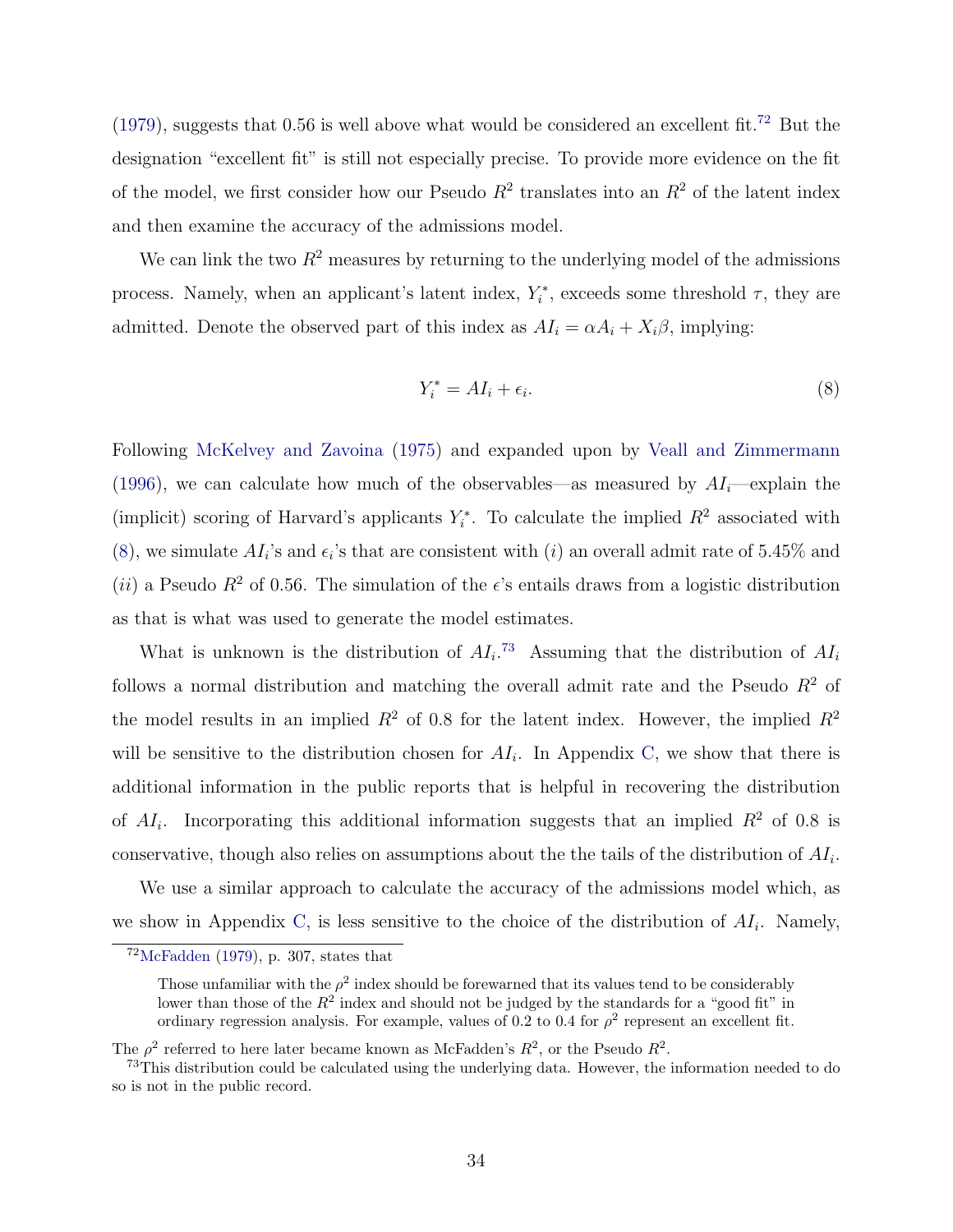(1979), suggests that 0.56 is well above what would be considered an excellent fit.[72] But the designation "excellent fit" is still not especially precise. To provide more evidence on the fit of the model, we first consider how our Pseudo $R^2$ translates into an $R^2$ of the latent index and then examine the accuracy of the admissions model.

We can link the two $R^2$ measures by returning to the underlying model of the admissions process. Namely, when an applicant's latent index, $Y_i^*$, exceeds some threshold $\tau$, they are admitted. Denote the observed part of this index as $AI_i = \alpha A_i + X_i\beta$, implying:

$$Y_i^* = AI_i + \epsilon_i. \tag{8}$$

Following McKelvey and Zavoina (1975) and expanded upon by Veall and Zimmermann (1996), we can calculate how much of the observables—as measured by $AI_i$—explain the (implicit) scoring of Harvard's applicants $Y_i^*$. To calculate the implied $R^2$ associated with (8), we simulate $AI_i$'s and $\epsilon_i$'s that are consistent with (*i*) an overall admit rate of 5.45% and (*ii*) a Pseudo $R^2$ of 0.56. The simulation of the $\epsilon$'s entails draws from a logistic distribution as that is what was used to generate the model estimates.

What is unknown is the distribution of $AI_i$.[73] Assuming that the distribution of $AI_i$ follows a normal distribution and matching the overall admit rate and the Pseudo $R^2$ of the model results in an implied $R^2$ of 0.8 for the latent index. However, the implied $R^2$ will be sensitive to the distribution chosen for $AI_i$. In Appendix C, we show that there is additional information in the public reports that is helpful in recovering the distribution of $AI_i$. Incorporating this additional information suggests that an implied $R^2$ of 0.8 is conservative, though also relies on assumptions about the the tails of the distribution of $AI_i$.

We use a similar approach to calculate the accuracy of the admissions model which, as we show in Appendix C, is less sensitive to the choice of the distribution of $AI_i$. Namely,

---

[72] McFadden (1979), p. 307, states that

> Those unfamiliar with the $\rho^2$ index should be forewarned that its values tend to be considerably lower than those of the $R^2$ index and should not be judged by the standards for a "good fit" in ordinary regression analysis. For example, values of 0.2 to 0.4 for $\rho^2$ represent an excellent fit.

The $\rho^2$ referred to here later became known as McFadden's $R^2$, or the Pseudo $R^2$.

[73] This distribution could be calculated using the underlying data. However, the information needed to do so is not in the public record.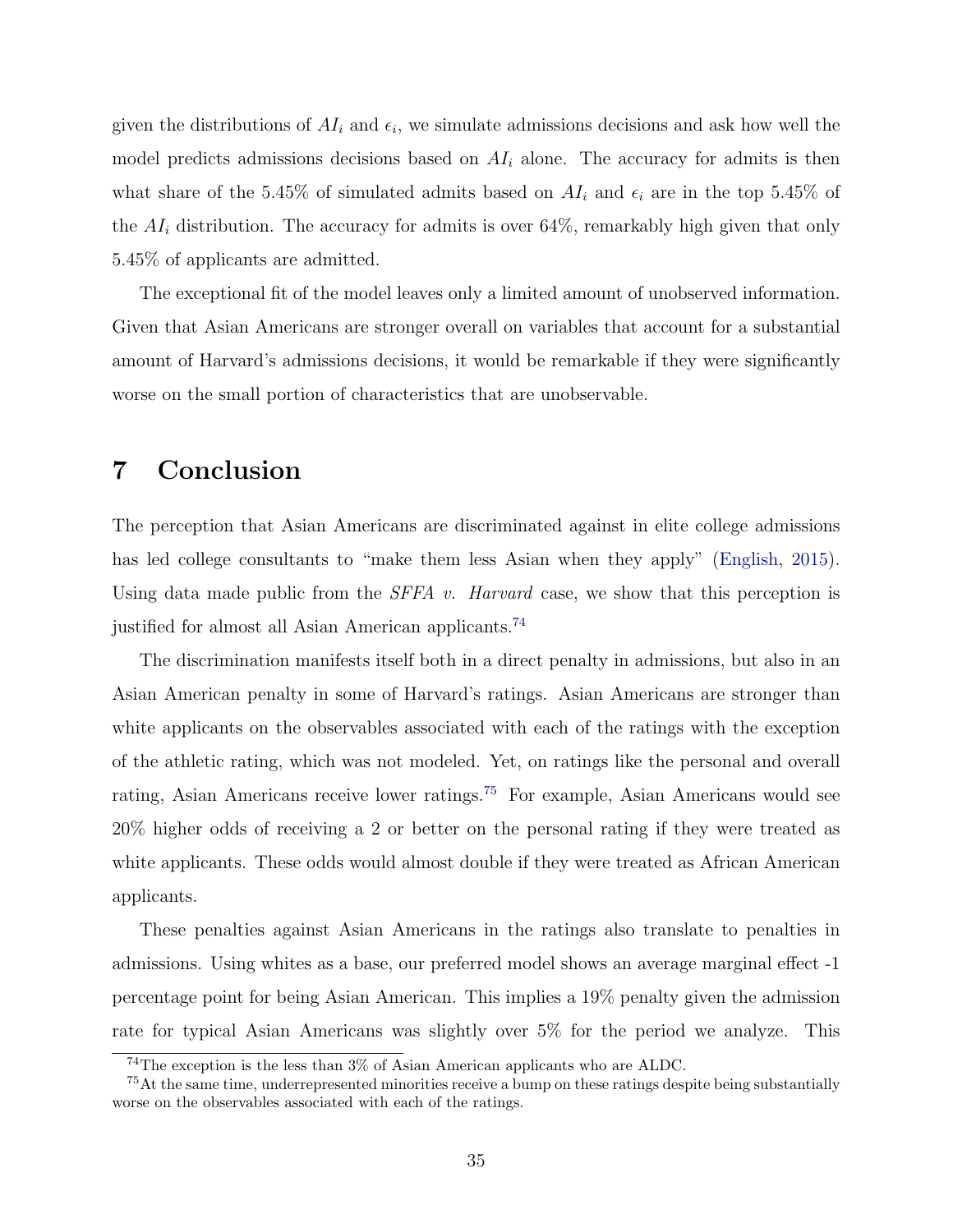given the distributions of $AI_i$ and $\epsilon_i$, we simulate admissions decisions and ask how well the model predicts admissions decisions based on $AI_i$ alone. The accuracy for admits is then what share of the 5.45% of simulated admits based on $AI_i$ and $\epsilon_i$ are in the top 5.45% of the $AI_i$ distribution. The accuracy for admits is over 64%, remarkably high given that only 5.45% of applicants are admitted.

The exceptional fit of the model leaves only a limited amount of unobserved information. Given that Asian Americans are stronger overall on variables that account for a substantial amount of Harvard's admissions decisions, it would be remarkable if they were significantly worse on the small portion of characteristics that are unobservable.

# 7 Conclusion

The perception that Asian Americans are discriminated against in elite college admissions has led college consultants to "make them less Asian when they apply" (English, 2015). Using data made public from the *SFFA v. Harvard* case, we show that this perception is justified for almost all Asian American applicants.[74]

The discrimination manifests itself both in a direct penalty in admissions, but also in an Asian American penalty in some of Harvard's ratings. Asian Americans are stronger than white applicants on the observables associated with each of the ratings with the exception of the athletic rating, which was not modeled. Yet, on ratings like the personal and overall rating, Asian Americans receive lower ratings.[75] For example, Asian Americans would see 20% higher odds of receiving a 2 or better on the personal rating if they were treated as white applicants. These odds would almost double if they were treated as African American applicants.

These penalties against Asian Americans in the ratings also translate to penalties in admissions. Using whites as a base, our preferred model shows an average marginal effect -1 percentage point for being Asian American. This implies a 19% penalty given the admission rate for typical Asian Americans was slightly over 5% for the period we analyze. This

[74] The exception is the less than 3% of Asian American applicants who are ALDC.

[75] At the same time, underrepresented minorities receive a bump on these ratings despite being substantially worse on the observables associated with each of the ratings.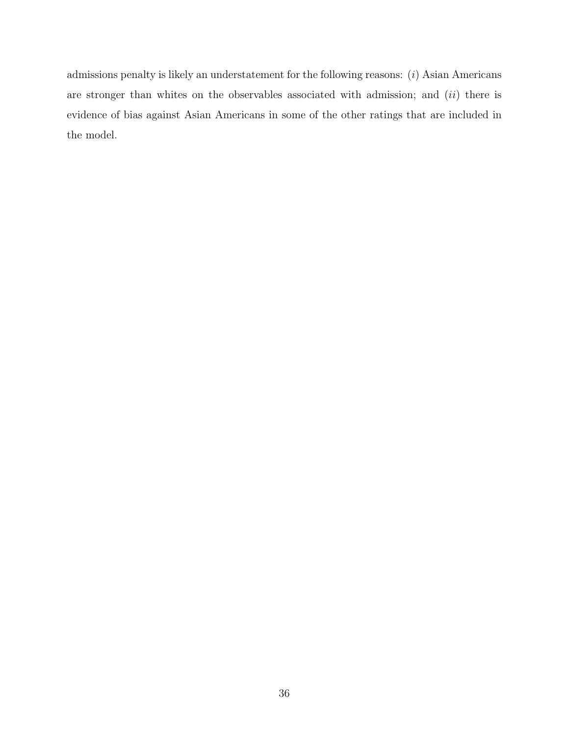admissions penalty is likely an understatement for the following reasons: (*i*) Asian Americans are stronger than whites on the observables associated with admission; and (*ii*) there is evidence of bias against Asian Americans in some of the other ratings that are included in the model.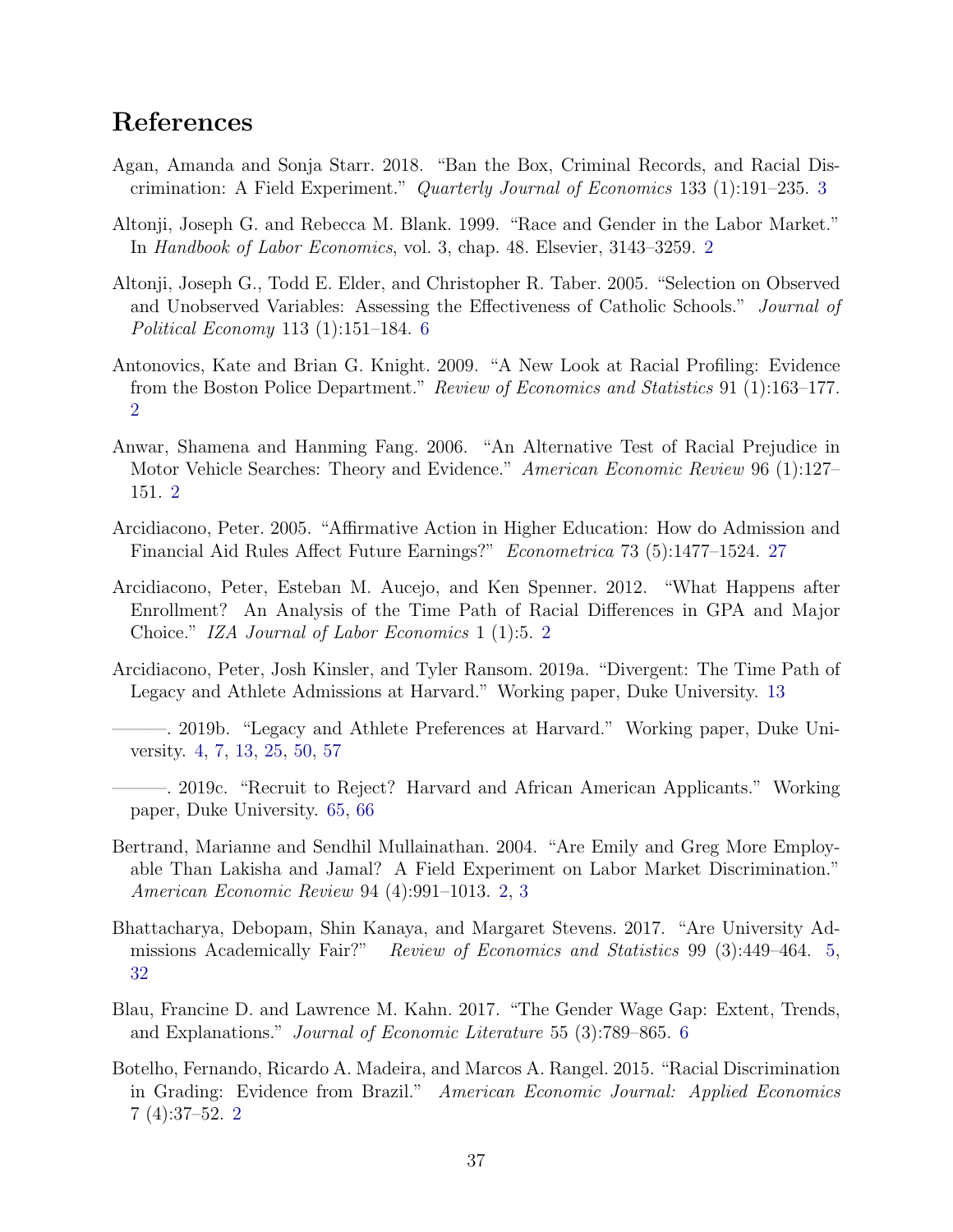# References

Agan, Amanda and Sonja Starr. 2018. "Ban the Box, Criminal Records, and Racial Discrimination: A Field Experiment." *Quarterly Journal of Economics* 133 (1):191–235. 3

Altonji, Joseph G. and Rebecca M. Blank. 1999. "Race and Gender in the Labor Market." In *Handbook of Labor Economics*, vol. 3, chap. 48. Elsevier, 3143–3259. 2

Altonji, Joseph G., Todd E. Elder, and Christopher R. Taber. 2005. "Selection on Observed and Unobserved Variables: Assessing the Effectiveness of Catholic Schools." *Journal of Political Economy* 113 (1):151–184. 6

Antonovics, Kate and Brian G. Knight. 2009. "A New Look at Racial Profiling: Evidence from the Boston Police Department." *Review of Economics and Statistics* 91 (1):163–177. 2

Anwar, Shamena and Hanming Fang. 2006. "An Alternative Test of Racial Prejudice in Motor Vehicle Searches: Theory and Evidence." *American Economic Review* 96 (1):127–151. 2

Arcidiacono, Peter. 2005. "Affirmative Action in Higher Education: How do Admission and Financial Aid Rules Affect Future Earnings?" *Econometrica* 73 (5):1477–1524. 27

Arcidiacono, Peter, Esteban M. Aucejo, and Ken Spenner. 2012. "What Happens after Enrollment? An Analysis of the Time Path of Racial Differences in GPA and Major Choice." *IZA Journal of Labor Economics* 1 (1):5. 2

Arcidiacono, Peter, Josh Kinsler, and Tyler Ransom. 2019a. "Divergent: The Time Path of Legacy and Athlete Admissions at Harvard." Working paper, Duke University. 13

———. 2019b. "Legacy and Athlete Preferences at Harvard." Working paper, Duke University. 4, 7, 13, 25, 50, 57

———. 2019c. "Recruit to Reject? Harvard and African American Applicants." Working paper, Duke University. 65, 66

Bertrand, Marianne and Sendhil Mullainathan. 2004. "Are Emily and Greg More Employable Than Lakisha and Jamal? A Field Experiment on Labor Market Discrimination." *American Economic Review* 94 (4):991–1013. 2, 3

Bhattacharya, Debopam, Shin Kanaya, and Margaret Stevens. 2017. "Are University Admissions Academically Fair?" *Review of Economics and Statistics* 99 (3):449–464. 5, 32

Blau, Francine D. and Lawrence M. Kahn. 2017. "The Gender Wage Gap: Extent, Trends, and Explanations." *Journal of Economic Literature* 55 (3):789–865. 6

Botelho, Fernando, Ricardo A. Madeira, and Marcos A. Rangel. 2015. "Racial Discrimination in Grading: Evidence from Brazil." *American Economic Journal: Applied Economics* 7 (4):37–52. 2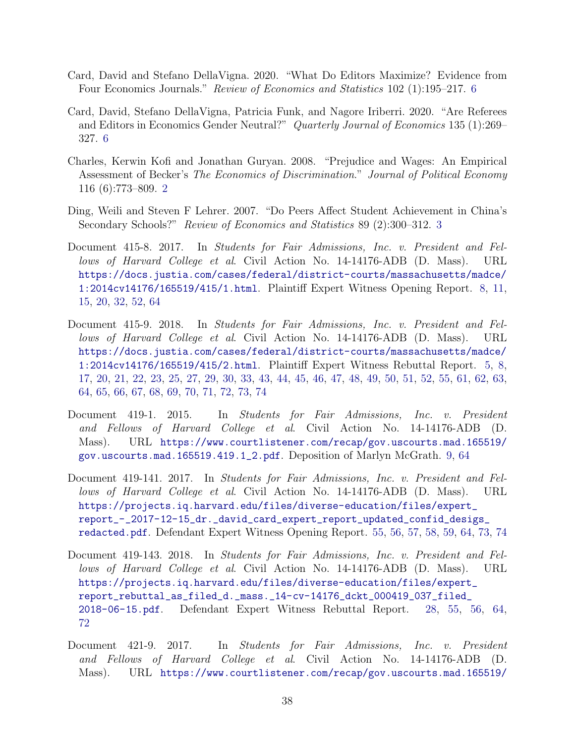Card, David and Stefano DellaVigna. 2020. "What Do Editors Maximize? Evidence from Four Economics Journals." *Review of Economics and Statistics* 102 (1):195–217. 6

Card, David, Stefano DellaVigna, Patricia Funk, and Nagore Iriberri. 2020. "Are Referees and Editors in Economics Gender Neutral?" *Quarterly Journal of Economics* 135 (1):269–327. 6

Charles, Kerwin Kofi and Jonathan Guryan. 2008. "Prejudice and Wages: An Empirical Assessment of Becker's *The Economics of Discrimination*." *Journal of Political Economy* 116 (6):773–809. 2

Ding, Weili and Steven F Lehrer. 2007. "Do Peers Affect Student Achievement in China's Secondary Schools?" *Review of Economics and Statistics* 89 (2):300–312. 3

Document 415-8. 2017. In *Students for Fair Admissions, Inc. v. President and Fellows of Harvard College et al*. Civil Action No. 14-14176-ADB (D. Mass). URL https://docs.justia.com/cases/federal/district-courts/massachusetts/madce/1:2014cv14176/165519/415/1.html. Plaintiff Expert Witness Opening Report. 8, 11, 15, 20, 32, 52, 64

Document 415-9. 2018. In *Students for Fair Admissions, Inc. v. President and Fellows of Harvard College et al*. Civil Action No. 14-14176-ADB (D. Mass). URL https://docs.justia.com/cases/federal/district-courts/massachusetts/madce/1:2014cv14176/165519/415/2.html. Plaintiff Expert Witness Rebuttal Report. 5, 8, 17, 20, 21, 22, 23, 25, 27, 29, 30, 33, 43, 44, 45, 46, 47, 48, 49, 50, 51, 52, 55, 61, 62, 63, 64, 65, 66, 67, 68, 69, 70, 71, 72, 73, 74

Document 419-1. 2015. In *Students for Fair Admissions, Inc. v. President and Fellows of Harvard College et al*. Civil Action No. 14-14176-ADB (D. Mass). URL https://www.courtlistener.com/recap/gov.uscourts.mad.165519/gov.uscourts.mad.165519.419.1_2.pdf. Deposition of Marlyn McGrath. 9, 64

Document 419-141. 2017. In *Students for Fair Admissions, Inc. v. President and Fellows of Harvard College et al*. Civil Action No. 14-14176-ADB (D. Mass). URL https://projects.iq.harvard.edu/files/diverse-education/files/expert_report_-_2017-12-15_dr._david_card_expert_report_updated_confid_desigs_redacted.pdf. Defendant Expert Witness Opening Report. 55, 56, 57, 58, 59, 64, 73, 74

Document 419-143. 2018. In *Students for Fair Admissions, Inc. v. President and Fellows of Harvard College et al*. Civil Action No. 14-14176-ADB (D. Mass). URL https://projects.iq.harvard.edu/files/diverse-education/files/expert_report_rebuttal_as_filed_d._mass._14-cv-14176_dckt_000419_037_filed_2018-06-15.pdf. Defendant Expert Witness Rebuttal Report. 28, 55, 56, 64, 72

Document 421-9. 2017. In *Students for Fair Admissions, Inc. v. President and Fellows of Harvard College et al*. Civil Action No. 14-14176-ADB (D. Mass). URL https://www.courtlistener.com/recap/gov.uscourts.mad.165519/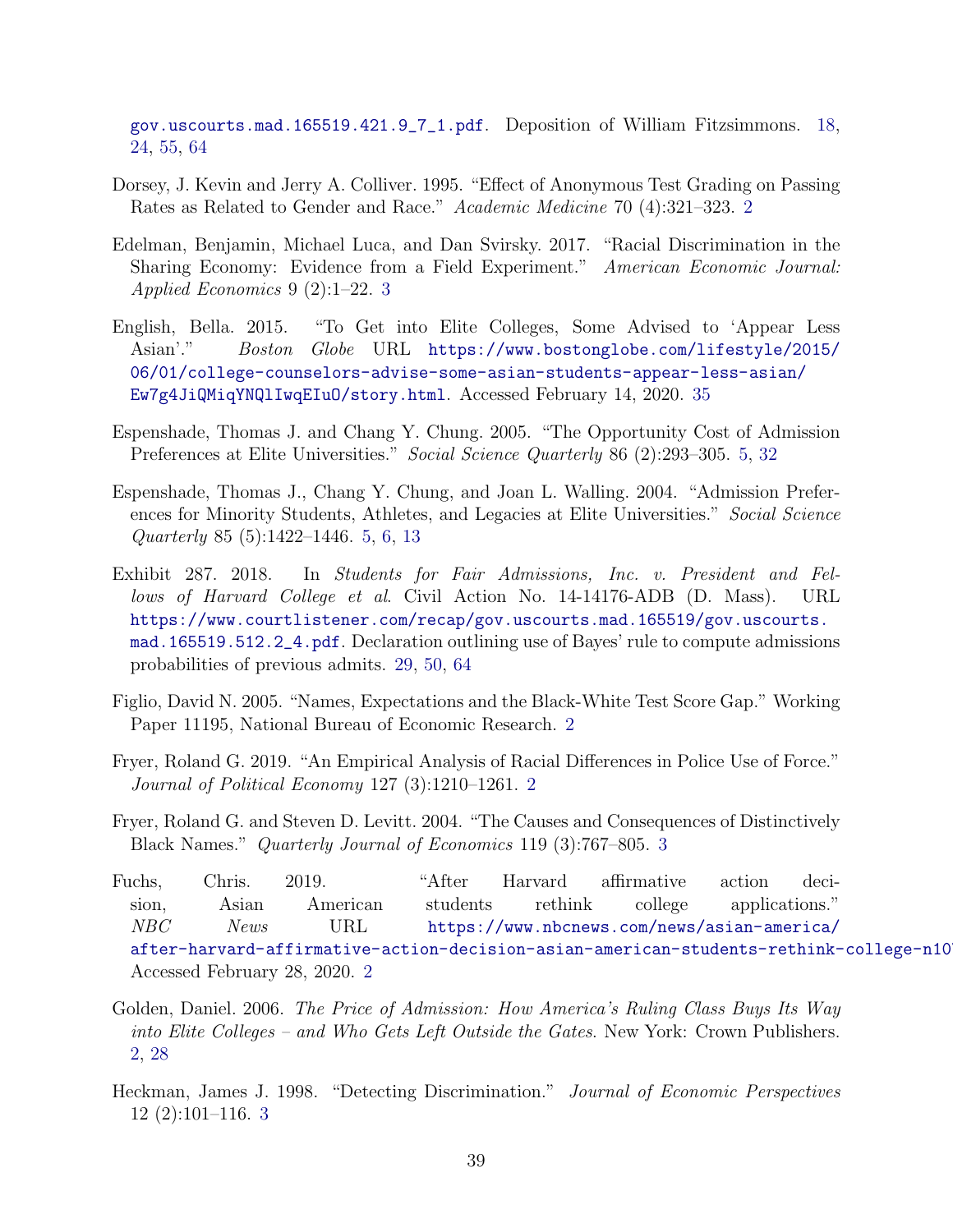gov.uscourts.mad.165519.421.9_7_1.pdf. Deposition of William Fitzsimmons. 18, 24, 55, 64

Dorsey, J. Kevin and Jerry A. Colliver. 1995. "Effect of Anonymous Test Grading on Passing Rates as Related to Gender and Race." *Academic Medicine* 70 (4):321–323. 2

Edelman, Benjamin, Michael Luca, and Dan Svirsky. 2017. "Racial Discrimination in the Sharing Economy: Evidence from a Field Experiment." *American Economic Journal: Applied Economics* 9 (2):1–22. 3

English, Bella. 2015. "To Get into Elite Colleges, Some Advised to 'Appear Less Asian'." *Boston Globe* URL https://www.bostonglobe.com/lifestyle/2015/06/01/college-counselors-advise-some-asian-students-appear-less-asian/Ew7g4JiQMiqYNQlIwqEIuO/story.html. Accessed February 14, 2020. 35

Espenshade, Thomas J. and Chang Y. Chung. 2005. "The Opportunity Cost of Admission Preferences at Elite Universities." *Social Science Quarterly* 86 (2):293–305. 5, 32

Espenshade, Thomas J., Chang Y. Chung, and Joan L. Walling. 2004. "Admission Preferences for Minority Students, Athletes, and Legacies at Elite Universities." *Social Science Quarterly* 85 (5):1422–1446. 5, 6, 13

Exhibit 287. 2018. In *Students for Fair Admissions, Inc. v. President and Fellows of Harvard College et al*. Civil Action No. 14-14176-ADB (D. Mass). URL https://www.courtlistener.com/recap/gov.uscourts.mad.165519/gov.uscourts.mad.165519.512.2_4.pdf. Declaration outlining use of Bayes' rule to compute admissions probabilities of previous admits. 29, 50, 64

Figlio, David N. 2005. "Names, Expectations and the Black-White Test Score Gap." Working Paper 11195, National Bureau of Economic Research. 2

Fryer, Roland G. 2019. "An Empirical Analysis of Racial Differences in Police Use of Force." *Journal of Political Economy* 127 (3):1210–1261. 2

Fryer, Roland G. and Steven D. Levitt. 2004. "The Causes and Consequences of Distinctively Black Names." *Quarterly Journal of Economics* 119 (3):767–805. 3

Fuchs, Chris. 2019. "After Harvard affirmative action decision, Asian American students rethink college applications." *NBC News* URL https://www.nbcnews.com/news/asian-america/after-harvard-affirmative-action-decision-asian-american-students-rethink-college-n10 Accessed February 28, 2020. 2

Golden, Daniel. 2006. *The Price of Admission: How America's Ruling Class Buys Its Way into Elite Colleges – and Who Gets Left Outside the Gates.* New York: Crown Publishers. 2, 28

Heckman, James J. 1998. "Detecting Discrimination." *Journal of Economic Perspectives* 12 (2):101–116. 3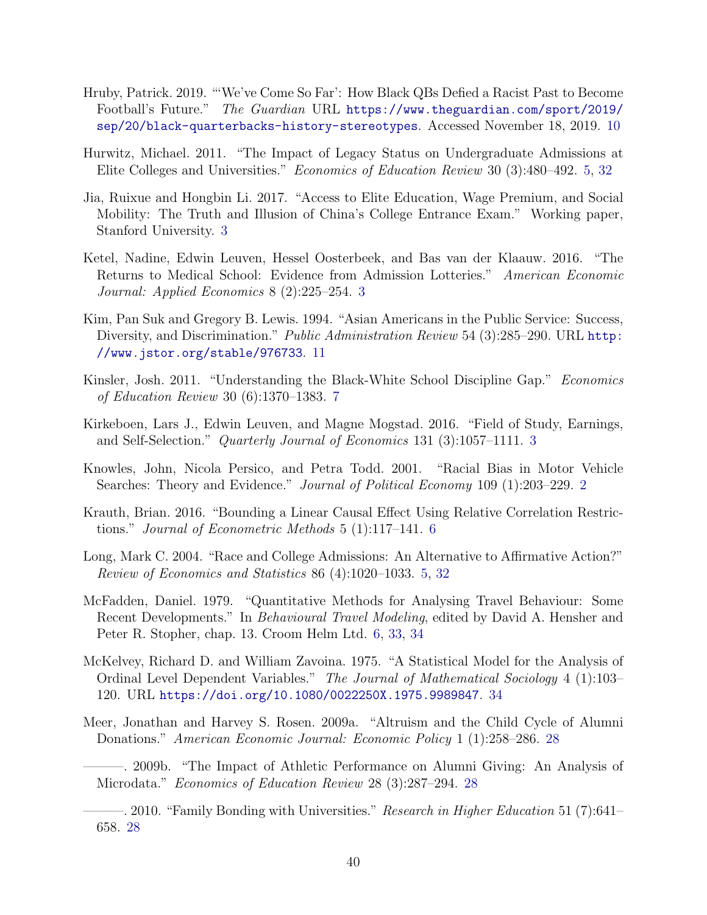Hruby, Patrick. 2019. "'We've Come So Far': How Black QBs Defied a Racist Past to Become Football's Future." *The Guardian* URL https://www.theguardian.com/sport/2019/sep/20/black-quarterbacks-history-stereotypes. Accessed November 18, 2019. 10

Hurwitz, Michael. 2011. "The Impact of Legacy Status on Undergraduate Admissions at Elite Colleges and Universities." *Economics of Education Review* 30 (3):480–492. 5, 32

Jia, Ruixue and Hongbin Li. 2017. "Access to Elite Education, Wage Premium, and Social Mobility: The Truth and Illusion of China's College Entrance Exam." Working paper, Stanford University. 3

Ketel, Nadine, Edwin Leuven, Hessel Oosterbeek, and Bas van der Klaauw. 2016. "The Returns to Medical School: Evidence from Admission Lotteries." *American Economic Journal: Applied Economics* 8 (2):225–254. 3

Kim, Pan Suk and Gregory B. Lewis. 1994. "Asian Americans in the Public Service: Success, Diversity, and Discrimination." *Public Administration Review* 54 (3):285–290. URL http://www.jstor.org/stable/976733. 11

Kinsler, Josh. 2011. "Understanding the Black-White School Discipline Gap." *Economics of Education Review* 30 (6):1370–1383. 7

Kirkeboen, Lars J., Edwin Leuven, and Magne Mogstad. 2016. "Field of Study, Earnings, and Self-Selection." *Quarterly Journal of Economics* 131 (3):1057–1111. 3

Knowles, John, Nicola Persico, and Petra Todd. 2001. "Racial Bias in Motor Vehicle Searches: Theory and Evidence." *Journal of Political Economy* 109 (1):203–229. 2

Krauth, Brian. 2016. "Bounding a Linear Causal Effect Using Relative Correlation Restrictions." *Journal of Econometric Methods* 5 (1):117–141. 6

Long, Mark C. 2004. "Race and College Admissions: An Alternative to Affirmative Action?" *Review of Economics and Statistics* 86 (4):1020–1033. 5, 32

McFadden, Daniel. 1979. "Quantitative Methods for Analysing Travel Behaviour: Some Recent Developments." In *Behavioural Travel Modeling*, edited by David A. Hensher and Peter R. Stopher, chap. 13. Croom Helm Ltd. 6, 33, 34

McKelvey, Richard D. and William Zavoina. 1975. "A Statistical Model for the Analysis of Ordinal Level Dependent Variables." *The Journal of Mathematical Sociology* 4 (1):103–120. URL https://doi.org/10.1080/0022250X.1975.9989847. 34

Meer, Jonathan and Harvey S. Rosen. 2009a. "Altruism and the Child Cycle of Alumni Donations." *American Economic Journal: Economic Policy* 1 (1):258–286. 28

———. 2009b. "The Impact of Athletic Performance on Alumni Giving: An Analysis of Microdata." *Economics of Education Review* 28 (3):287–294. 28

———. 2010. "Family Bonding with Universities." *Research in Higher Education* 51 (7):641–658. 28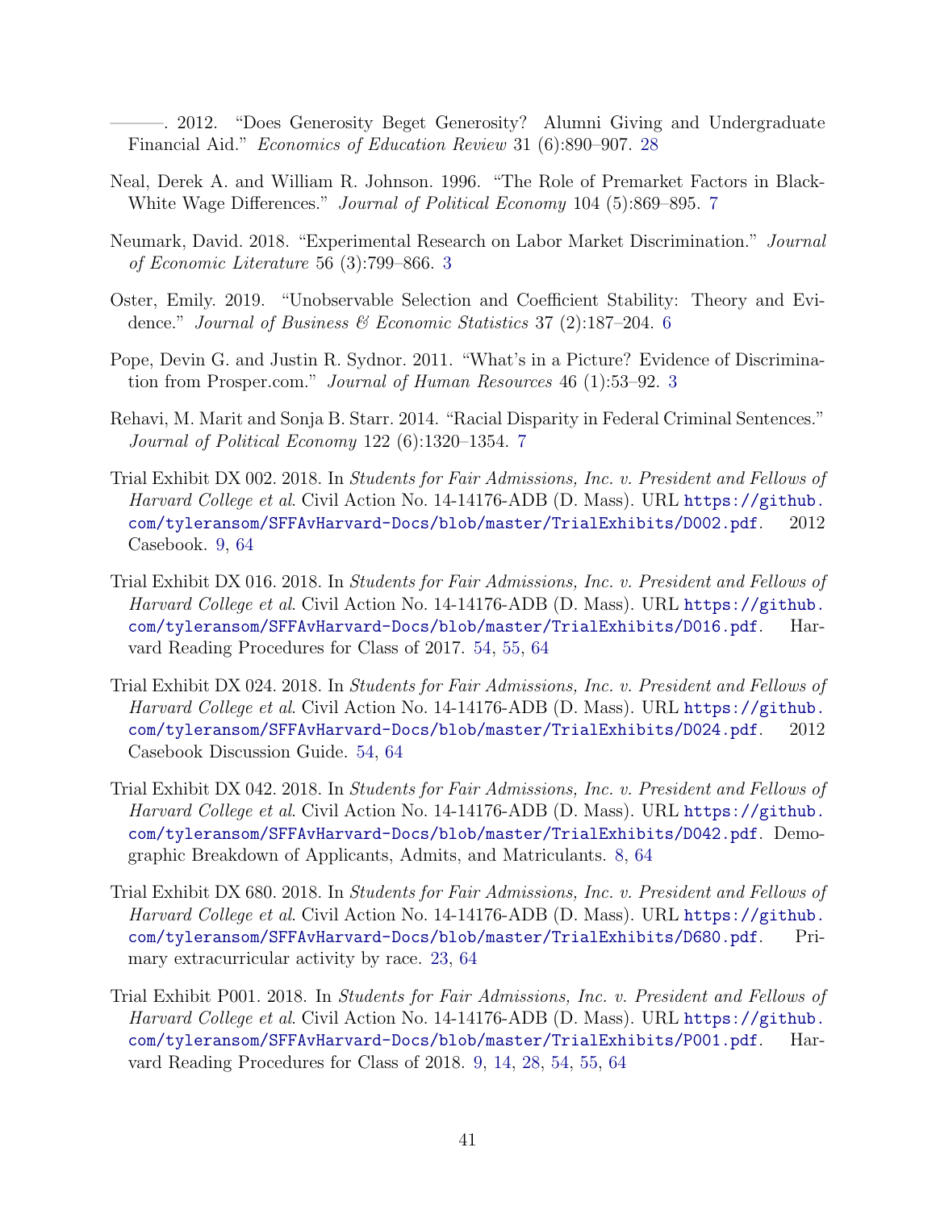———. 2012. "Does Generosity Beget Generosity? Alumni Giving and Undergraduate Financial Aid." *Economics of Education Review* 31 (6):890–907. 28

Neal, Derek A. and William R. Johnson. 1996. "The Role of Premarket Factors in Black-White Wage Differences." *Journal of Political Economy* 104 (5):869–895. 7

Neumark, David. 2018. "Experimental Research on Labor Market Discrimination." *Journal of Economic Literature* 56 (3):799–866. 3

Oster, Emily. 2019. "Unobservable Selection and Coefficient Stability: Theory and Evidence." *Journal of Business & Economic Statistics* 37 (2):187–204. 6

Pope, Devin G. and Justin R. Sydnor. 2011. "What's in a Picture? Evidence of Discrimination from Prosper.com." *Journal of Human Resources* 46 (1):53–92. 3

Rehavi, M. Marit and Sonja B. Starr. 2014. "Racial Disparity in Federal Criminal Sentences." *Journal of Political Economy* 122 (6):1320–1354. 7

Trial Exhibit DX 002. 2018. In *Students for Fair Admissions, Inc. v. President and Fellows of Harvard College et al*. Civil Action No. 14-14176-ADB (D. Mass). URL https://github.com/tyleransom/SFFAvHarvard-Docs/blob/master/TrialExhibits/D002.pdf. 2012 Casebook. 9, 64

Trial Exhibit DX 016. 2018. In *Students for Fair Admissions, Inc. v. President and Fellows of Harvard College et al*. Civil Action No. 14-14176-ADB (D. Mass). URL https://github.com/tyleransom/SFFAvHarvard-Docs/blob/master/TrialExhibits/D016.pdf. Harvard Reading Procedures for Class of 2017. 54, 55, 64

Trial Exhibit DX 024. 2018. In *Students for Fair Admissions, Inc. v. President and Fellows of Harvard College et al*. Civil Action No. 14-14176-ADB (D. Mass). URL https://github.com/tyleransom/SFFAvHarvard-Docs/blob/master/TrialExhibits/D024.pdf. 2012 Casebook Discussion Guide. 54, 64

Trial Exhibit DX 042. 2018. In *Students for Fair Admissions, Inc. v. President and Fellows of Harvard College et al*. Civil Action No. 14-14176-ADB (D. Mass). URL https://github.com/tyleransom/SFFAvHarvard-Docs/blob/master/TrialExhibits/D042.pdf. Demographic Breakdown of Applicants, Admits, and Matriculants. 8, 64

Trial Exhibit DX 680. 2018. In *Students for Fair Admissions, Inc. v. President and Fellows of Harvard College et al*. Civil Action No. 14-14176-ADB (D. Mass). URL https://github.com/tyleransom/SFFAvHarvard-Docs/blob/master/TrialExhibits/D680.pdf. Primary extracurricular activity by race. 23, 64

Trial Exhibit P001. 2018. In *Students for Fair Admissions, Inc. v. President and Fellows of Harvard College et al*. Civil Action No. 14-14176-ADB (D. Mass). URL https://github.com/tyleransom/SFFAvHarvard-Docs/blob/master/TrialExhibits/P001.pdf. Harvard Reading Procedures for Class of 2018. 9, 14, 28, 54, 55, 64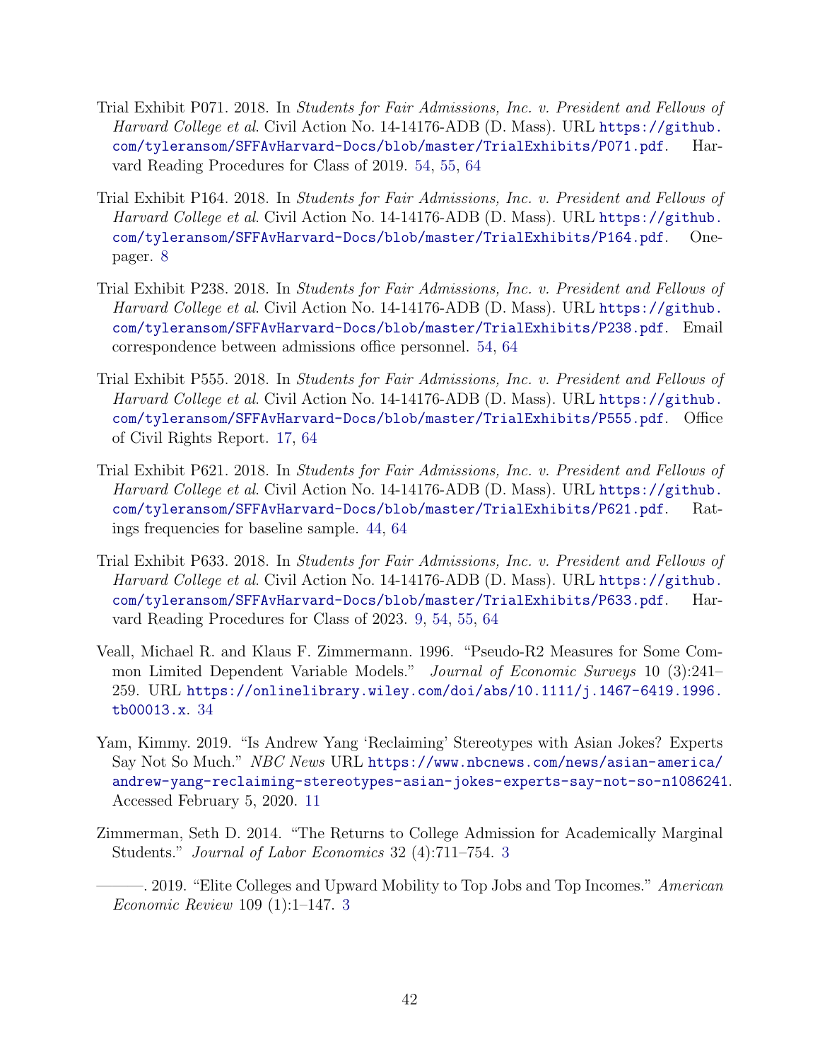Trial Exhibit P071. 2018. In *Students for Fair Admissions, Inc. v. President and Fellows of Harvard College et al*. Civil Action No. 14-14176-ADB (D. Mass). URL https://github.com/tyleransom/SFFAvHarvard-Docs/blob/master/TrialExhibits/P071.pdf. Harvard Reading Procedures for Class of 2019. 54, 55, 64

Trial Exhibit P164. 2018. In *Students for Fair Admissions, Inc. v. President and Fellows of Harvard College et al*. Civil Action No. 14-14176-ADB (D. Mass). URL https://github.com/tyleransom/SFFAvHarvard-Docs/blob/master/TrialExhibits/P164.pdf. One-pager. 8

Trial Exhibit P238. 2018. In *Students for Fair Admissions, Inc. v. President and Fellows of Harvard College et al*. Civil Action No. 14-14176-ADB (D. Mass). URL https://github.com/tyleransom/SFFAvHarvard-Docs/blob/master/TrialExhibits/P238.pdf. Email correspondence between admissions office personnel. 54, 64

Trial Exhibit P555. 2018. In *Students for Fair Admissions, Inc. v. President and Fellows of Harvard College et al*. Civil Action No. 14-14176-ADB (D. Mass). URL https://github.com/tyleransom/SFFAvHarvard-Docs/blob/master/TrialExhibits/P555.pdf. Office of Civil Rights Report. 17, 64

Trial Exhibit P621. 2018. In *Students for Fair Admissions, Inc. v. President and Fellows of Harvard College et al*. Civil Action No. 14-14176-ADB (D. Mass). URL https://github.com/tyleransom/SFFAvHarvard-Docs/blob/master/TrialExhibits/P621.pdf. Ratings frequencies for baseline sample. 44, 64

Trial Exhibit P633. 2018. In *Students for Fair Admissions, Inc. v. President and Fellows of Harvard College et al*. Civil Action No. 14-14176-ADB (D. Mass). URL https://github.com/tyleransom/SFFAvHarvard-Docs/blob/master/TrialExhibits/P633.pdf. Harvard Reading Procedures for Class of 2023. 9, 54, 55, 64

Veall, Michael R. and Klaus F. Zimmermann. 1996. "Pseudo-R2 Measures for Some Common Limited Dependent Variable Models." *Journal of Economic Surveys* 10 (3):241–259. URL https://onlinelibrary.wiley.com/doi/abs/10.1111/j.1467-6419.1996.tb00013.x. 34

Yam, Kimmy. 2019. "Is Andrew Yang 'Reclaiming' Stereotypes with Asian Jokes? Experts Say Not So Much." *NBC News* URL https://www.nbcnews.com/news/asian-america/andrew-yang-reclaiming-stereotypes-asian-jokes-experts-say-not-so-n1086241. Accessed February 5, 2020. 11

Zimmerman, Seth D. 2014. "The Returns to College Admission for Academically Marginal Students." *Journal of Labor Economics* 32 (4):711–754. 3

———. 2019. "Elite Colleges and Upward Mobility to Top Jobs and Top Incomes." *American Economic Review* 109 (1):1–147. 3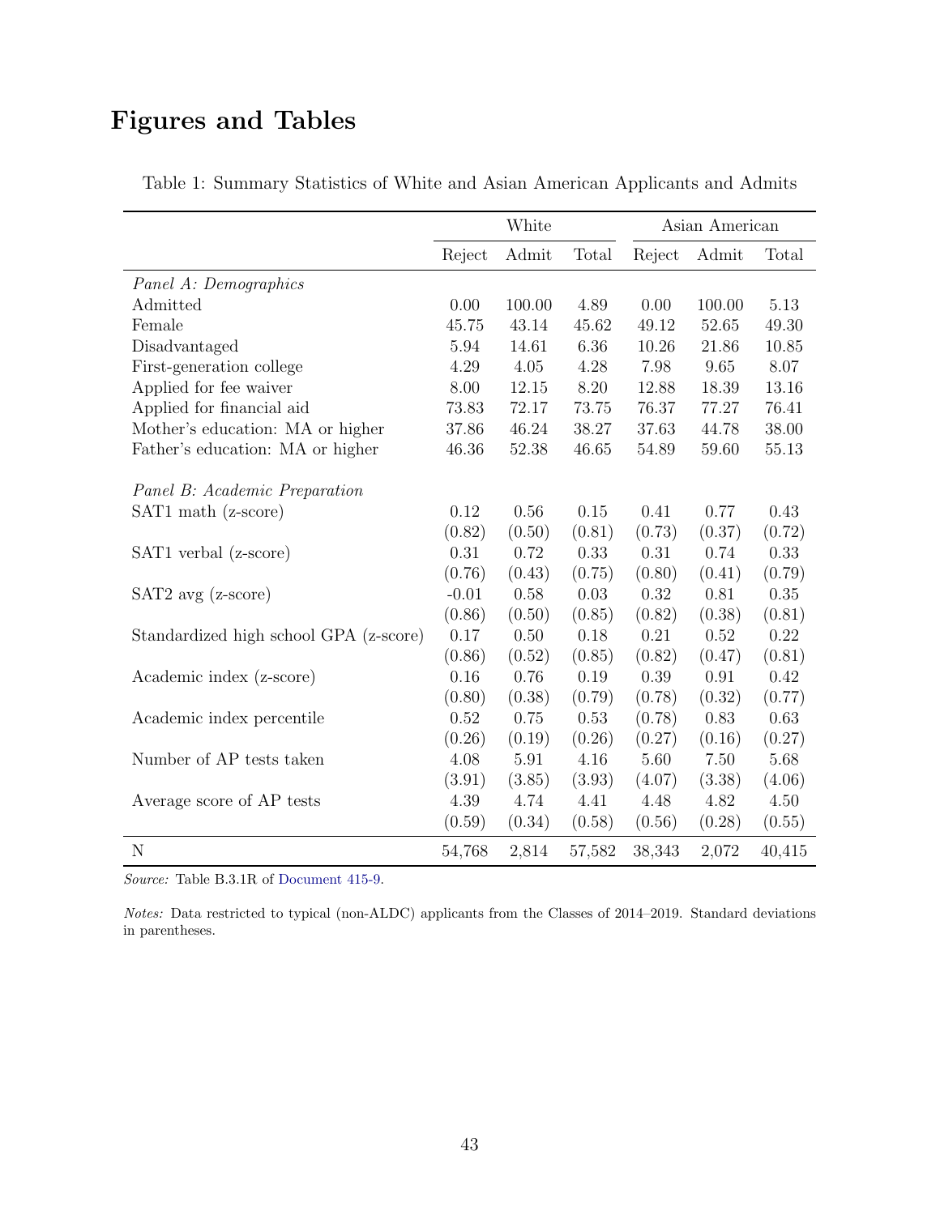# Figures and Tables

Table 1: Summary Statistics of White and Asian American Applicants and Admits

| | White | | | Asian American | | |
|---|---|---|---|---|---|---|
| | Reject | Admit | Total | Reject | Admit | Total |
| *Panel A: Demographics* | | | | | | |
| Admitted | 0.00 | 100.00 | 4.89 | 0.00 | 100.00 | 5.13 |
| Female | 45.75 | 43.14 | 45.62 | 49.12 | 52.65 | 49.30 |
| Disadvantaged | 5.94 | 14.61 | 6.36 | 10.26 | 21.86 | 10.85 |
| First-generation college | 4.29 | 4.05 | 4.28 | 7.98 | 9.65 | 8.07 |
| Applied for fee waiver | 8.00 | 12.15 | 8.20 | 12.88 | 18.39 | 13.16 |
| Applied for financial aid | 73.83 | 72.17 | 73.75 | 76.37 | 77.27 | 76.41 |
| Mother's education: MA or higher | 37.86 | 46.24 | 38.27 | 37.63 | 44.78 | 38.00 |
| Father's education: MA or higher | 46.36 | 52.38 | 46.65 | 54.89 | 59.60 | 55.13 |
| *Panel B: Academic Preparation* | | | | | | |
| SAT1 math (z-score) | 0.12 | 0.56 | 0.15 | 0.41 | 0.77 | 0.43 |
| | (0.82) | (0.50) | (0.81) | (0.73) | (0.37) | (0.72) |
| SAT1 verbal (z-score) | 0.31 | 0.72 | 0.33 | 0.31 | 0.74 | 0.33 |
| | (0.76) | (0.43) | (0.75) | (0.80) | (0.41) | (0.79) |
| SAT2 avg (z-score) | -0.01 | 0.58 | 0.03 | 0.32 | 0.81 | 0.35 |
| | (0.86) | (0.50) | (0.85) | (0.82) | (0.38) | (0.81) |
| Standardized high school GPA (z-score) | 0.17 | 0.50 | 0.18 | 0.21 | 0.52 | 0.22 |
| | (0.86) | (0.52) | (0.85) | (0.82) | (0.47) | (0.81) |
| Academic index (z-score) | 0.16 | 0.76 | 0.19 | 0.39 | 0.91 | 0.42 |
| | (0.80) | (0.38) | (0.79) | (0.78) | (0.32) | (0.77) |
| Academic index percentile | 0.52 | 0.75 | 0.53 | (0.78) | 0.83 | 0.63 |
| | (0.26) | (0.19) | (0.26) | (0.27) | (0.16) | (0.27) |
| Number of AP tests taken | 4.08 | 5.91 | 4.16 | 5.60 | 7.50 | 5.68 |
| | (3.91) | (3.85) | (3.93) | (4.07) | (3.38) | (4.06) |
| Average score of AP tests | 4.39 | 4.74 | 4.41 | 4.48 | 4.82 | 4.50 |
| | (0.59) | (0.34) | (0.58) | (0.56) | (0.28) | (0.55) |
| N | 54,768 | 2,814 | 57,582 | 38,343 | 2,072 | 40,415 |

*Source:* Table B.3.1R of Document 415-9.

*Notes:* Data restricted to typical (non-ALDC) applicants from the Classes of 2014–2019. Standard deviations in parentheses.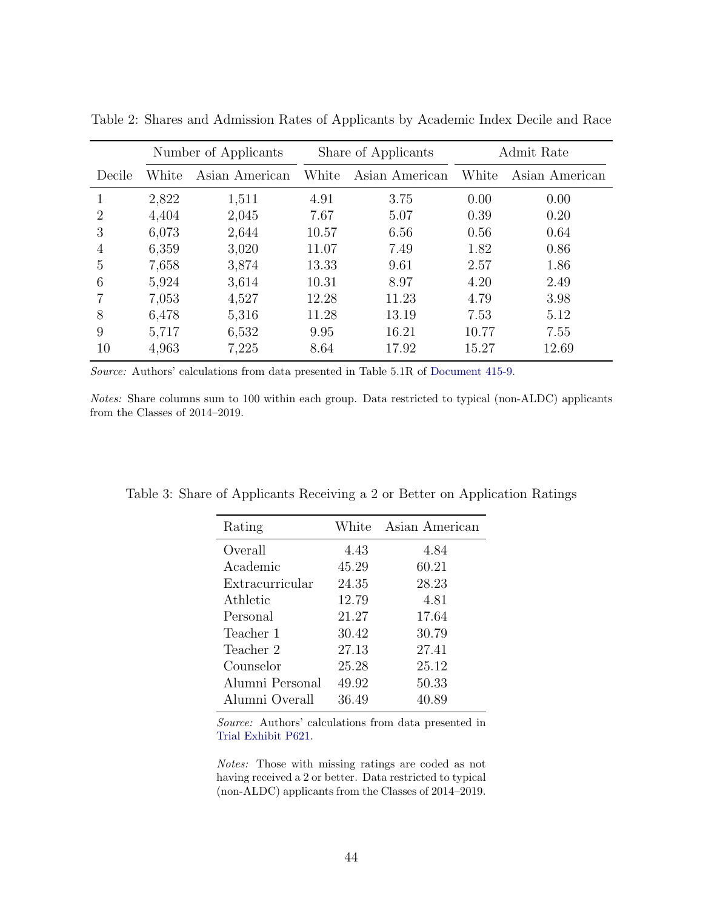Table 2: Shares and Admission Rates of Applicants by Academic Index Decile and Race

| | Number of Applicants | | Share of Applicants | | Admit Rate | |
|---|---|---|---|---|---|---|
| Decile | White | Asian American | White | Asian American | White | Asian American |
| 1 | 2,822 | 1,511 | 4.91 | 3.75 | 0.00 | 0.00 |
| 2 | 4,404 | 2,045 | 7.67 | 5.07 | 0.39 | 0.20 |
| 3 | 6,073 | 2,644 | 10.57 | 6.56 | 0.56 | 0.64 |
| 4 | 6,359 | 3,020 | 11.07 | 7.49 | 1.82 | 0.86 |
| 5 | 7,658 | 3,874 | 13.33 | 9.61 | 2.57 | 1.86 |
| 6 | 5,924 | 3,614 | 10.31 | 8.97 | 4.20 | 2.49 |
| 7 | 7,053 | 4,527 | 12.28 | 11.23 | 4.79 | 3.98 |
| 8 | 6,478 | 5,316 | 11.28 | 13.19 | 7.53 | 5.12 |
| 9 | 5,717 | 6,532 | 9.95 | 16.21 | 10.77 | 7.55 |
| 10 | 4,963 | 7,225 | 8.64 | 17.92 | 15.27 | 12.69 |

*Source:* Authors' calculations from data presented in Table 5.1R of Document 415-9.

*Notes:* Share columns sum to 100 within each group. Data restricted to typical (non-ALDC) applicants from the Classes of 2014–2019.

Table 3: Share of Applicants Receiving a 2 or Better on Application Ratings

| Rating | White | Asian American |
|---|---|---|
| Overall | 4.43 | 4.84 |
| Academic | 45.29 | 60.21 |
| Extracurricular | 24.35 | 28.23 |
| Athletic | 12.79 | 4.81 |
| Personal | 21.27 | 17.64 |
| Teacher 1 | 30.42 | 30.79 |
| Teacher 2 | 27.13 | 27.41 |
| Counselor | 25.28 | 25.12 |
| Alumni Personal | 49.92 | 50.33 |
| Alumni Overall | 36.49 | 40.89 |

*Source:* Authors' calculations from data presented in Trial Exhibit P621.

*Notes:* Those with missing ratings are coded as not having received a 2 or better. Data restricted to typical (non-ALDC) applicants from the Classes of 2014–2019.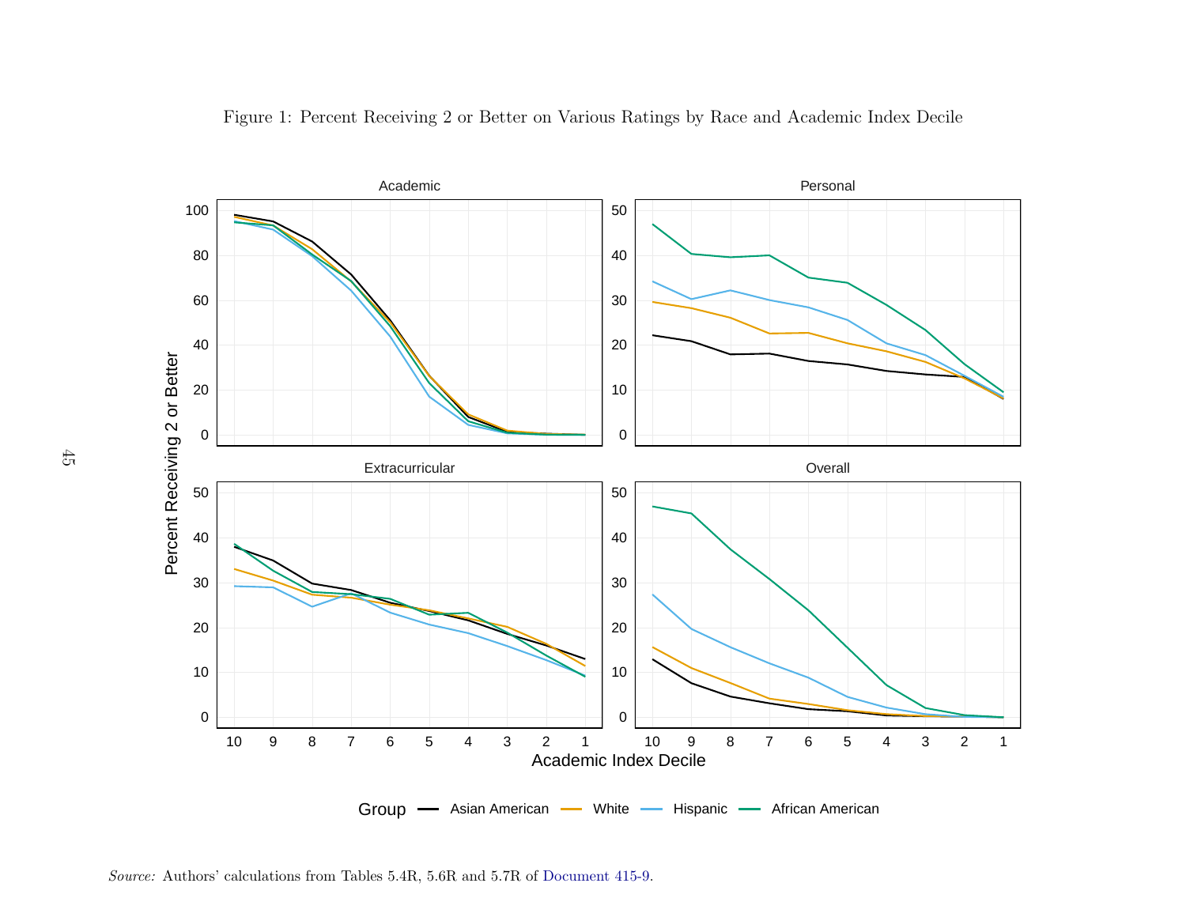Figure 1: Percent Receiving 2 or Better on Various Ratings by Race and Academic Index Decile

*Source:* Authors' calculations from Tables 5.4R, 5.6R and 5.7R of Document 415-9.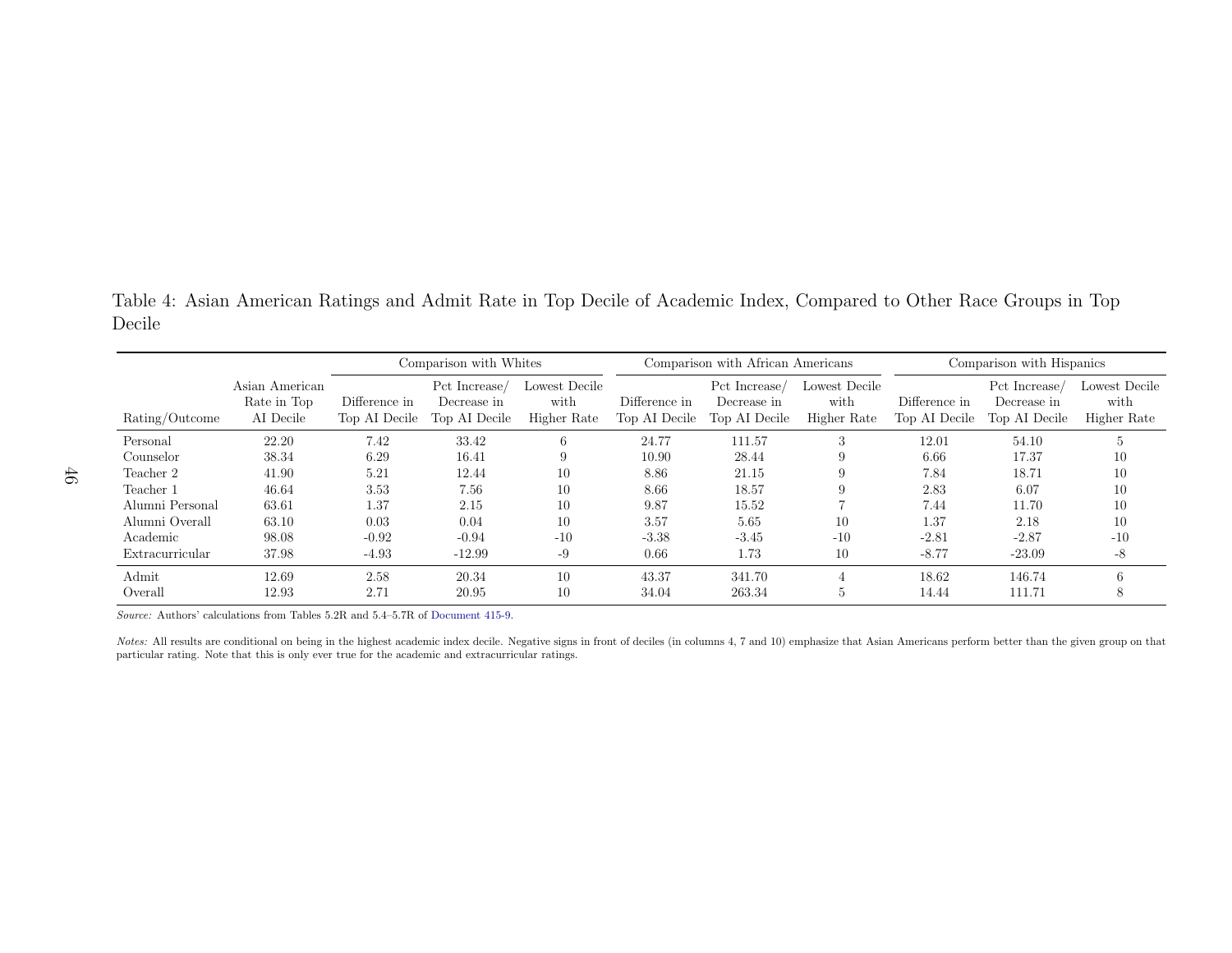Table 4: Asian American Ratings and Admit Rate in Top Decile of Academic Index, Compared to Other Race Groups in Top Decile

| | | Comparison with Whites | | | Comparison with African Americans | | | Comparison with Hispanics | | |
|---|---|---|---|---|---|---|---|---|---|---|
| Rating/Outcome | Asian American Rate in Top AI Decile | Difference in Top AI Decile | Pct Increase/ Decrease in Top AI Decile | Lowest Decile with Higher Rate | Difference in Top AI Decile | Pct Increase/ Decrease in Top AI Decile | Lowest Decile with Higher Rate | Difference in Top AI Decile | Pct Increase/ Decrease in Top AI Decile | Lowest Decile with Higher Rate |
| Personal | 22.20 | 7.42 | 33.42 | 6 | 24.77 | 111.57 | 3 | 12.01 | 54.10 | 5 |
| Counselor | 38.34 | 6.29 | 16.41 | 9 | 10.90 | 28.44 | 9 | 6.66 | 17.37 | 10 |
| Teacher 2 | 41.90 | 5.21 | 12.44 | 10 | 8.86 | 21.15 | 9 | 7.84 | 18.71 | 10 |
| Teacher 1 | 46.64 | 3.53 | 7.56 | 10 | 8.66 | 18.57 | 9 | 2.83 | 6.07 | 10 |
| Alumni Personal | 63.61 | 1.37 | 2.15 | 10 | 9.87 | 15.52 | 7 | 7.44 | 11.70 | 10 |
| Alumni Overall | 63.10 | 0.03 | 0.04 | 10 | 3.57 | 5.65 | 10 | 1.37 | 2.18 | 10 |
| Academic | 98.08 | -0.92 | -0.94 | -10 | -3.38 | -3.45 | -10 | -2.81 | -2.87 | -10 |
| Extracurricular | 37.98 | -4.93 | -12.99 | -9 | 0.66 | 1.73 | 10 | -8.77 | -23.09 | -8 |
| Admit | 12.69 | 2.58 | 20.34 | 10 | 43.37 | 341.70 | 4 | 18.62 | 146.74 | 6 |
| Overall | 12.93 | 2.71 | 20.95 | 10 | 34.04 | 263.34 | 5 | 14.44 | 111.71 | 8 |

*Source:* Authors' calculations from Tables 5.2R and 5.4–5.7R of Document 415-9.

*Notes:* All results are conditional on being in the highest academic index decile. Negative signs in front of deciles (in columns 4, 7 and 10) emphasize that Asian Americans perform better than the given group on that particular rating. Note that this is only ever true for the academic and extracurricular ratings.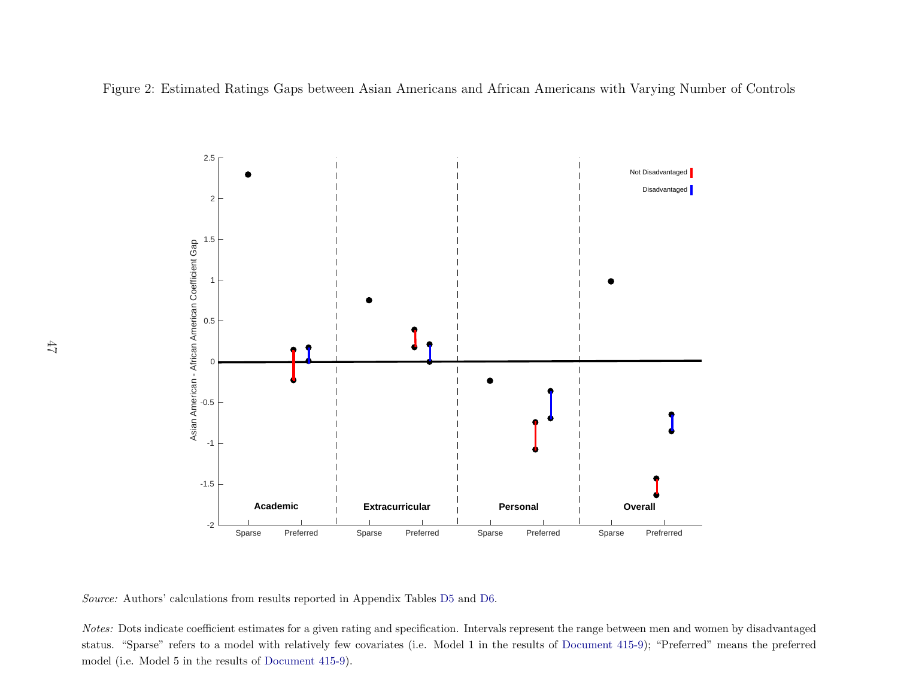Figure 2: Estimated Ratings Gaps between Asian Americans and African Americans with Varying Number of Controls

*Source:* Authors' calculations from results reported in Appendix Tables D5 and D6.

*Notes:* Dots indicate coefficient estimates for a given rating and specification. Intervals represent the range between men and women by disadvantaged status. "Sparse" refers to a model with relatively few covariates (i.e. Model 1 in the results of Document 415-9); "Preferred" means the preferred model (i.e. Model 5 in the results of Document 415-9).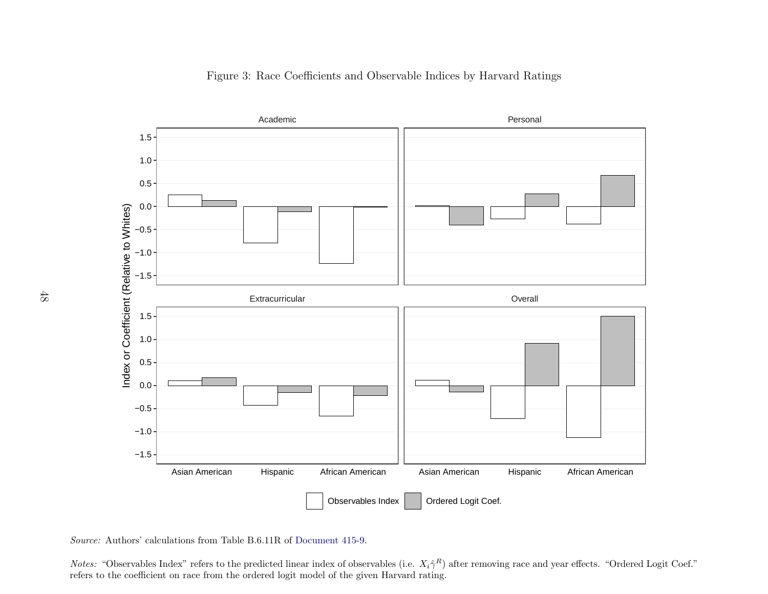Figure 3: Race Coefficients and Observable Indices by Harvard Ratings

*Source:* Authors' calculations from Table B.6.11R of Document 415-9.

*Notes:* "Observables Index" refers to the predicted linear index of observables (i.e. $X_i\hat{\gamma}^R$) after removing race and year effects. "Ordered Logit Coef." refers to the coefficient on race from the ordered logit model of the given Harvard rating.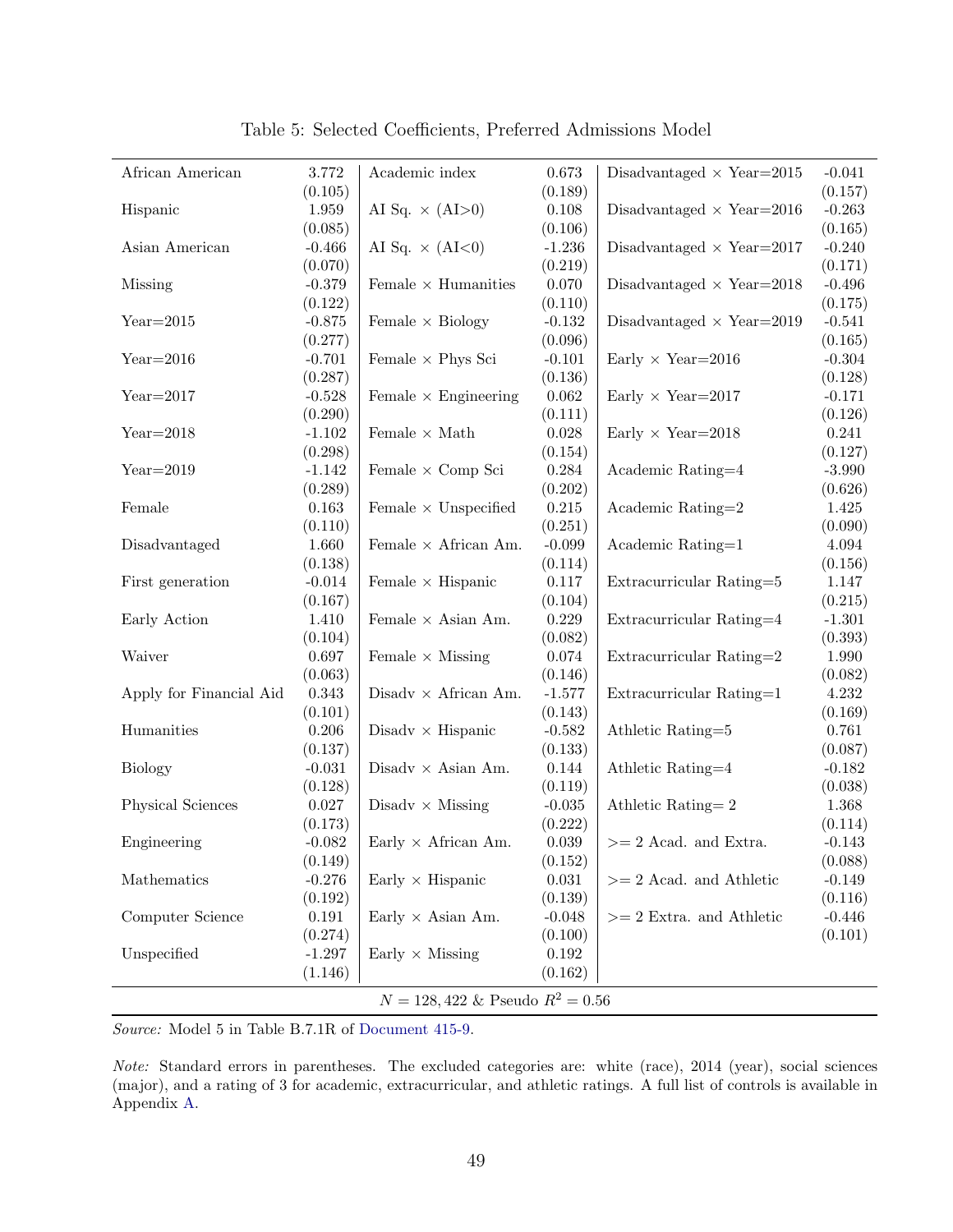Table 5: Selected Coefficients, Preferred Admissions Model

| | | | | | |
|---|---|---|---|---|---|
| African American | 3.772 | Academic index | 0.673 | Disadvantaged × Year=2015 | -0.041 |
| | (0.105) | | (0.189) | | (0.157) |
| Hispanic | 1.959 | AI Sq. × (AI>0) | 0.108 | Disadvantaged × Year=2016 | -0.263 |
| | (0.085) | | (0.106) | | (0.165) |
| Asian American | -0.466 | AI Sq. × (AI<0) | -1.236 | Disadvantaged × Year=2017 | -0.240 |
| | (0.070) | | (0.219) | | (0.171) |
| Missing | -0.379 | Female × Humanities | 0.070 | Disadvantaged × Year=2018 | -0.496 |
| | (0.122) | | (0.110) | | (0.175) |
| Year=2015 | -0.875 | Female × Biology | -0.132 | Disadvantaged × Year=2019 | -0.541 |
| | (0.277) | | (0.096) | | (0.165) |
| Year=2016 | -0.701 | Female × Phys Sci | -0.101 | Early × Year=2016 | -0.304 |
| | (0.287) | | (0.136) | | (0.128) |
| Year=2017 | -0.528 | Female × Engineering | 0.062 | Early × Year=2017 | -0.171 |
| | (0.290) | | (0.111) | | (0.126) |
| Year=2018 | -1.102 | Female × Math | 0.028 | Early × Year=2018 | 0.241 |
| | (0.298) | | (0.154) | | (0.127) |
| Year=2019 | -1.142 | Female × Comp Sci | 0.284 | Academic Rating=4 | -3.990 |
| | (0.289) | | (0.202) | | (0.626) |
| Female | 0.163 | Female × Unspecified | 0.215 | Academic Rating=2 | 1.425 |
| | (0.110) | | (0.251) | | (0.090) |
| Disadvantaged | 1.660 | Female × African Am. | -0.099 | Academic Rating=1 | 4.094 |
| | (0.138) | | (0.114) | | (0.156) |
| First generation | -0.014 | Female × Hispanic | 0.117 | Extracurricular Rating=5 | 1.147 |
| | (0.167) | | (0.104) | | (0.215) |
| Early Action | 1.410 | Female × Asian Am. | 0.229 | Extracurricular Rating=4 | -1.301 |
| | (0.104) | | (0.082) | | (0.393) |
| Waiver | 0.697 | Female × Missing | 0.074 | Extracurricular Rating=2 | 1.990 |
| | (0.063) | | (0.146) | | (0.082) |
| Apply for Financial Aid | 0.343 | Disadv × African Am. | -1.577 | Extracurricular Rating=1 | 4.232 |
| | (0.101) | | (0.143) | | (0.169) |
| Humanities | 0.206 | Disadv × Hispanic | -0.582 | Athletic Rating=5 | 0.761 |
| | (0.137) | | (0.133) | | (0.087) |
| Biology | -0.031 | Disadv × Asian Am. | 0.144 | Athletic Rating=4 | -0.182 |
| | (0.128) | | (0.119) | | (0.038) |
| Physical Sciences | 0.027 | Disadv × Missing | -0.035 | Athletic Rating= 2 | 1.368 |
| | (0.173) | | (0.222) | | (0.114) |
| Engineering | -0.082 | Early × African Am. | 0.039 | >= 2 Acad. and Extra. | -0.143 |
| | (0.149) | | (0.152) | | (0.088) |
| Mathematics | -0.276 | Early × Hispanic | 0.031 | >= 2 Acad. and Athletic | -0.149 |
| | (0.192) | | (0.139) | | (0.116) |
| Computer Science | 0.191 | Early × Asian Am. | -0.048 | >= 2 Extra. and Athletic | -0.446 |
| | (0.274) | | (0.100) | | (0.101) |
| Unspecified | -1.297 | Early × Missing | 0.192 | | |
| | (1.146) | | (0.162) | | |

$N = 128,422$ & Pseudo $R^2 = 0.56$

*Source:* Model 5 in Table B.7.1R of Document 415-9.

*Note:* Standard errors in parentheses. The excluded categories are: white (race), 2014 (year), social sciences (major), and a rating of 3 for academic, extracurricular, and athletic ratings. A full list of controls is available in Appendix A.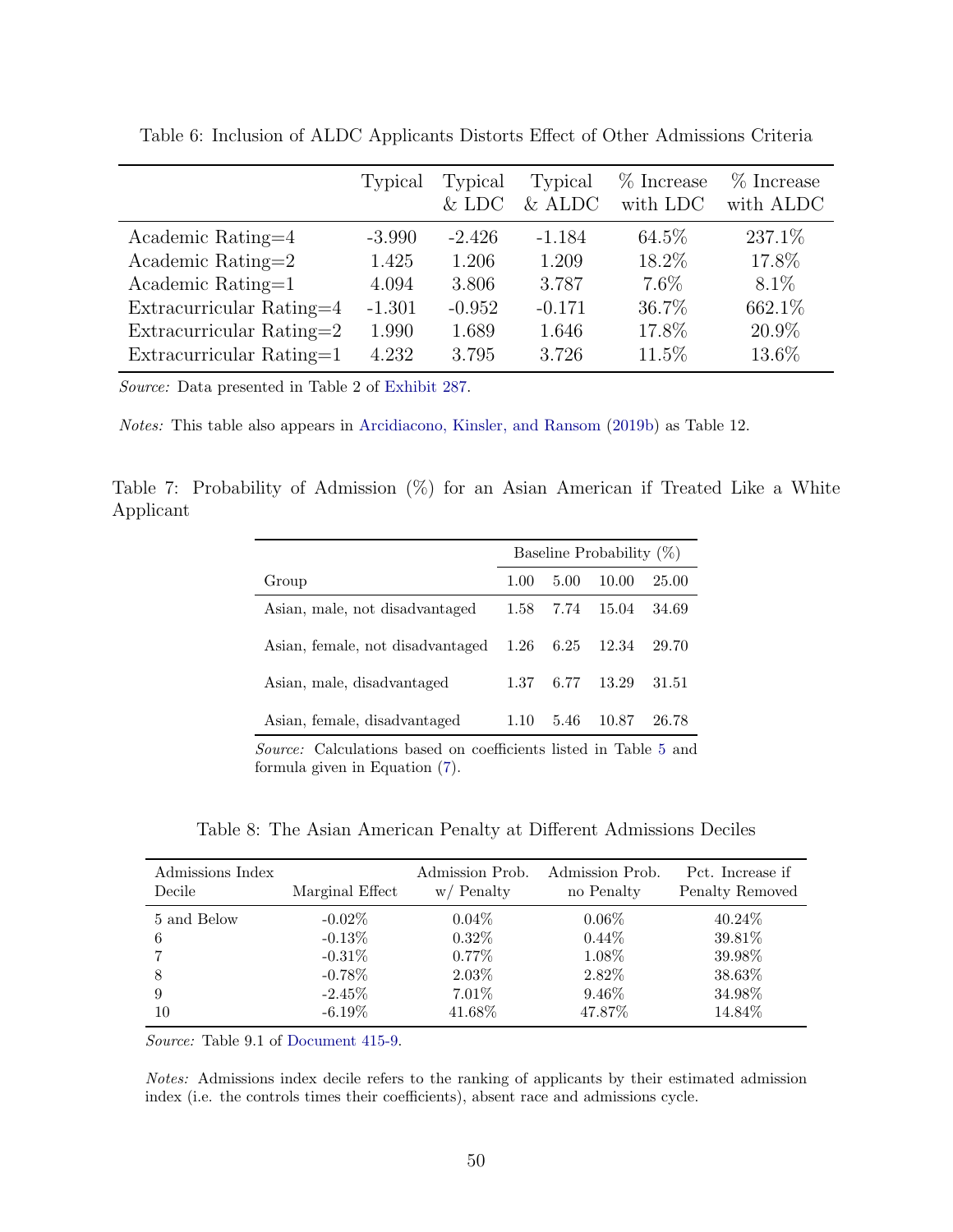Table 6: Inclusion of ALDC Applicants Distorts Effect of Other Admissions Criteria

| | Typical | Typical & LDC | Typical & ALDC | % Increase with LDC | % Increase with ALDC |
|---|---|---|---|---|---|
| Academic Rating=4 | -3.990 | -2.426 | -1.184 | 64.5% | 237.1% |
| Academic Rating=2 | 1.425 | 1.206 | 1.209 | 18.2% | 17.8% |
| Academic Rating=1 | 4.094 | 3.806 | 3.787 | 7.6% | 8.1% |
| Extracurricular Rating=4 | -1.301 | -0.952 | -0.171 | 36.7% | 662.1% |
| Extracurricular Rating=2 | 1.990 | 1.689 | 1.646 | 17.8% | 20.9% |
| Extracurricular Rating=1 | 4.232 | 3.795 | 3.726 | 11.5% | 13.6% |

*Source:* Data presented in Table 2 of Exhibit 287.

*Notes:* This table also appears in Arcidiacono, Kinsler, and Ransom (2019b) as Table 12.

Table 7: Probability of Admission (%) for an Asian American if Treated Like a White Applicant

| | Baseline Probability (%) | | | |
|---|---|---|---|---|
| Group | 1.00 | 5.00 | 10.00 | 25.00 |
| Asian, male, not disadvantaged | 1.58 | 7.74 | 15.04 | 34.69 |
| Asian, female, not disadvantaged | 1.26 | 6.25 | 12.34 | 29.70 |
| Asian, male, disadvantaged | 1.37 | 6.77 | 13.29 | 31.51 |
| Asian, female, disadvantaged | 1.10 | 5.46 | 10.87 | 26.78 |

*Source:* Calculations based on coefficients listed in Table 5 and formula given in Equation (7).

Table 8: The Asian American Penalty at Different Admissions Deciles

| Admissions Index Decile | Marginal Effect | Admission Prob. w/ Penalty | Admission Prob. no Penalty | Pct. Increase if Penalty Removed |
|---|---|---|---|---|
| 5 and Below | -0.02% | 0.04% | 0.06% | 40.24% |
| 6 | -0.13% | 0.32% | 0.44% | 39.81% |
| 7 | -0.31% | 0.77% | 1.08% | 39.98% |
| 8 | -0.78% | 2.03% | 2.82% | 38.63% |
| 9 | -2.45% | 7.01% | 9.46% | 34.98% |
| 10 | -6.19% | 41.68% | 47.87% | 14.84% |

*Source:* Table 9.1 of Document 415-9.

*Notes:* Admissions index decile refers to the ranking of applicants by their estimated admission index (i.e. the controls times their coefficients), absent race and admissions cycle.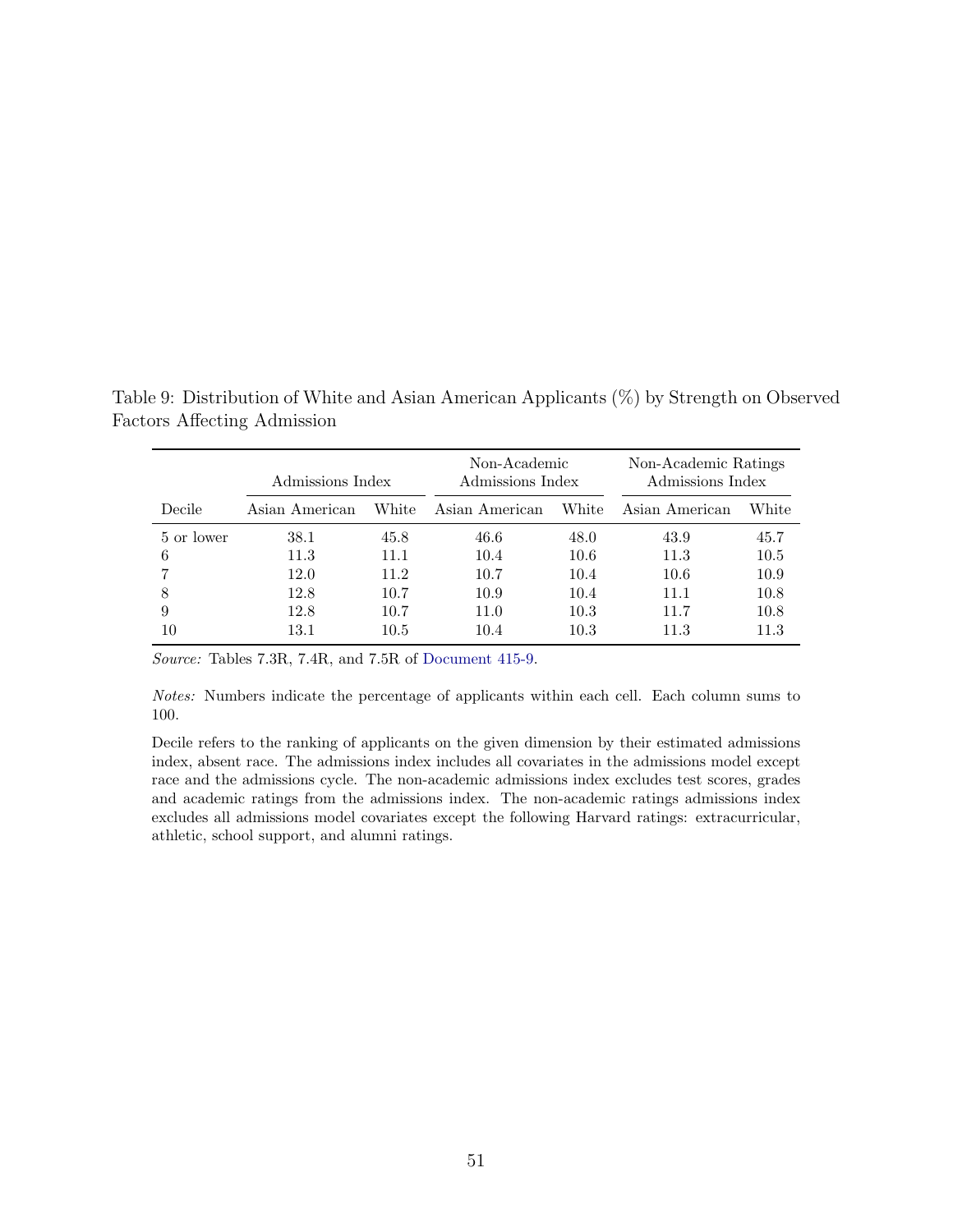Table 9: Distribution of White and Asian American Applicants (%) by Strength on Observed Factors Affecting Admission

| | Admissions Index | | Non-Academic Admissions Index | | Non-Academic Ratings Admissions Index | |
|---|---|---|---|---|---|---|
| Decile | Asian American | White | Asian American | White | Asian American | White |
| 5 or lower | 38.1 | 45.8 | 46.6 | 48.0 | 43.9 | 45.7 |
| 6 | 11.3 | 11.1 | 10.4 | 10.6 | 11.3 | 10.5 |
| 7 | 12.0 | 11.2 | 10.7 | 10.4 | 10.6 | 10.9 |
| 8 | 12.8 | 10.7 | 10.9 | 10.4 | 11.1 | 10.8 |
| 9 | 12.8 | 10.7 | 11.0 | 10.3 | 11.7 | 10.8 |
| 10 | 13.1 | 10.5 | 10.4 | 10.3 | 11.3 | 11.3 |

*Source:* Tables 7.3R, 7.4R, and 7.5R of Document 415-9.

*Notes:* Numbers indicate the percentage of applicants within each cell. Each column sums to 100.

Decile refers to the ranking of applicants on the given dimension by their estimated admissions index, absent race. The admissions index includes all covariates in the admissions model except race and the admissions cycle. The non-academic admissions index excludes test scores, grades and academic ratings from the admissions index. The non-academic ratings admissions index excludes all admissions model covariates except the following Harvard ratings: extracurricular, athletic, school support, and alumni ratings.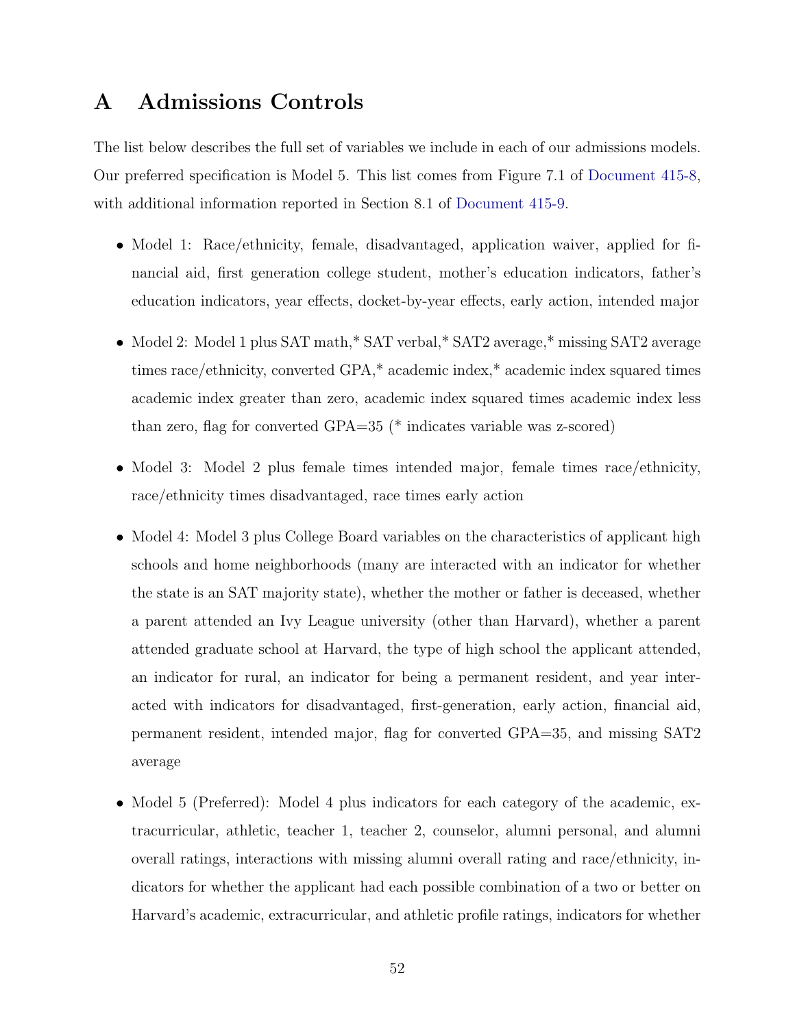# A Admissions Controls

The list below describes the full set of variables we include in each of our admissions models. Our preferred specification is Model 5. This list comes from Figure 7.1 of Document 415-8, with additional information reported in Section 8.1 of Document 415-9.

- Model 1: Race/ethnicity, female, disadvantaged, application waiver, applied for financial aid, first generation college student, mother's education indicators, father's education indicators, year effects, docket-by-year effects, early action, intended major
- Model 2: Model 1 plus SAT math,* SAT verbal,* SAT2 average,* missing SAT2 average times race/ethnicity, converted GPA,* academic index,* academic index squared times academic index greater than zero, academic index squared times academic index less than zero, flag for converted GPA=35 (* indicates variable was z-scored)
- Model 3: Model 2 plus female times intended major, female times race/ethnicity, race/ethnicity times disadvantaged, race times early action
- Model 4: Model 3 plus College Board variables on the characteristics of applicant high schools and home neighborhoods (many are interacted with an indicator for whether the state is an SAT majority state), whether the mother or father is deceased, whether a parent attended an Ivy League university (other than Harvard), whether a parent attended graduate school at Harvard, the type of high school the applicant attended, an indicator for rural, an indicator for being a permanent resident, and year interacted with indicators for disadvantaged, first-generation, early action, financial aid, permanent resident, intended major, flag for converted GPA=35, and missing SAT2 average
- Model 5 (Preferred): Model 4 plus indicators for each category of the academic, extracurricular, athletic, teacher 1, teacher 2, counselor, alumni personal, and alumni overall ratings, interactions with missing alumni overall rating and race/ethnicity, indicators for whether the applicant had each possible combination of a two or better on Harvard's academic, extracurricular, and athletic profile ratings, indicators for whether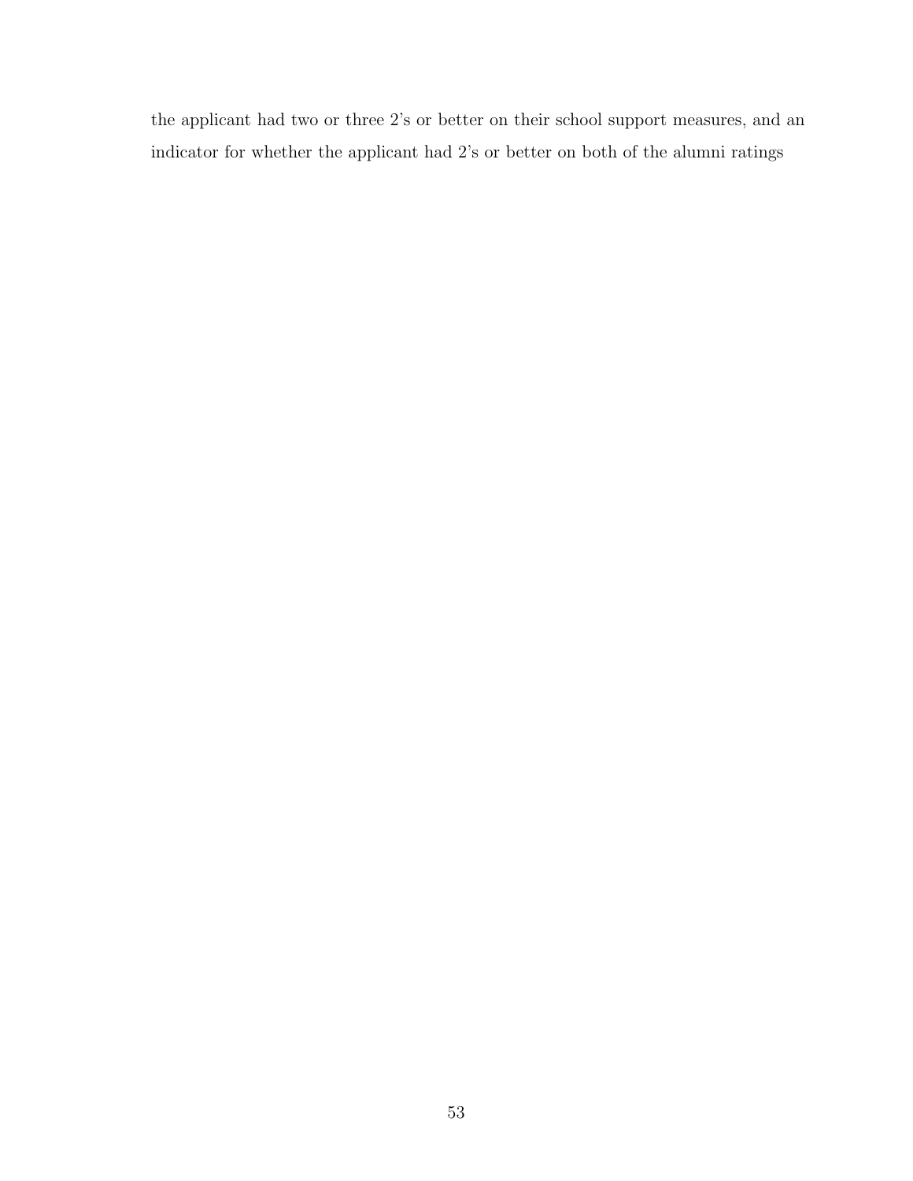the applicant had two or three 2's or better on their school support measures, and an indicator for whether the applicant had 2's or better on both of the alumni ratings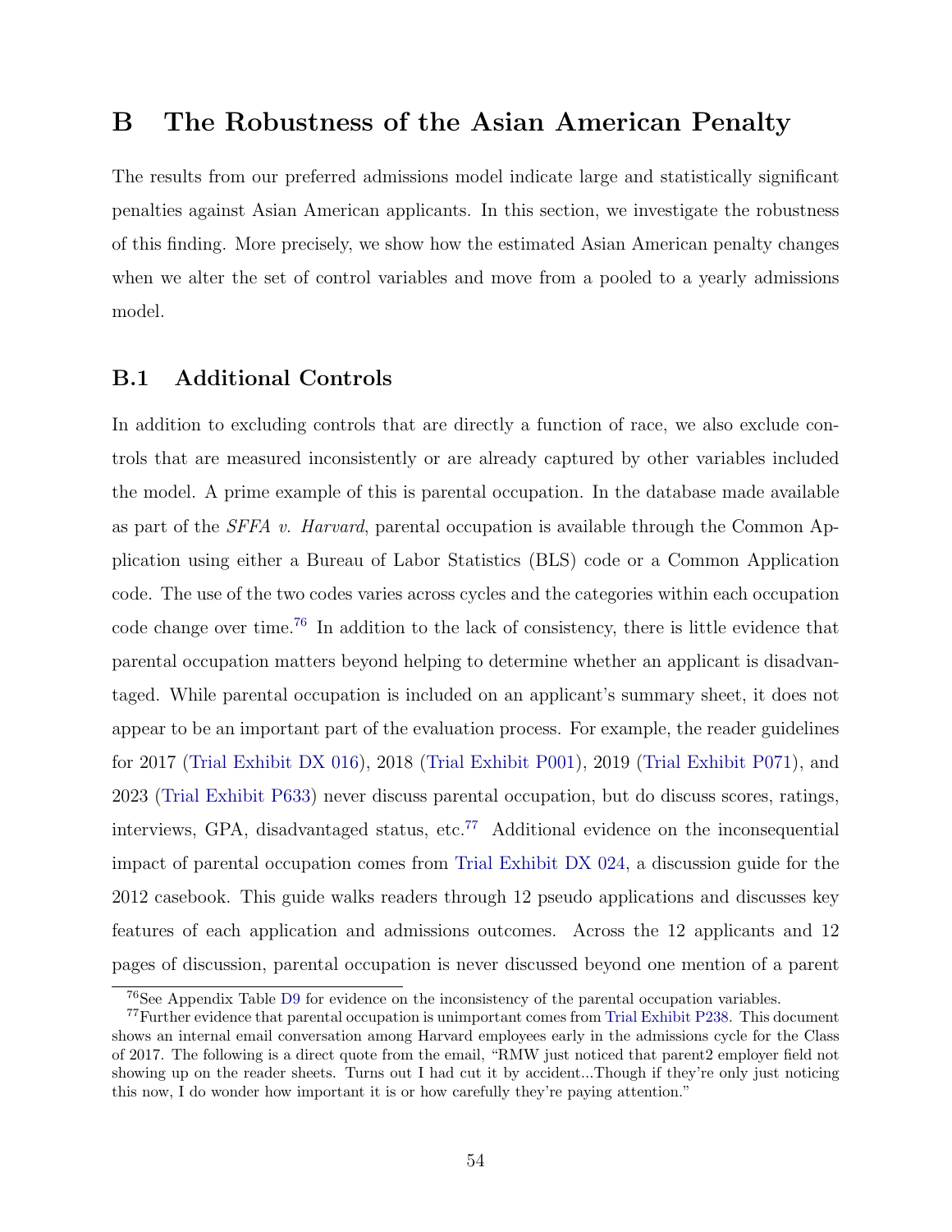# B The Robustness of the Asian American Penalty

The results from our preferred admissions model indicate large and statistically significant penalties against Asian American applicants. In this section, we investigate the robustness of this finding. More precisely, we show how the estimated Asian American penalty changes when we alter the set of control variables and move from a pooled to a yearly admissions model.

## B.1 Additional Controls

In addition to excluding controls that are directly a function of race, we also exclude controls that are measured inconsistently or are already captured by other variables included the model. A prime example of this is parental occupation. In the database made available as part of the *SFFA v. Harvard*, parental occupation is available through the Common Application using either a Bureau of Labor Statistics (BLS) code or a Common Application code. The use of the two codes varies across cycles and the categories within each occupation code change over time.[76] In addition to the lack of consistency, there is little evidence that parental occupation matters beyond helping to determine whether an applicant is disadvantaged. While parental occupation is included on an applicant's summary sheet, it does not appear to be an important part of the evaluation process. For example, the reader guidelines for 2017 (Trial Exhibit DX 016), 2018 (Trial Exhibit P001), 2019 (Trial Exhibit P071), and 2023 (Trial Exhibit P633) never discuss parental occupation, but do discuss scores, ratings, interviews, GPA, disadvantaged status, etc.[77] Additional evidence on the inconsequential impact of parental occupation comes from Trial Exhibit DX 024, a discussion guide for the 2012 casebook. This guide walks readers through 12 pseudo applications and discusses key features of each application and admissions outcomes. Across the 12 applicants and 12 pages of discussion, parental occupation is never discussed beyond one mention of a parent

[76] See Appendix Table D9 for evidence on the inconsistency of the parental occupation variables.

[77] Further evidence that parental occupation is unimportant comes from Trial Exhibit P238. This document shows an internal email conversation among Harvard employees early in the admissions cycle for the Class of 2017. The following is a direct quote from the email, "RMW just noticed that parent2 employer field not showing up on the reader sheets. Turns out I had cut it by accident...Though if they're only just noticing this now, I do wonder how important it is or how carefully they're paying attention."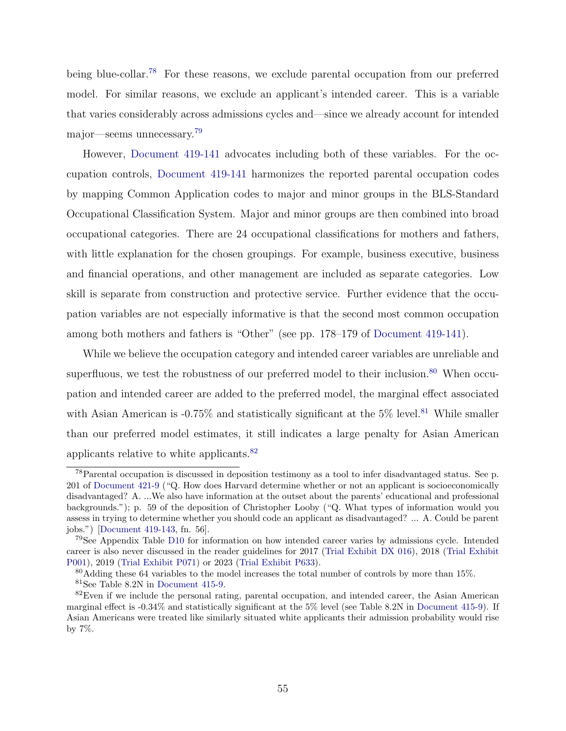being blue-collar.[78] For these reasons, we exclude parental occupation from our preferred model. For similar reasons, we exclude an applicant's intended career. This is a variable that varies considerably across admissions cycles and—since we already account for intended major—seems unnecessary.[79]

However, Document 419-141 advocates including both of these variables. For the occupation controls, Document 419-141 harmonizes the reported parental occupation codes by mapping Common Application codes to major and minor groups in the BLS-Standard Occupational Classification System. Major and minor groups are then combined into broad occupational categories. There are 24 occupational classifications for mothers and fathers, with little explanation for the chosen groupings. For example, business executive, business and financial operations, and other management are included as separate categories. Low skill is separate from construction and protective service. Further evidence that the occupation variables are not especially informative is that the second most common occupation among both mothers and fathers is "Other" (see pp. 178–179 of Document 419-141).

While we believe the occupation category and intended career variables are unreliable and superfluous, we test the robustness of our preferred model to their inclusion.[80] When occupation and intended career are added to the preferred model, the marginal effect associated with Asian American is -0.75% and statistically significant at the 5% level.[81] While smaller than our preferred model estimates, it still indicates a large penalty for Asian American applicants relative to white applicants.[82]

---

[78] Parental occupation is discussed in deposition testimony as a tool to infer disadvantaged status. See p. 201 of Document 421-9 ("Q. How does Harvard determine whether or not an applicant is socioeconomically disadvantaged? A. ...We also have information at the outset about the parents' educational and professional backgrounds."); p. 59 of the deposition of Christopher Looby ("Q. What types of information would you assess in trying to determine whether you should code an applicant as disadvantaged? ... A. Could be parent jobs.") [Document 419-143, fn. 56].

[79] See Appendix Table D10 for information on how intended career varies by admissions cycle. Intended career is also never discussed in the reader guidelines for 2017 (Trial Exhibit DX 016), 2018 (Trial Exhibit P001), 2019 (Trial Exhibit P071) or 2023 (Trial Exhibit P633).

[80] Adding these 64 variables to the model increases the total number of controls by more than 15%.

[81] See Table 8.2N in Document 415-9.

[82] Even if we include the personal rating, parental occupation, and intended career, the Asian American marginal effect is -0.34% and statistically significant at the 5% level (see Table 8.2N in Document 415-9). If Asian Americans were treated like similarly situated white applicants their admission probability would rise by 7%.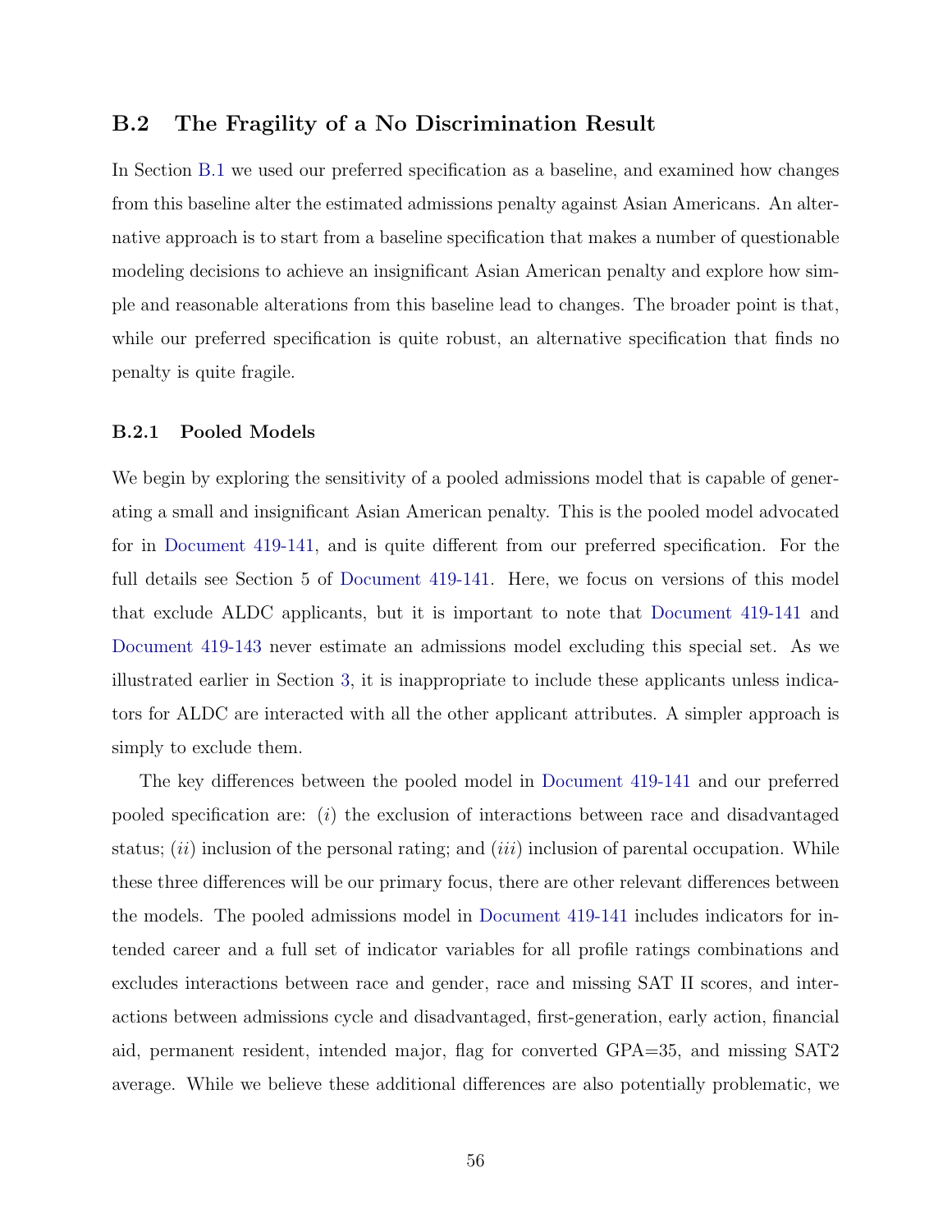## B.2 The Fragility of a No Discrimination Result

In Section B.1 we used our preferred specification as a baseline, and examined how changes from this baseline alter the estimated admissions penalty against Asian Americans. An alternative approach is to start from a baseline specification that makes a number of questionable modeling decisions to achieve an insignificant Asian American penalty and explore how simple and reasonable alterations from this baseline lead to changes. The broader point is that, while our preferred specification is quite robust, an alternative specification that finds no penalty is quite fragile.

### B.2.1 Pooled Models

We begin by exploring the sensitivity of a pooled admissions model that is capable of generating a small and insignificant Asian American penalty. This is the pooled model advocated for in Document 419-141, and is quite different from our preferred specification. For the full details see Section 5 of Document 419-141. Here, we focus on versions of this model that exclude ALDC applicants, but it is important to note that Document 419-141 and Document 419-143 never estimate an admissions model excluding this special set. As we illustrated earlier in Section 3, it is inappropriate to include these applicants unless indicators for ALDC are interacted with all the other applicant attributes. A simpler approach is simply to exclude them.

The key differences between the pooled model in Document 419-141 and our preferred pooled specification are: (*i*) the exclusion of interactions between race and disadvantaged status; (*ii*) inclusion of the personal rating; and (*iii*) inclusion of parental occupation. While these three differences will be our primary focus, there are other relevant differences between the models. The pooled admissions model in Document 419-141 includes indicators for intended career and a full set of indicator variables for all profile ratings combinations and excludes interactions between race and gender, race and missing SAT II scores, and interactions between admissions cycle and disadvantaged, first-generation, early action, financial aid, permanent resident, intended major, flag for converted GPA=35, and missing SAT2 average. While we believe these additional differences are also potentially problematic, we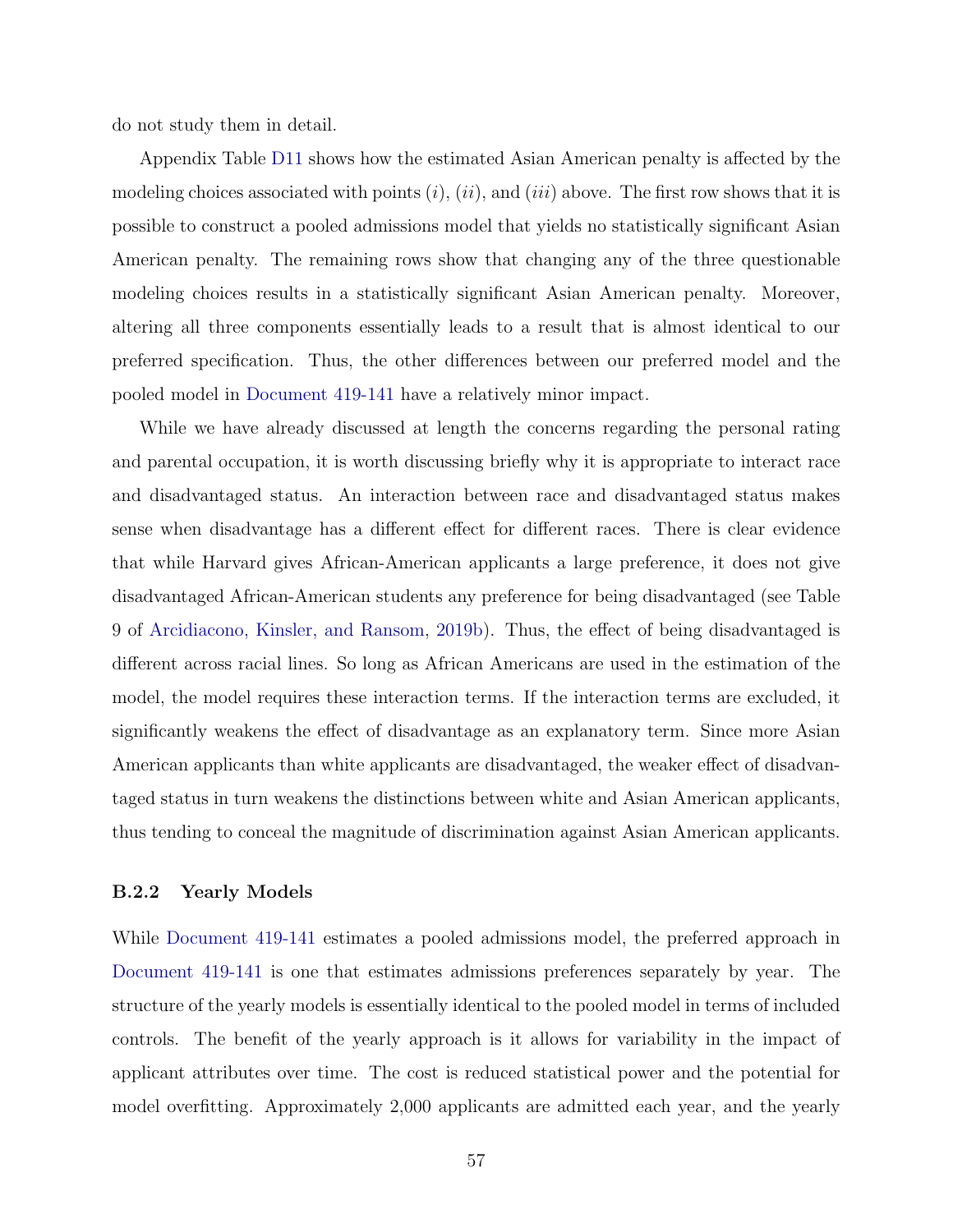do not study them in detail.

Appendix Table D11 shows how the estimated Asian American penalty is affected by the modeling choices associated with points (*i*), (*ii*), and (*iii*) above. The first row shows that it is possible to construct a pooled admissions model that yields no statistically significant Asian American penalty. The remaining rows show that changing any of the three questionable modeling choices results in a statistically significant Asian American penalty. Moreover, altering all three components essentially leads to a result that is almost identical to our preferred specification. Thus, the other differences between our preferred model and the pooled model in Document 419-141 have a relatively minor impact.

While we have already discussed at length the concerns regarding the personal rating and parental occupation, it is worth discussing briefly why it is appropriate to interact race and disadvantaged status. An interaction between race and disadvantaged status makes sense when disadvantage has a different effect for different races. There is clear evidence that while Harvard gives African-American applicants a large preference, it does not give disadvantaged African-American students any preference for being disadvantaged (see Table 9 of Arcidiacono, Kinsler, and Ransom, 2019b). Thus, the effect of being disadvantaged is different across racial lines. So long as African Americans are used in the estimation of the model, the model requires these interaction terms. If the interaction terms are excluded, it significantly weakens the effect of disadvantage as an explanatory term. Since more Asian American applicants than white applicants are disadvantaged, the weaker effect of disadvantaged status in turn weakens the distinctions between white and Asian American applicants, thus tending to conceal the magnitude of discrimination against Asian American applicants.

### B.2.2 Yearly Models

While Document 419-141 estimates a pooled admissions model, the preferred approach in Document 419-141 is one that estimates admissions preferences separately by year. The structure of the yearly models is essentially identical to the pooled model in terms of included controls. The benefit of the yearly approach is it allows for variability in the impact of applicant attributes over time. The cost is reduced statistical power and the potential for model overfitting. Approximately 2,000 applicants are admitted each year, and the yearly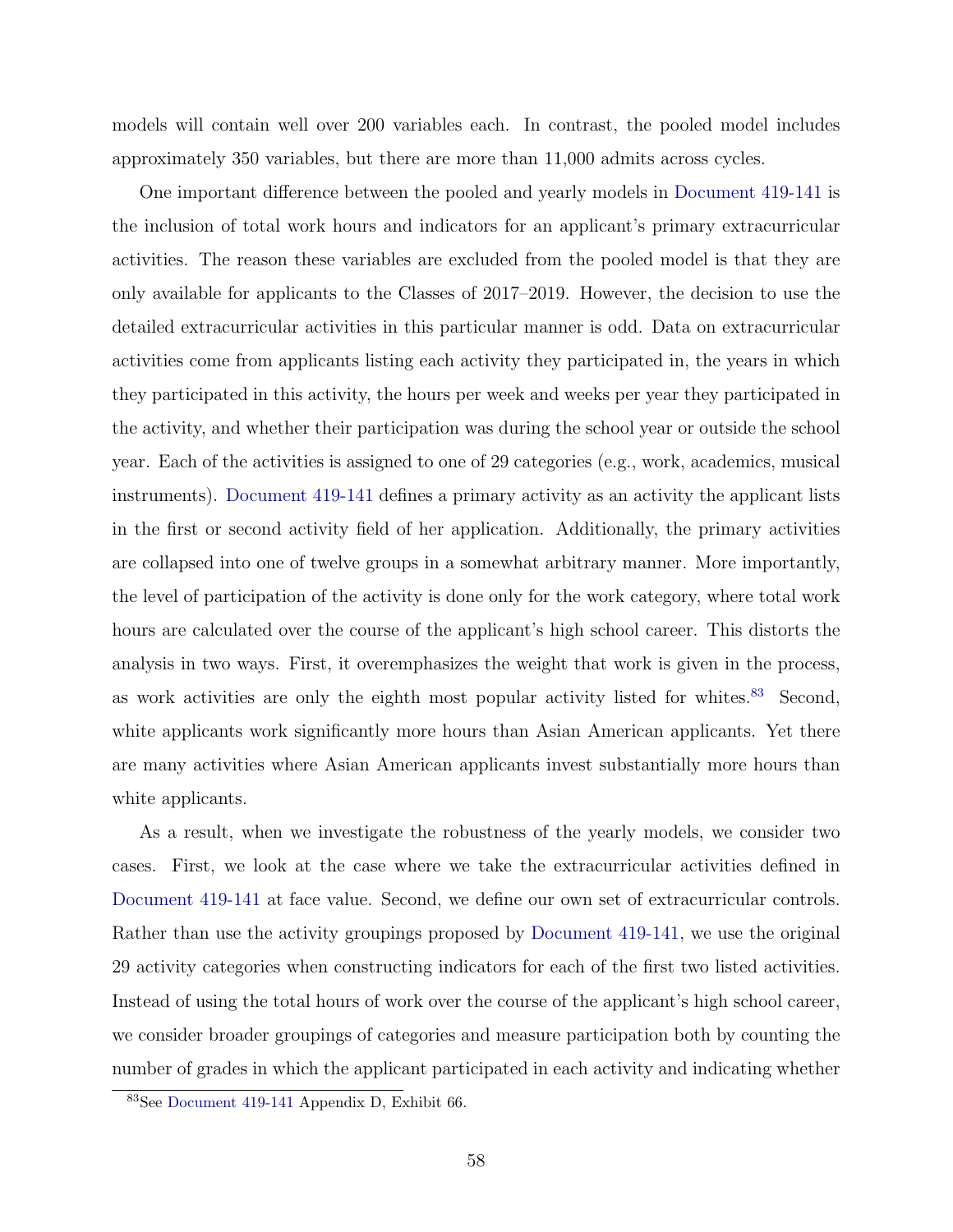models will contain well over 200 variables each. In contrast, the pooled model includes approximately 350 variables, but there are more than 11,000 admits across cycles.

One important difference between the pooled and yearly models in Document 419-141 is the inclusion of total work hours and indicators for an applicant's primary extracurricular activities. The reason these variables are excluded from the pooled model is that they are only available for applicants to the Classes of 2017–2019. However, the decision to use the detailed extracurricular activities in this particular manner is odd. Data on extracurricular activities come from applicants listing each activity they participated in, the years in which they participated in this activity, the hours per week and weeks per year they participated in the activity, and whether their participation was during the school year or outside the school year. Each of the activities is assigned to one of 29 categories (e.g., work, academics, musical instruments). Document 419-141 defines a primary activity as an activity the applicant lists in the first or second activity field of her application. Additionally, the primary activities are collapsed into one of twelve groups in a somewhat arbitrary manner. More importantly, the level of participation of the activity is done only for the work category, where total work hours are calculated over the course of the applicant's high school career. This distorts the analysis in two ways. First, it overemphasizes the weight that work is given in the process, as work activities are only the eighth most popular activity listed for whites.[83] Second, white applicants work significantly more hours than Asian American applicants. Yet there are many activities where Asian American applicants invest substantially more hours than white applicants.

As a result, when we investigate the robustness of the yearly models, we consider two cases. First, we look at the case where we take the extracurricular activities defined in Document 419-141 at face value. Second, we define our own set of extracurricular controls. Rather than use the activity groupings proposed by Document 419-141, we use the original 29 activity categories when constructing indicators for each of the first two listed activities. Instead of using the total hours of work over the course of the applicant's high school career, we consider broader groupings of categories and measure participation both by counting the number of grades in which the applicant participated in each activity and indicating whether

[83] See Document 419-141 Appendix D, Exhibit 66.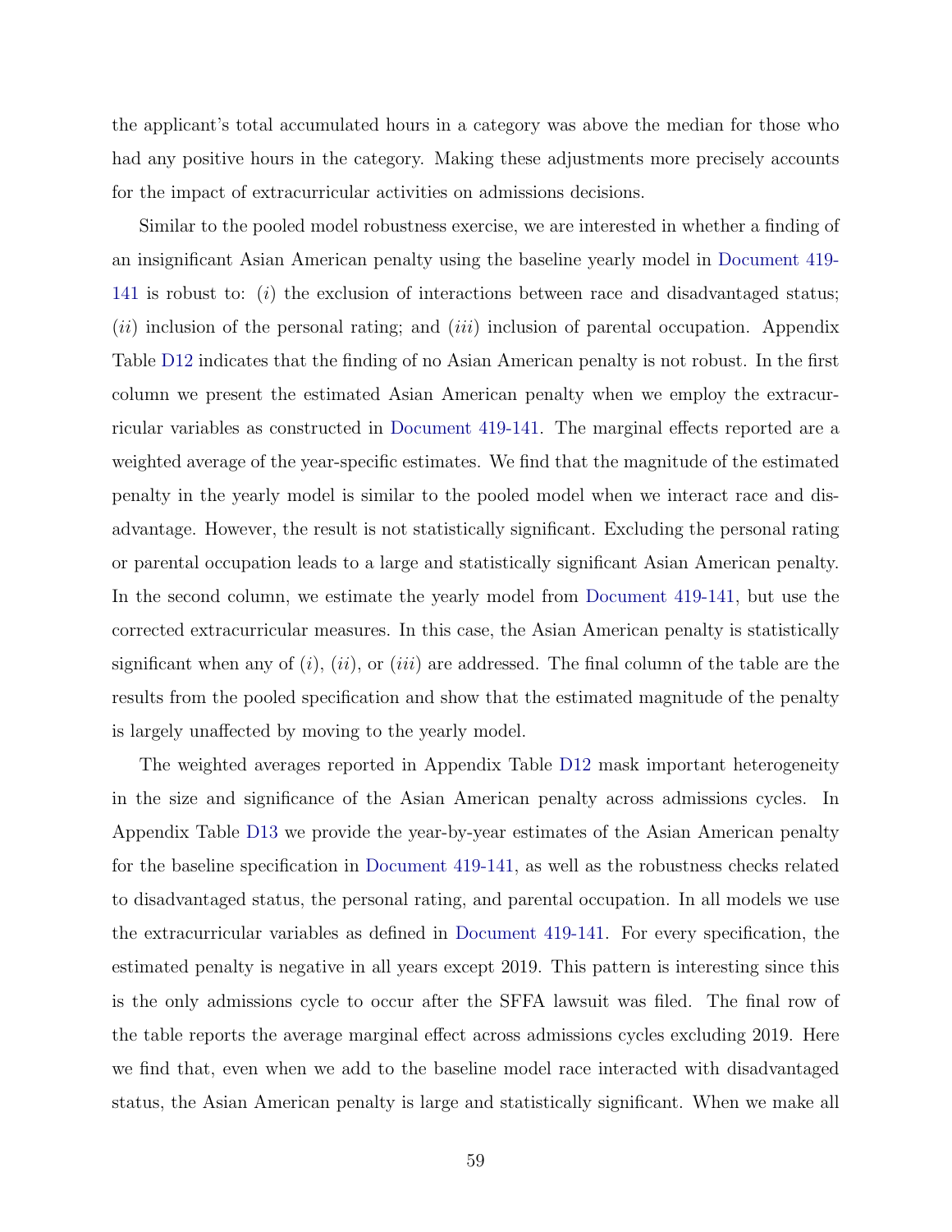the applicant's total accumulated hours in a category was above the median for those who had any positive hours in the category. Making these adjustments more precisely accounts for the impact of extracurricular activities on admissions decisions.

Similar to the pooled model robustness exercise, we are interested in whether a finding of an insignificant Asian American penalty using the baseline yearly model in Document 419-141 is robust to: (*i*) the exclusion of interactions between race and disadvantaged status; (*ii*) inclusion of the personal rating; and (*iii*) inclusion of parental occupation. Appendix Table D12 indicates that the finding of no Asian American penalty is not robust. In the first column we present the estimated Asian American penalty when we employ the extracurricular variables as constructed in Document 419-141. The marginal effects reported are a weighted average of the year-specific estimates. We find that the magnitude of the estimated penalty in the yearly model is similar to the pooled model when we interact race and disadvantage. However, the result is not statistically significant. Excluding the personal rating or parental occupation leads to a large and statistically significant Asian American penalty. In the second column, we estimate the yearly model from Document 419-141, but use the corrected extracurricular measures. In this case, the Asian American penalty is statistically significant when any of (*i*), (*ii*), or (*iii*) are addressed. The final column of the table are the results from the pooled specification and show that the estimated magnitude of the penalty is largely unaffected by moving to the yearly model.

The weighted averages reported in Appendix Table D12 mask important heterogeneity in the size and significance of the Asian American penalty across admissions cycles. In Appendix Table D13 we provide the year-by-year estimates of the Asian American penalty for the baseline specification in Document 419-141, as well as the robustness checks related to disadvantaged status, the personal rating, and parental occupation. In all models we use the extracurricular variables as defined in Document 419-141. For every specification, the estimated penalty is negative in all years except 2019. This pattern is interesting since this is the only admissions cycle to occur after the SFFA lawsuit was filed. The final row of the table reports the average marginal effect across admissions cycles excluding 2019. Here we find that, even when we add to the baseline model race interacted with disadvantaged status, the Asian American penalty is large and statistically significant. When we make all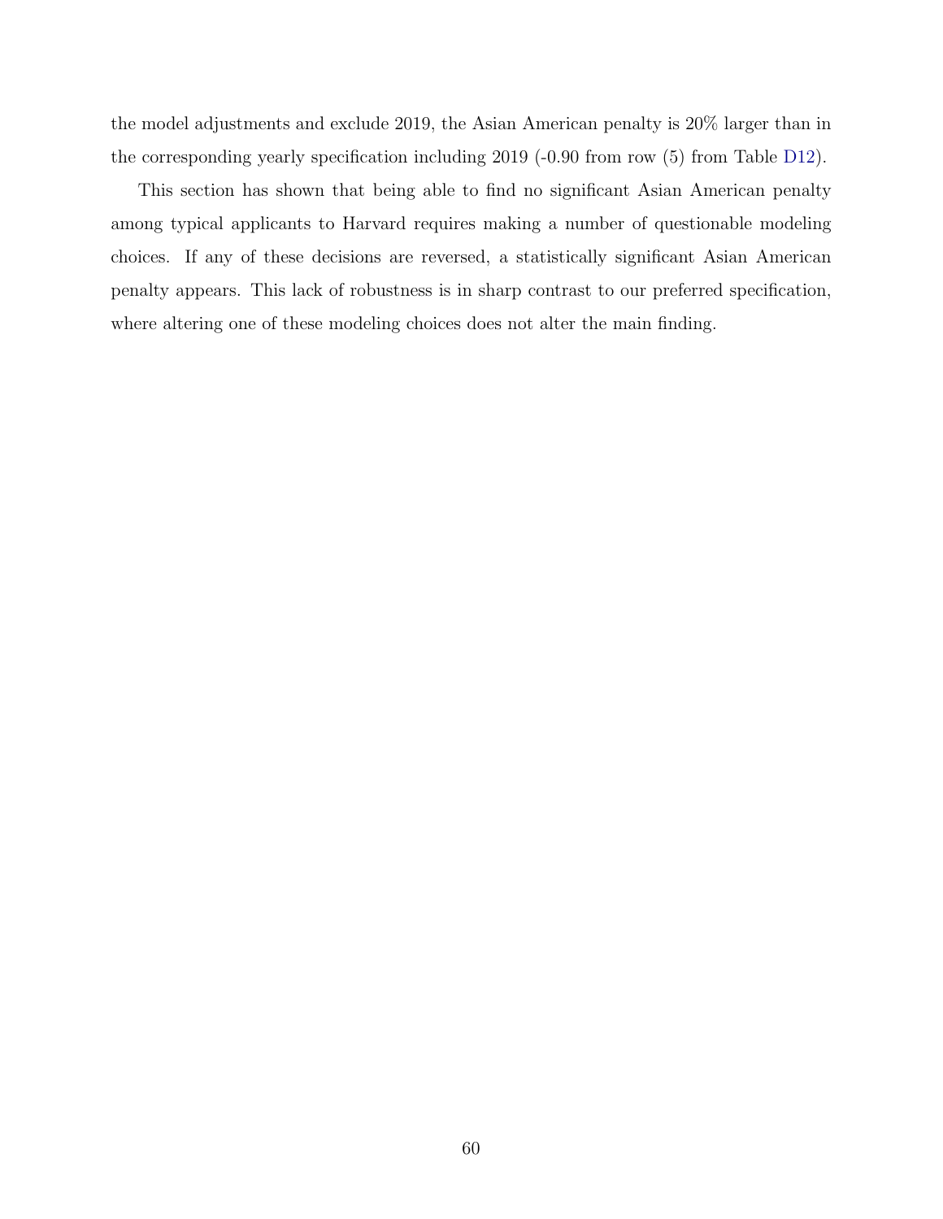the model adjustments and exclude 2019, the Asian American penalty is 20% larger than in the corresponding yearly specification including 2019 (-0.90 from row (5) from Table D12).

This section has shown that being able to find no significant Asian American penalty among typical applicants to Harvard requires making a number of questionable modeling choices. If any of these decisions are reversed, a statistically significant Asian American penalty appears. This lack of robustness is in sharp contrast to our preferred specification, where altering one of these modeling choices does not alter the main finding.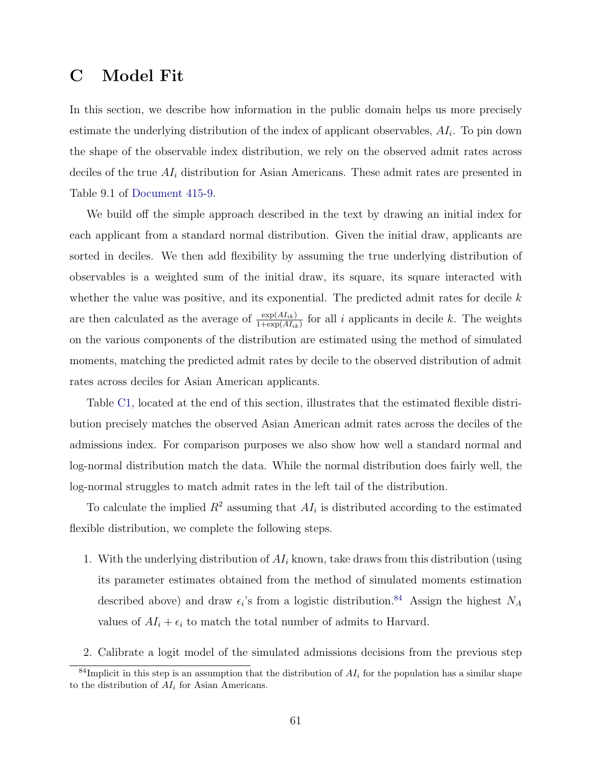# C Model Fit

In this section, we describe how information in the public domain helps us more precisely estimate the underlying distribution of the index of applicant observables, $AI_i$. To pin down the shape of the observable index distribution, we rely on the observed admit rates across deciles of the true $AI_i$ distribution for Asian Americans. These admit rates are presented in Table 9.1 of Document 415-9.

We build off the simple approach described in the text by drawing an initial index for each applicant from a standard normal distribution. Given the initial draw, applicants are sorted in deciles. We then add flexibility by assuming the true underlying distribution of observables is a weighted sum of the initial draw, its square, its square interacted with whether the value was positive, and its exponential. The predicted admit rates for decile $k$ are then calculated as the average of $\frac{\exp(AI_{ik})}{1+\exp(AI_{ik})}$ for all $i$ applicants in decile $k$. The weights on the various components of the distribution are estimated using the method of simulated moments, matching the predicted admit rates by decile to the observed distribution of admit rates across deciles for Asian American applicants.

Table C1, located at the end of this section, illustrates that the estimated flexible distribution precisely matches the observed Asian American admit rates across the deciles of the admissions index. For comparison purposes we also show how well a standard normal and log-normal distribution match the data. While the normal distribution does fairly well, the log-normal struggles to match admit rates in the left tail of the distribution.

To calculate the implied $R^2$ assuming that $AI_i$ is distributed according to the estimated flexible distribution, we complete the following steps.

1. With the underlying distribution of $AI_i$ known, take draws from this distribution (using its parameter estimates obtained from the method of simulated moments estimation described above) and draw $\epsilon_i$'s from a logistic distribution.[84] Assign the highest $N_A$ values of $AI_i + \epsilon_i$ to match the total number of admits to Harvard.

2. Calibrate a logit model of the simulated admissions decisions from the previous step

[84] Implicit in this step is an assumption that the distribution of $AI_i$ for the population has a similar shape to the distribution of $AI_i$ for Asian Americans.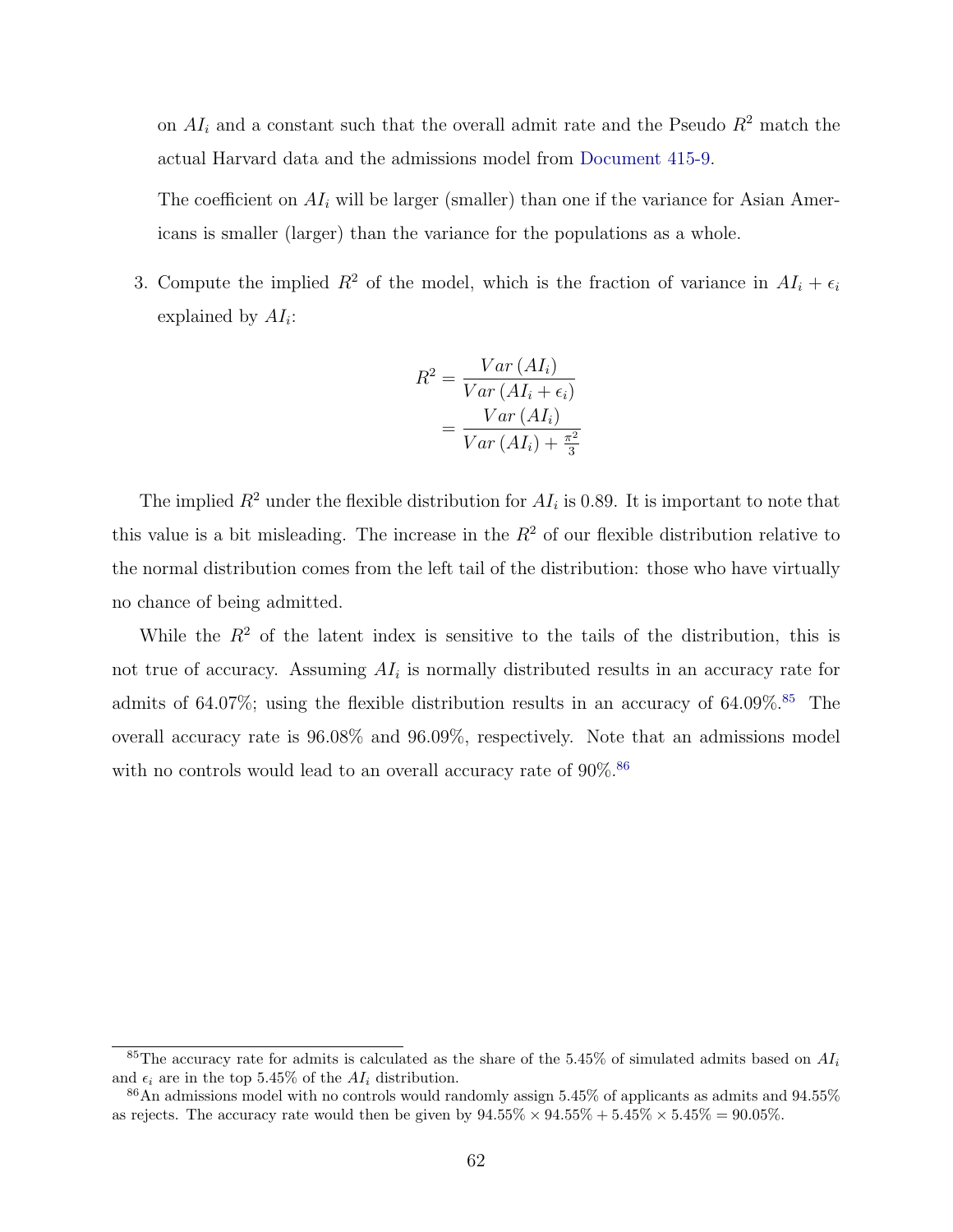on $AI_i$ and a constant such that the overall admit rate and the Pseudo $R^2$ match the actual Harvard data and the admissions model from Document 415-9.

The coefficient on $AI_i$ will be larger (smaller) than one if the variance for Asian Americans is smaller (larger) than the variance for the populations as a whole.

3. Compute the implied $R^2$ of the model, which is the fraction of variance in $AI_i + \epsilon_i$ explained by $AI_i$:

$$
\begin{aligned}
R^2 &= \frac{Var\left(AI_i\right)}{Var\left(AI_i + \epsilon_i\right)} \\
&= \frac{Var\left(AI_i\right)}{Var\left(AI_i\right) + \frac{\pi^2}{3}}
\end{aligned}
$$

The implied $R^2$ under the flexible distribution for $AI_i$ is 0.89. It is important to note that this value is a bit misleading. The increase in the $R^2$ of our flexible distribution relative to the normal distribution comes from the left tail of the distribution: those who have virtually no chance of being admitted.

While the $R^2$ of the latent index is sensitive to the tails of the distribution, this is not true of accuracy. Assuming $AI_i$ is normally distributed results in an accuracy rate for admits of 64.07%; using the flexible distribution results in an accuracy of 64.09%.[85] The overall accuracy rate is 96.08% and 96.09%, respectively. Note that an admissions model with no controls would lead to an overall accuracy rate of 90%.[86]

---

[85] The accuracy rate for admits is calculated as the share of the 5.45% of simulated admits based on $AI_i$ and $\epsilon_i$ are in the top 5.45% of the $AI_i$ distribution.

[86] An admissions model with no controls would randomly assign 5.45% of applicants as admits and 94.55% as rejects. The accuracy rate would then be given by 94.55% × 94.55% + 5.45% × 5.45% = 90.05%.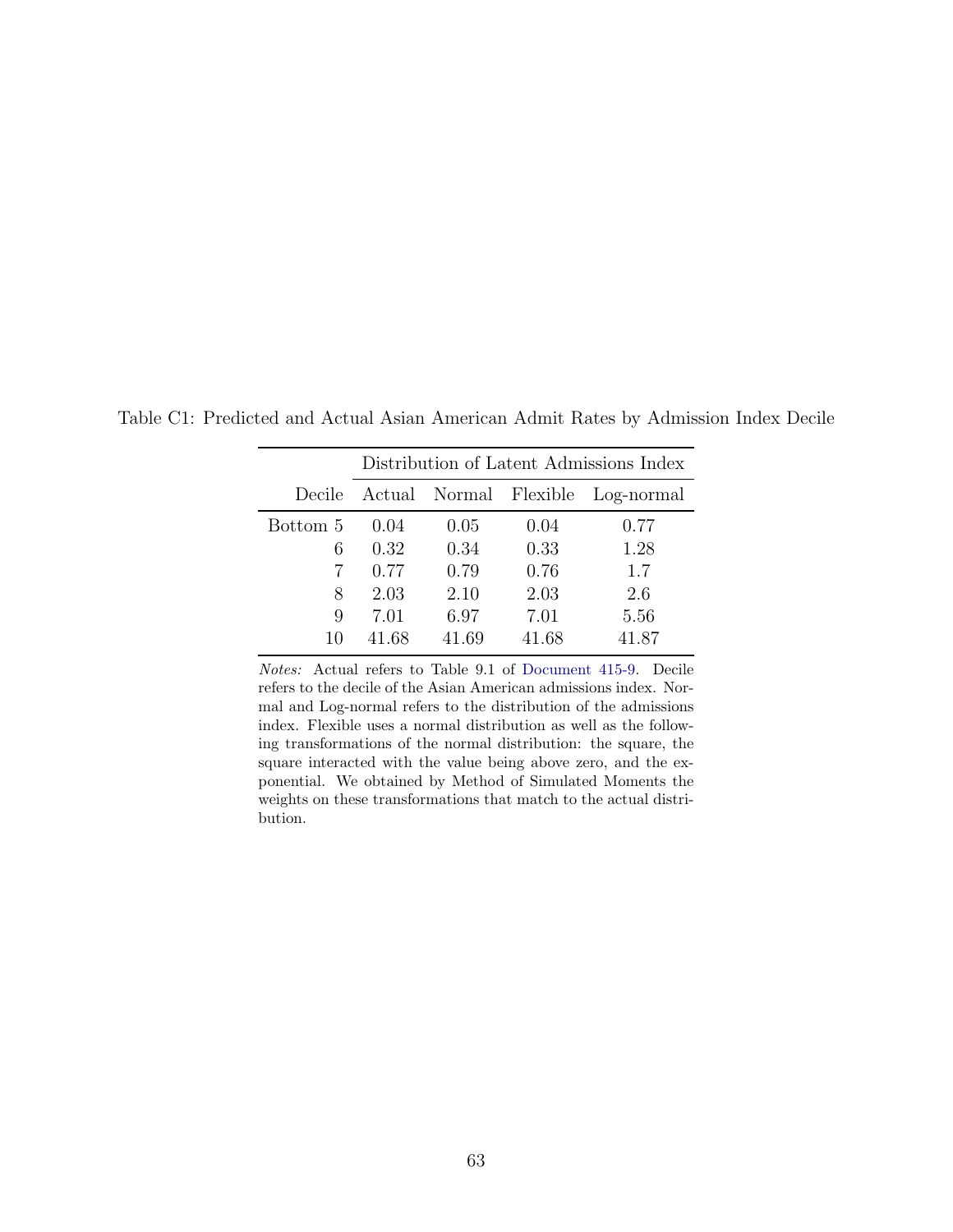Table C1: Predicted and Actual Asian American Admit Rates by Admission Index Decile

| | Distribution of Latent Admissions Index | | | |
|---|---|---|---|---|
| Decile | Actual | Normal | Flexible | Log-normal |
| Bottom 5 | 0.04 | 0.05 | 0.04 | 0.77 |
| 6 | 0.32 | 0.34 | 0.33 | 1.28 |
| 7 | 0.77 | 0.79 | 0.76 | 1.7 |
| 8 | 2.03 | 2.10 | 2.03 | 2.6 |
| 9 | 7.01 | 6.97 | 7.01 | 5.56 |
| 10 | 41.68 | 41.69 | 41.68 | 41.87 |

*Notes:* Actual refers to Table 9.1 of Document 415-9. Decile refers to the decile of the Asian American admissions index. Normal and Log-normal refers to the distribution of the admissions index. Flexible uses a normal distribution as well as the following transformations of the normal distribution: the square, the square interacted with the value being above zero, and the exponential. We obtained by Method of Simulated Moments the weights on these transformations that match to the actual distribution.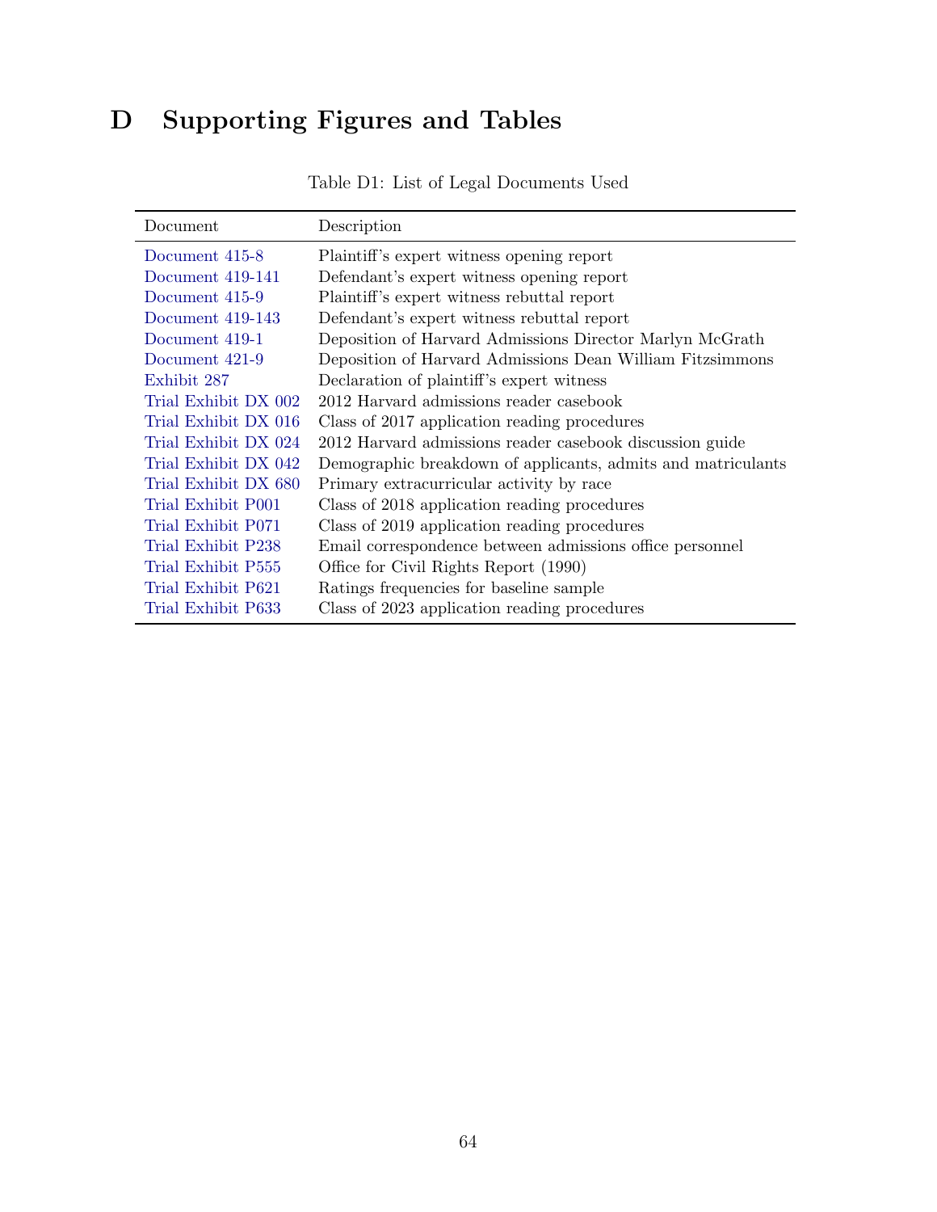# D Supporting Figures and Tables

Table D1: List of Legal Documents Used

| Document | Description |
|---|---|
| Document 415-8 | Plaintiff's expert witness opening report |
| Document 419-141 | Defendant's expert witness opening report |
| Document 415-9 | Plaintiff's expert witness rebuttal report |
| Document 419-143 | Defendant's expert witness rebuttal report |
| Document 419-1 | Deposition of Harvard Admissions Director Marlyn McGrath |
| Document 421-9 | Deposition of Harvard Admissions Dean William Fitzsimmons |
| Exhibit 287 | Declaration of plaintiff's expert witness |
| Trial Exhibit DX 002 | 2012 Harvard admissions reader casebook |
| Trial Exhibit DX 016 | Class of 2017 application reading procedures |
| Trial Exhibit DX 024 | 2012 Harvard admissions reader casebook discussion guide |
| Trial Exhibit DX 042 | Demographic breakdown of applicants, admits and matriculants |
| Trial Exhibit DX 680 | Primary extracurricular activity by race |
| Trial Exhibit P001 | Class of 2018 application reading procedures |
| Trial Exhibit P071 | Class of 2019 application reading procedures |
| Trial Exhibit P238 | Email correspondence between admissions office personnel |
| Trial Exhibit P555 | Office for Civil Rights Report (1990) |
| Trial Exhibit P621 | Ratings frequencies for baseline sample |
| Trial Exhibit P633 | Class of 2023 application reading procedures |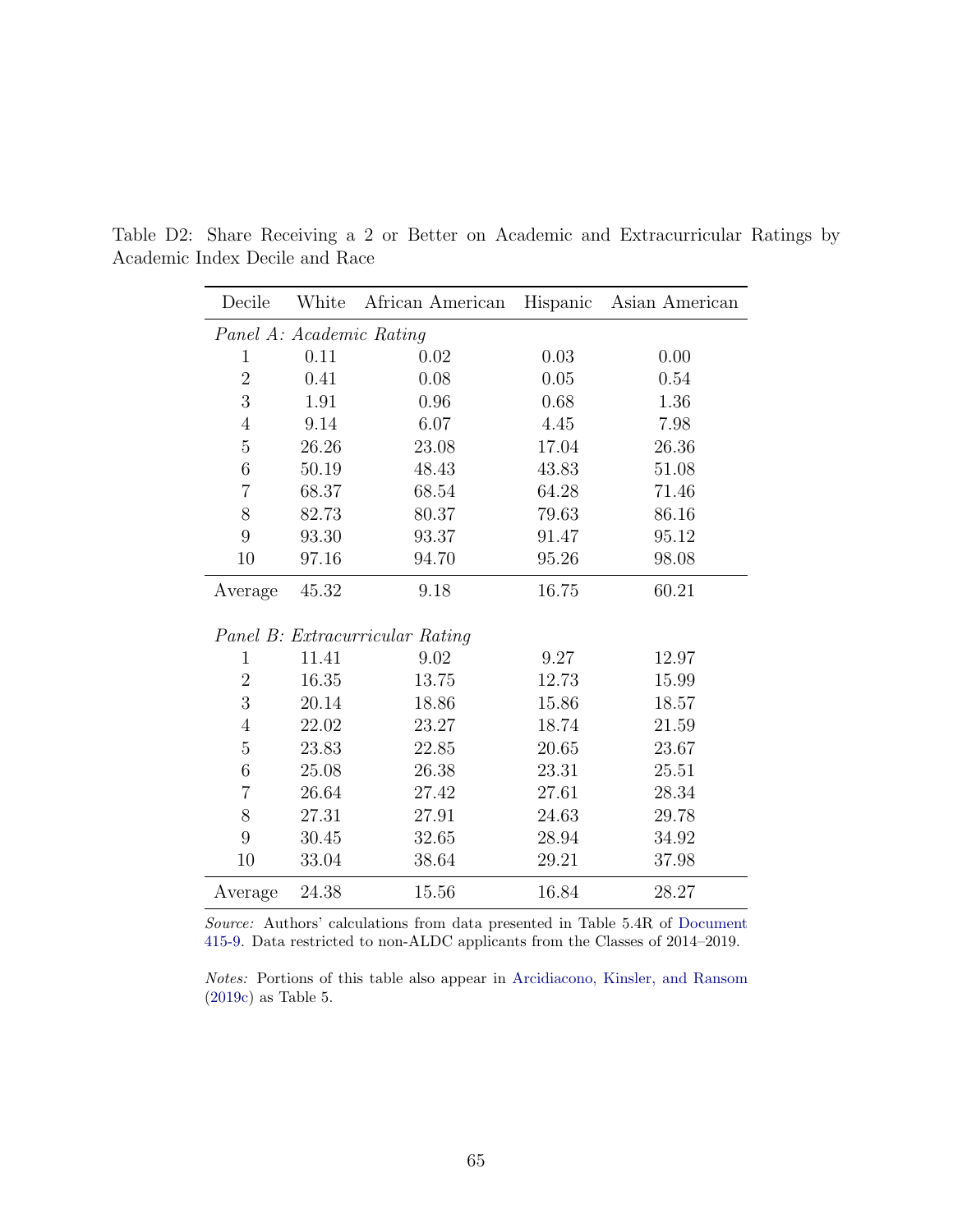Table D2: Share Receiving a 2 or Better on Academic and Extracurricular Ratings by Academic Index Decile and Race

| Decile | White | African American | Hispanic | Asian American |
|---|---|---|---|---|
| *Panel A: Academic Rating* | | | | |
| 1 | 0.11 | 0.02 | 0.03 | 0.00 |
| 2 | 0.41 | 0.08 | 0.05 | 0.54 |
| 3 | 1.91 | 0.96 | 0.68 | 1.36 |
| 4 | 9.14 | 6.07 | 4.45 | 7.98 |
| 5 | 26.26 | 23.08 | 17.04 | 26.36 |
| 6 | 50.19 | 48.43 | 43.83 | 51.08 |
| 7 | 68.37 | 68.54 | 64.28 | 71.46 |
| 8 | 82.73 | 80.37 | 79.63 | 86.16 |
| 9 | 93.30 | 93.37 | 91.47 | 95.12 |
| 10 | 97.16 | 94.70 | 95.26 | 98.08 |
| Average | 45.32 | 9.18 | 16.75 | 60.21 |
| *Panel B: Extracurricular Rating* | | | | |
| 1 | 11.41 | 9.02 | 9.27 | 12.97 |
| 2 | 16.35 | 13.75 | 12.73 | 15.99 |
| 3 | 20.14 | 18.86 | 15.86 | 18.57 |
| 4 | 22.02 | 23.27 | 18.74 | 21.59 |
| 5 | 23.83 | 22.85 | 20.65 | 23.67 |
| 6 | 25.08 | 26.38 | 23.31 | 25.51 |
| 7 | 26.64 | 27.42 | 27.61 | 28.34 |
| 8 | 27.31 | 27.91 | 24.63 | 29.78 |
| 9 | 30.45 | 32.65 | 28.94 | 34.92 |
| 10 | 33.04 | 38.64 | 29.21 | 37.98 |
| Average | 24.38 | 15.56 | 16.84 | 28.27 |

*Source:* Authors' calculations from data presented in Table 5.4R of Document 415-9. Data restricted to non-ALDC applicants from the Classes of 2014–2019.

*Notes:* Portions of this table also appear in Arcidiacono, Kinsler, and Ransom (2019c) as Table 5.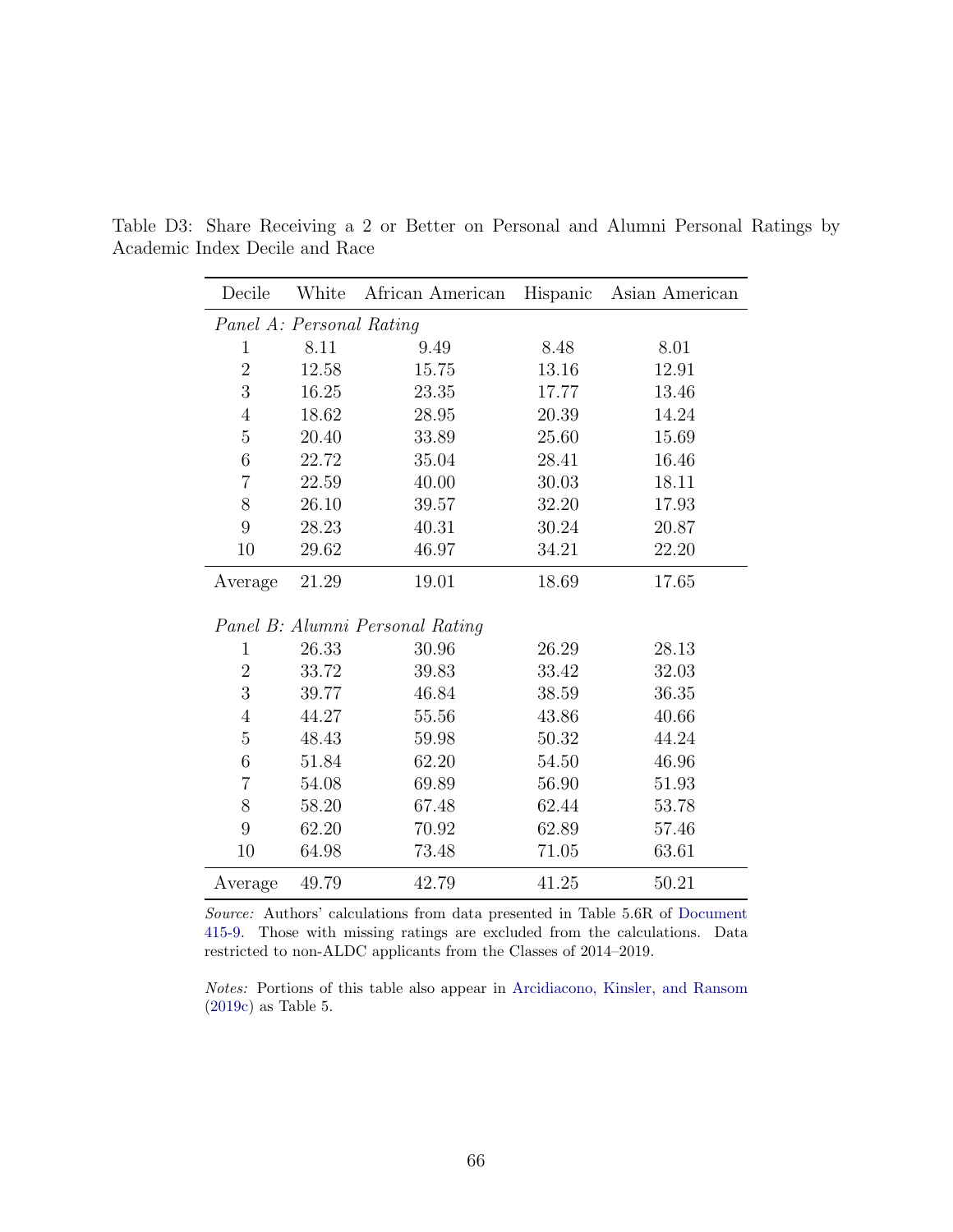Table D3: Share Receiving a 2 or Better on Personal and Alumni Personal Ratings by Academic Index Decile and Race

| Decile | White | African American | Hispanic | Asian American |
|---|---|---|---|---|
| *Panel A: Personal Rating* | | | | |
| 1 | 8.11 | 9.49 | 8.48 | 8.01 |
| 2 | 12.58 | 15.75 | 13.16 | 12.91 |
| 3 | 16.25 | 23.35 | 17.77 | 13.46 |
| 4 | 18.62 | 28.95 | 20.39 | 14.24 |
| 5 | 20.40 | 33.89 | 25.60 | 15.69 |
| 6 | 22.72 | 35.04 | 28.41 | 16.46 |
| 7 | 22.59 | 40.00 | 30.03 | 18.11 |
| 8 | 26.10 | 39.57 | 32.20 | 17.93 |
| 9 | 28.23 | 40.31 | 30.24 | 20.87 |
| 10 | 29.62 | 46.97 | 34.21 | 22.20 |
| Average | 21.29 | 19.01 | 18.69 | 17.65 |
| *Panel B: Alumni Personal Rating* | | | | |
| 1 | 26.33 | 30.96 | 26.29 | 28.13 |
| 2 | 33.72 | 39.83 | 33.42 | 32.03 |
| 3 | 39.77 | 46.84 | 38.59 | 36.35 |
| 4 | 44.27 | 55.56 | 43.86 | 40.66 |
| 5 | 48.43 | 59.98 | 50.32 | 44.24 |
| 6 | 51.84 | 62.20 | 54.50 | 46.96 |
| 7 | 54.08 | 69.89 | 56.90 | 51.93 |
| 8 | 58.20 | 67.48 | 62.44 | 53.78 |
| 9 | 62.20 | 70.92 | 62.89 | 57.46 |
| 10 | 64.98 | 73.48 | 71.05 | 63.61 |
| Average | 49.79 | 42.79 | 41.25 | 50.21 |

*Source:* Authors' calculations from data presented in Table 5.6R of Document 415-9. Those with missing ratings are excluded from the calculations. Data restricted to non-ALDC applicants from the Classes of 2014–2019.

*Notes:* Portions of this table also appear in Arcidiacono, Kinsler, and Ransom (2019c) as Table 5.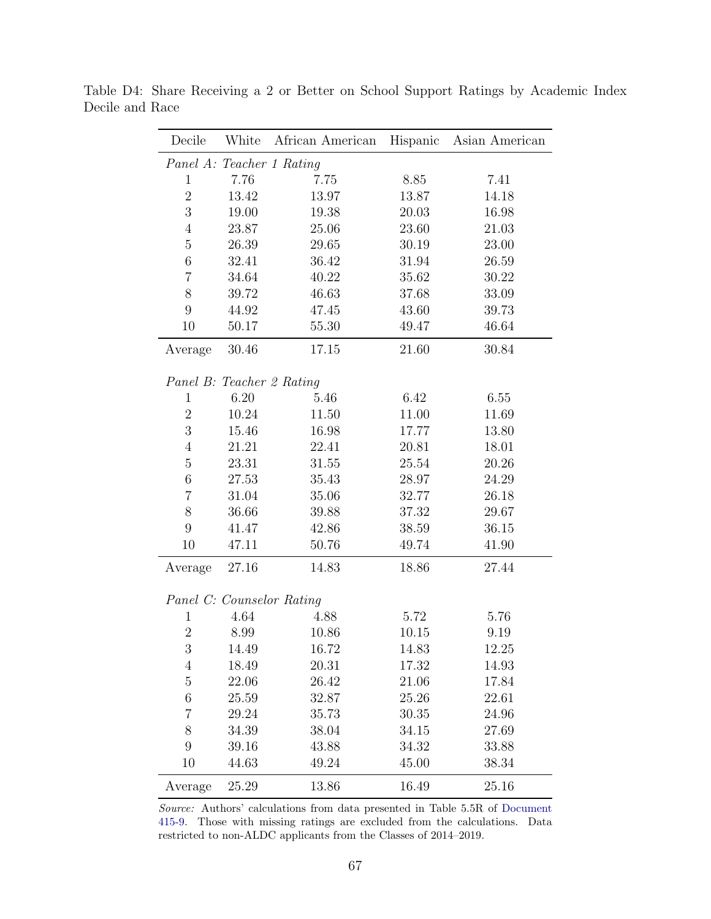Table D4: Share Receiving a 2 or Better on School Support Ratings by Academic Index Decile and Race

| Decile | White | African American | Hispanic | Asian American |
|---|---|---|---|---|
| *Panel A: Teacher 1 Rating* | | | | |
| 1 | 7.76 | 7.75 | 8.85 | 7.41 |
| 2 | 13.42 | 13.97 | 13.87 | 14.18 |
| 3 | 19.00 | 19.38 | 20.03 | 16.98 |
| 4 | 23.87 | 25.06 | 23.60 | 21.03 |
| 5 | 26.39 | 29.65 | 30.19 | 23.00 |
| 6 | 32.41 | 36.42 | 31.94 | 26.59 |
| 7 | 34.64 | 40.22 | 35.62 | 30.22 |
| 8 | 39.72 | 46.63 | 37.68 | 33.09 |
| 9 | 44.92 | 47.45 | 43.60 | 39.73 |
| 10 | 50.17 | 55.30 | 49.47 | 46.64 |
| Average | 30.46 | 17.15 | 21.60 | 30.84 |
| *Panel B: Teacher 2 Rating* | | | | |
| 1 | 6.20 | 5.46 | 6.42 | 6.55 |
| 2 | 10.24 | 11.50 | 11.00 | 11.69 |
| 3 | 15.46 | 16.98 | 17.77 | 13.80 |
| 4 | 21.21 | 22.41 | 20.81 | 18.01 |
| 5 | 23.31 | 31.55 | 25.54 | 20.26 |
| 6 | 27.53 | 35.43 | 28.97 | 24.29 |
| 7 | 31.04 | 35.06 | 32.77 | 26.18 |
| 8 | 36.66 | 39.88 | 37.32 | 29.67 |
| 9 | 41.47 | 42.86 | 38.59 | 36.15 |
| 10 | 47.11 | 50.76 | 49.74 | 41.90 |
| Average | 27.16 | 14.83 | 18.86 | 27.44 |
| *Panel C: Counselor Rating* | | | | |
| 1 | 4.64 | 4.88 | 5.72 | 5.76 |
| 2 | 8.99 | 10.86 | 10.15 | 9.19 |
| 3 | 14.49 | 16.72 | 14.83 | 12.25 |
| 4 | 18.49 | 20.31 | 17.32 | 14.93 |
| 5 | 22.06 | 26.42 | 21.06 | 17.84 |
| 6 | 25.59 | 32.87 | 25.26 | 22.61 |
| 7 | 29.24 | 35.73 | 30.35 | 24.96 |
| 8 | 34.39 | 38.04 | 34.15 | 27.69 |
| 9 | 39.16 | 43.88 | 34.32 | 33.88 |
| 10 | 44.63 | 49.24 | 45.00 | 38.34 |
| Average | 25.29 | 13.86 | 16.49 | 25.16 |

*Source:* Authors' calculations from data presented in Table 5.5R of Document 415-9. Those with missing ratings are excluded from the calculations. Data restricted to non-ALDC applicants from the Classes of 2014–2019.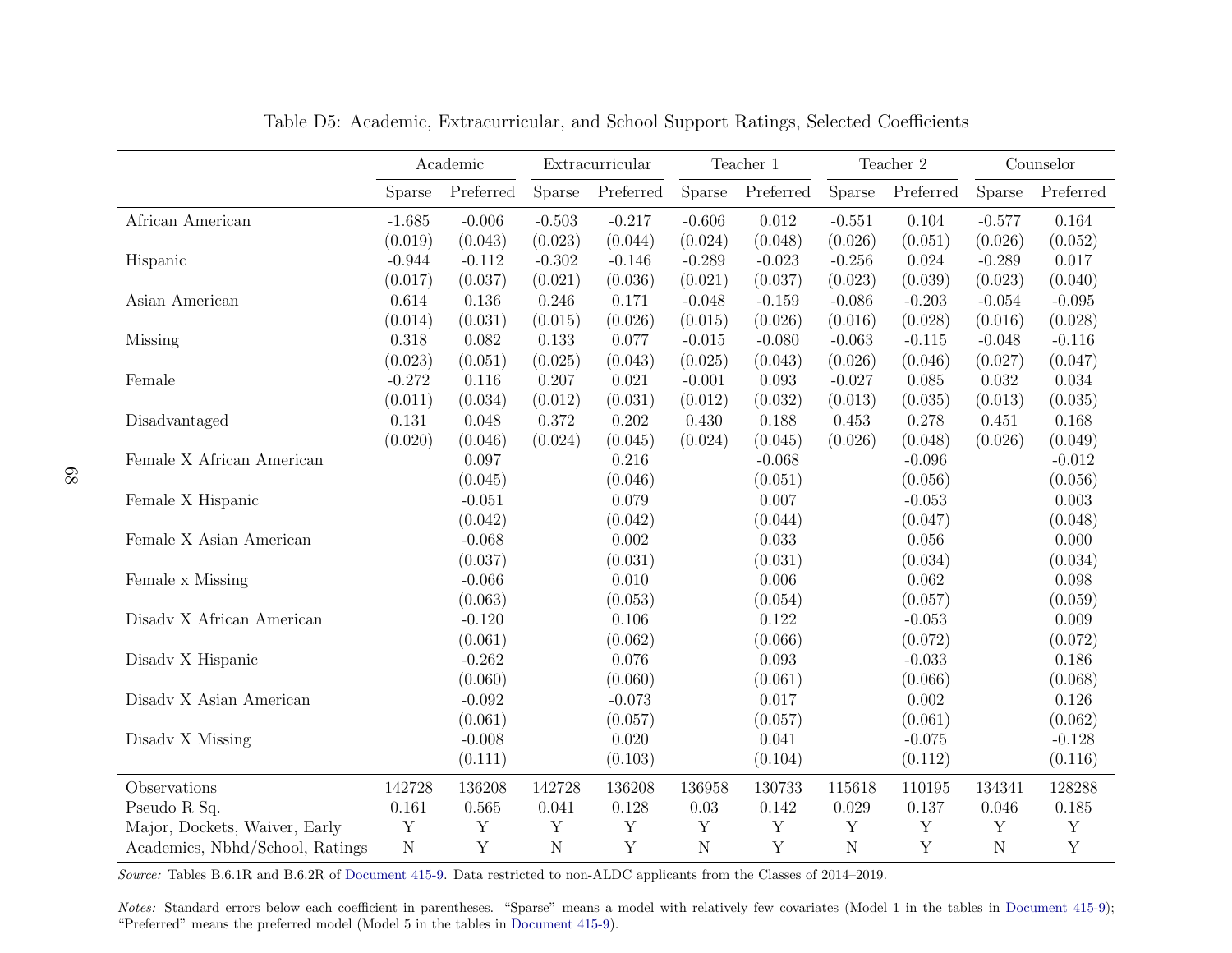Table D5: Academic, Extracurricular, and School Support Ratings, Selected Coefficients

| | Academic | | Extracurricular | | Teacher 1 | | Teacher 2 | | Counselor | |
|---|---|---|---|---|---|---|---|---|---|---|
| | Sparse | Preferred | Sparse | Preferred | Sparse | Preferred | Sparse | Preferred | Sparse | Preferred |
| African American | -1.685 | -0.006 | -0.503 | -0.217 | -0.606 | 0.012 | -0.551 | 0.104 | -0.577 | 0.164 |
| | (0.019) | (0.043) | (0.023) | (0.044) | (0.024) | (0.048) | (0.026) | (0.051) | (0.026) | (0.052) |
| Hispanic | -0.944 | -0.112 | -0.302 | -0.146 | -0.289 | -0.023 | -0.256 | 0.024 | -0.289 | 0.017 |
| | (0.017) | (0.037) | (0.021) | (0.036) | (0.021) | (0.037) | (0.023) | (0.039) | (0.023) | (0.040) |
| Asian American | 0.614 | 0.136 | 0.246 | 0.171 | -0.048 | -0.159 | -0.086 | -0.203 | -0.054 | -0.095 |
| | (0.014) | (0.031) | (0.015) | (0.026) | (0.015) | (0.026) | (0.016) | (0.028) | (0.016) | (0.028) |
| Missing | 0.318 | 0.082 | 0.133 | 0.077 | -0.015 | -0.080 | -0.063 | -0.115 | -0.048 | -0.116 |
| | (0.023) | (0.051) | (0.025) | (0.043) | (0.025) | (0.043) | (0.026) | (0.046) | (0.027) | (0.047) |
| Female | -0.272 | 0.116 | 0.207 | 0.021 | -0.001 | 0.093 | -0.027 | 0.085 | 0.032 | 0.034 |
| | (0.011) | (0.034) | (0.012) | (0.031) | (0.012) | (0.032) | (0.013) | (0.035) | (0.013) | (0.035) |
| Disadvantaged | 0.131 | 0.048 | 0.372 | 0.202 | 0.430 | 0.188 | 0.453 | 0.278 | 0.451 | 0.168 |
| | (0.020) | (0.046) | (0.024) | (0.045) | (0.024) | (0.045) | (0.026) | (0.048) | (0.026) | (0.049) |
| Female X African American | | 0.097 | | 0.216 | | -0.068 | | -0.096 | | -0.012 |
| | | (0.045) | | (0.046) | | (0.051) | | (0.056) | | (0.056) |
| Female X Hispanic | | -0.051 | | 0.079 | | 0.007 | | -0.053 | | 0.003 |
| | | (0.042) | | (0.042) | | (0.044) | | (0.047) | | (0.048) |
| Female X Asian American | | -0.068 | | 0.002 | | 0.033 | | 0.056 | | 0.000 |
| | | (0.037) | | (0.031) | | (0.031) | | (0.034) | | (0.034) |
| Female x Missing | | -0.066 | | 0.010 | | 0.006 | | 0.062 | | 0.098 |
| | | (0.063) | | (0.053) | | (0.054) | | (0.057) | | (0.059) |
| Disadv X African American | | -0.120 | | 0.106 | | 0.122 | | -0.053 | | 0.009 |
| | | (0.061) | | (0.062) | | (0.066) | | (0.072) | | (0.072) |
| Disadv X Hispanic | | -0.262 | | 0.076 | | 0.093 | | -0.033 | | 0.186 |
| | | (0.060) | | (0.060) | | (0.061) | | (0.066) | | (0.068) |
| Disadv X Asian American | | -0.092 | | -0.073 | | 0.017 | | 0.002 | | 0.126 |
| | | (0.061) | | (0.057) | | (0.057) | | (0.061) | | (0.062) |
| Disadv X Missing | | -0.008 | | 0.020 | | 0.041 | | -0.075 | | -0.128 |
| | | (0.111) | | (0.103) | | (0.104) | | (0.112) | | (0.116) |
| Observations | 142728 | 136208 | 142728 | 136208 | 136958 | 130733 | 115618 | 110195 | 134341 | 128288 |
| Pseudo R Sq. | 0.161 | 0.565 | 0.041 | 0.128 | 0.03 | 0.142 | 0.029 | 0.137 | 0.046 | 0.185 |
| Major, Dockets, Waiver, Early | Y | Y | Y | Y | Y | Y | Y | Y | Y | Y |
| Academics, Nbhd/School, Ratings | N | Y | N | Y | N | Y | N | Y | N | Y |

*Source:* Tables B.6.1R and B.6.2R of Document 415-9. Data restricted to non-ALDC applicants from the Classes of 2014–2019.

*Notes:* Standard errors below each coefficient in parentheses. "Sparse" means a model with relatively few covariates (Model 1 in the tables in Document 415-9); "Preferred" means the preferred model (Model 5 in the tables in Document 415-9).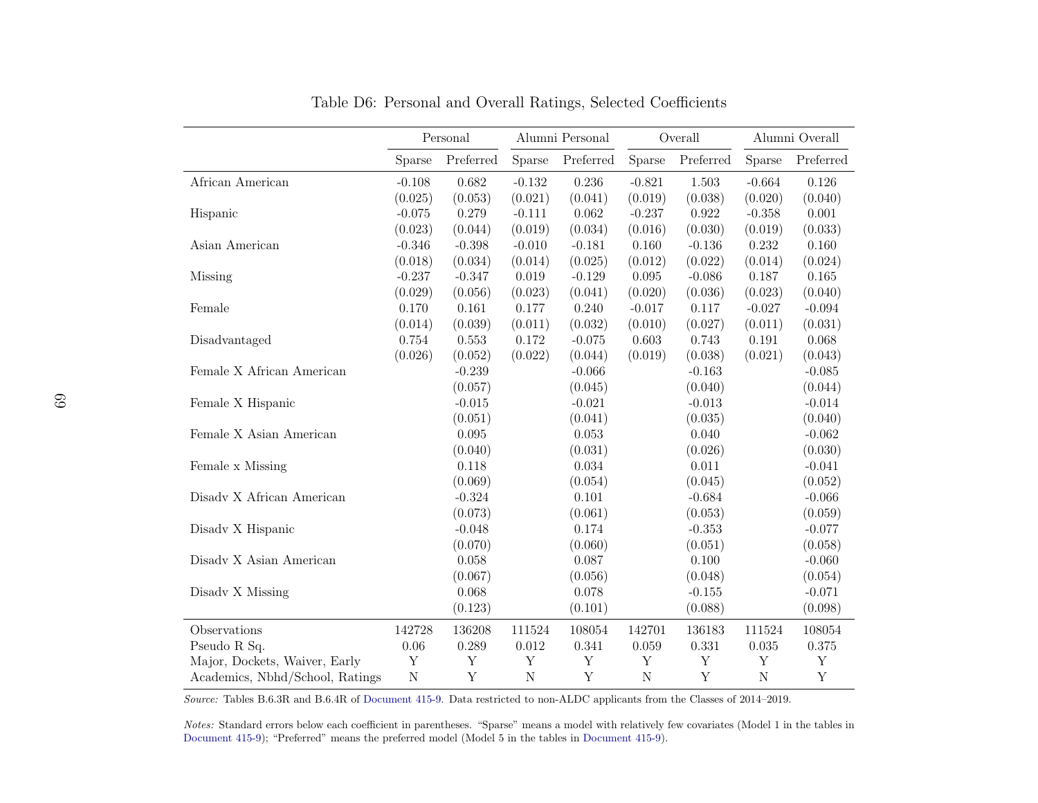Table D6: Personal and Overall Ratings, Selected Coefficients

| | Personal | | Alumni Personal | | Overall | | Alumni Overall | |
|---|---|---|---|---|---|---|---|---|
| | Sparse | Preferred | Sparse | Preferred | Sparse | Preferred | Sparse | Preferred |
| African American | -0.108 | 0.682 | -0.132 | 0.236 | -0.821 | 1.503 | -0.664 | 0.126 |
| | (0.025) | (0.053) | (0.021) | (0.041) | (0.019) | (0.038) | (0.020) | (0.040) |
| Hispanic | -0.075 | 0.279 | -0.111 | 0.062 | -0.237 | 0.922 | -0.358 | 0.001 |
| | (0.023) | (0.044) | (0.019) | (0.034) | (0.016) | (0.030) | (0.019) | (0.033) |
| Asian American | -0.346 | -0.398 | -0.010 | -0.181 | 0.160 | -0.136 | 0.232 | 0.160 |
| | (0.018) | (0.034) | (0.014) | (0.025) | (0.012) | (0.022) | (0.014) | (0.024) |
| Missing | -0.237 | -0.347 | 0.019 | -0.129 | 0.095 | -0.086 | 0.187 | 0.165 |
| | (0.029) | (0.056) | (0.023) | (0.041) | (0.020) | (0.036) | (0.023) | (0.040) |
| Female | 0.170 | 0.161 | 0.177 | 0.240 | -0.017 | 0.117 | -0.027 | -0.094 |
| | (0.014) | (0.039) | (0.011) | (0.032) | (0.010) | (0.027) | (0.011) | (0.031) |
| Disadvantaged | 0.754 | 0.553 | 0.172 | -0.075 | 0.603 | 0.743 | 0.191 | 0.068 |
| | (0.026) | (0.052) | (0.022) | (0.044) | (0.019) | (0.038) | (0.021) | (0.043) |
| Female X African American | | -0.239 | | -0.066 | | -0.163 | | -0.085 |
| | | (0.057) | | (0.045) | | (0.040) | | (0.044) |
| Female X Hispanic | | -0.015 | | -0.021 | | -0.013 | | -0.014 |
| | | (0.051) | | (0.041) | | (0.035) | | (0.040) |
| Female X Asian American | | 0.095 | | 0.053 | | 0.040 | | -0.062 |
| | | (0.040) | | (0.031) | | (0.026) | | (0.030) |
| Female x Missing | | 0.118 | | 0.034 | | 0.011 | | -0.041 |
| | | (0.069) | | (0.054) | | (0.045) | | (0.052) |
| Disadv X African American | | -0.324 | | 0.101 | | -0.684 | | -0.066 |
| | | (0.073) | | (0.061) | | (0.053) | | (0.059) |
| Disadv X Hispanic | | -0.048 | | 0.174 | | -0.353 | | -0.077 |
| | | (0.070) | | (0.060) | | (0.051) | | (0.058) |
| Disadv X Asian American | | 0.058 | | 0.087 | | 0.100 | | -0.060 |
| | | (0.067) | | (0.056) | | (0.048) | | (0.054) |
| Disadv X Missing | | 0.068 | | 0.078 | | -0.155 | | -0.071 |
| | | (0.123) | | (0.101) | | (0.088) | | (0.098) |
| Observations | 142728 | 136208 | 111524 | 108054 | 142701 | 136183 | 111524 | 108054 |
| Pseudo R Sq. | 0.06 | 0.289 | 0.012 | 0.341 | 0.059 | 0.331 | 0.035 | 0.375 |
| Major, Dockets, Waiver, Early | Y | Y | Y | Y | Y | Y | Y | Y |
| Academics, Nbhd/School, Ratings | N | Y | N | Y | N | Y | N | Y |

*Source:* Tables B.6.3R and B.6.4R of Document 415-9. Data restricted to non-ALDC applicants from the Classes of 2014–2019.

*Notes:* Standard errors below each coefficient in parentheses. "Sparse" means a model with relatively few covariates (Model 1 in the tables in Document 415-9); "Preferred" means the preferred model (Model 5 in the tables in Document 415-9).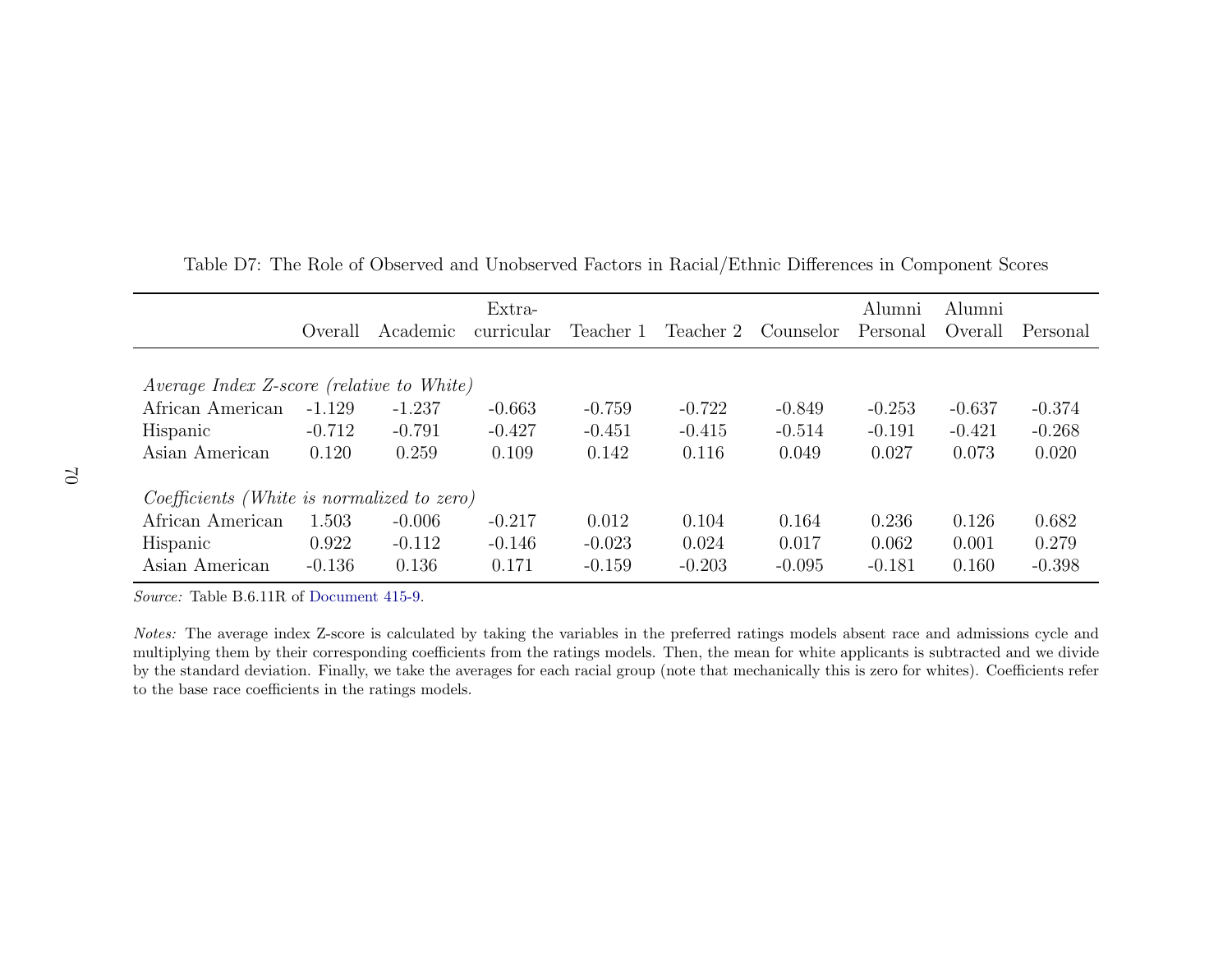Table D7: The Role of Observed and Unobserved Factors in Racial/Ethnic Differences in Component Scores

| | Overall | Academic | Extra-curricular | Teacher 1 | Teacher 2 | Counselor | Alumni Personal | Alumni Overall | Personal |
|---|---|---|---|---|---|---|---|---|---|
| *Average Index Z-score (relative to White)* | | | | | | | | | |
| African American | -1.129 | -1.237 | -0.663 | -0.759 | -0.722 | -0.849 | -0.253 | -0.637 | -0.374 |
| Hispanic | -0.712 | -0.791 | -0.427 | -0.451 | -0.415 | -0.514 | -0.191 | -0.421 | -0.268 |
| Asian American | 0.120 | 0.259 | 0.109 | 0.142 | 0.116 | 0.049 | 0.027 | 0.073 | 0.020 |
| *Coefficients (White is normalized to zero)* | | | | | | | | | |
| African American | 1.503 | -0.006 | -0.217 | 0.012 | 0.104 | 0.164 | 0.236 | 0.126 | 0.682 |
| Hispanic | 0.922 | -0.112 | -0.146 | -0.023 | 0.024 | 0.017 | 0.062 | 0.001 | 0.279 |
| Asian American | -0.136 | 0.136 | 0.171 | -0.159 | -0.203 | -0.095 | -0.181 | 0.160 | -0.398 |

*Source:* Table B.6.11R of Document 415-9.

*Notes:* The average index Z-score is calculated by taking the variables in the preferred ratings models absent race and admissions cycle and multiplying them by their corresponding coefficients from the ratings models. Then, the mean for white applicants is subtracted and we divide by the standard deviation. Finally, we take the averages for each racial group (note that mechanically this is zero for whites). Coefficients refer to the base race coefficients in the ratings models.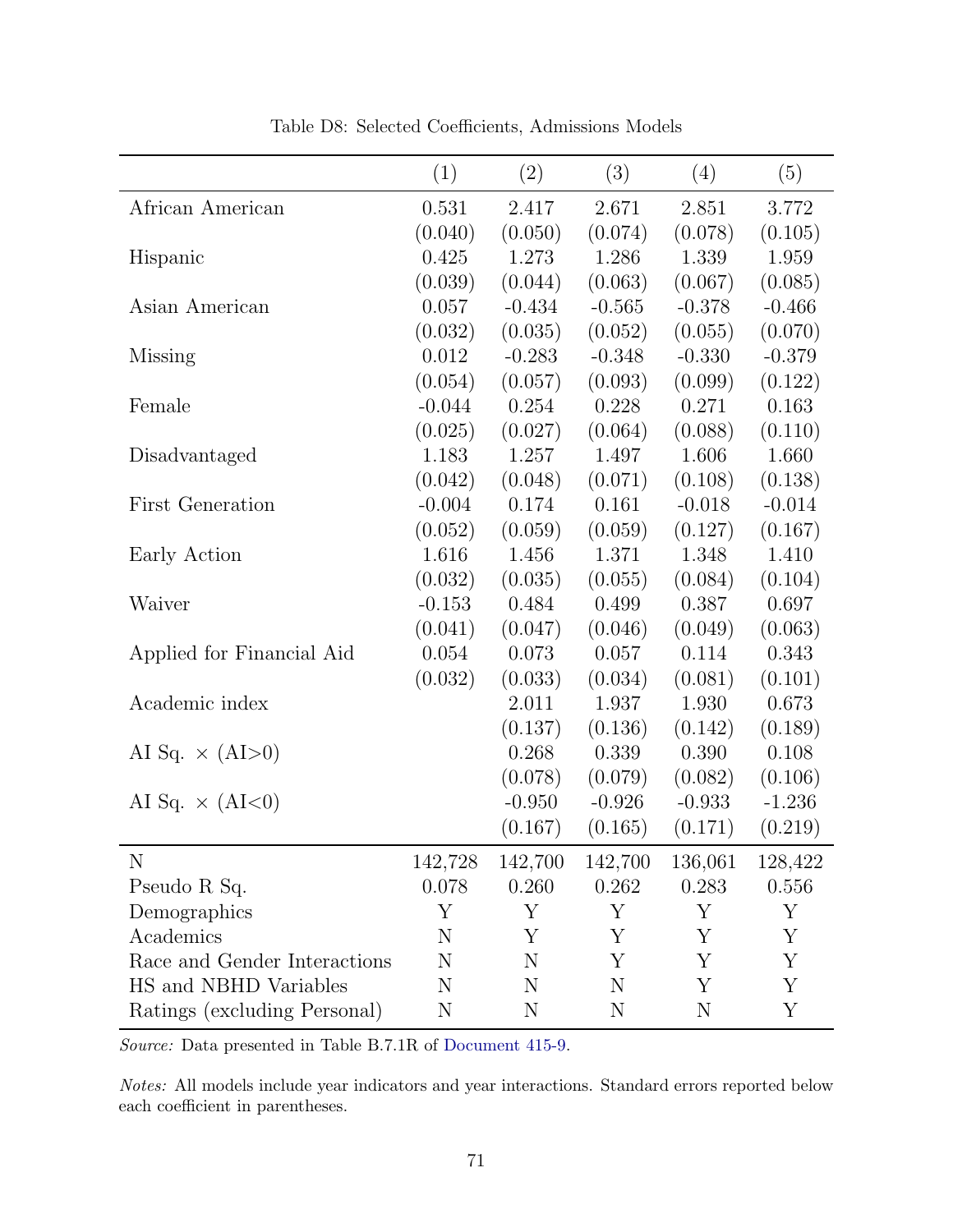Table D8: Selected Coefficients, Admissions Models

| | (1) | (2) | (3) | (4) | (5) |
|---|---|---|---|---|---|
| African American | 0.531 | 2.417 | 2.671 | 2.851 | 3.772 |
| | (0.040) | (0.050) | (0.074) | (0.078) | (0.105) |
| Hispanic | 0.425 | 1.273 | 1.286 | 1.339 | 1.959 |
| | (0.039) | (0.044) | (0.063) | (0.067) | (0.085) |
| Asian American | 0.057 | -0.434 | -0.565 | -0.378 | -0.466 |
| | (0.032) | (0.035) | (0.052) | (0.055) | (0.070) |
| Missing | 0.012 | -0.283 | -0.348 | -0.330 | -0.379 |
| | (0.054) | (0.057) | (0.093) | (0.099) | (0.122) |
| Female | -0.044 | 0.254 | 0.228 | 0.271 | 0.163 |
| | (0.025) | (0.027) | (0.064) | (0.088) | (0.110) |
| Disadvantaged | 1.183 | 1.257 | 1.497 | 1.606 | 1.660 |
| | (0.042) | (0.048) | (0.071) | (0.108) | (0.138) |
| First Generation | -0.004 | 0.174 | 0.161 | -0.018 | -0.014 |
| | (0.052) | (0.059) | (0.059) | (0.127) | (0.167) |
| Early Action | 1.616 | 1.456 | 1.371 | 1.348 | 1.410 |
| | (0.032) | (0.035) | (0.055) | (0.084) | (0.104) |
| Waiver | -0.153 | 0.484 | 0.499 | 0.387 | 0.697 |
| | (0.041) | (0.047) | (0.046) | (0.049) | (0.063) |
| Applied for Financial Aid | 0.054 | 0.073 | 0.057 | 0.114 | 0.343 |
| | (0.032) | (0.033) | (0.034) | (0.081) | (0.101) |
| Academic index | | 2.011 | 1.937 | 1.930 | 0.673 |
| | | (0.137) | (0.136) | (0.142) | (0.189) |
| AI Sq. × (AI>0) | | 0.268 | 0.339 | 0.390 | 0.108 |
| | | (0.078) | (0.079) | (0.082) | (0.106) |
| AI Sq. × (AI<0) | | -0.950 | -0.926 | -0.933 | -1.236 |
| | | (0.167) | (0.165) | (0.171) | (0.219) |
| N | 142,728 | 142,700 | 142,700 | 136,061 | 128,422 |
| Pseudo R Sq. | 0.078 | 0.260 | 0.262 | 0.283 | 0.556 |
| Demographics | Y | Y | Y | Y | Y |
| Academics | N | Y | Y | Y | Y |
| Race and Gender Interactions | N | N | Y | Y | Y |
| HS and NBHD Variables | N | N | N | Y | Y |
| Ratings (excluding Personal) | N | N | N | N | Y |

*Source:* Data presented in Table B.7.1R of Document 415-9.

*Notes:* All models include year indicators and year interactions. Standard errors reported below each coefficient in parentheses.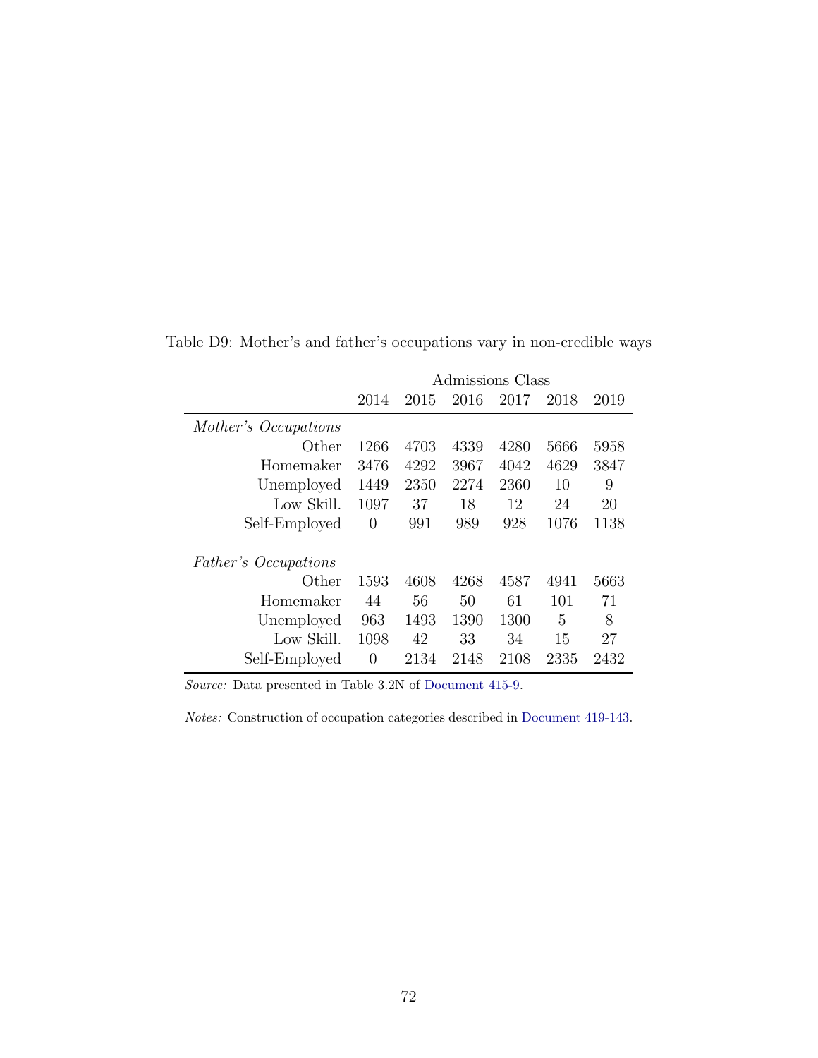Table D9: Mother's and father's occupations vary in non-credible ways

| | Admissions Class | | | | | |
|---|---|---|---|---|---|---|
| | 2014 | 2015 | 2016 | 2017 | 2018 | 2019 |
| *Mother's Occupations* | | | | | | |
| Other | 1266 | 4703 | 4339 | 4280 | 5666 | 5958 |
| Homemaker | 3476 | 4292 | 3967 | 4042 | 4629 | 3847 |
| Unemployed | 1449 | 2350 | 2274 | 2360 | 10 | 9 |
| Low Skill. | 1097 | 37 | 18 | 12 | 24 | 20 |
| Self-Employed | 0 | 991 | 989 | 928 | 1076 | 1138 |
| *Father's Occupations* | | | | | | |
| Other | 1593 | 4608 | 4268 | 4587 | 4941 | 5663 |
| Homemaker | 44 | 56 | 50 | 61 | 101 | 71 |
| Unemployed | 963 | 1493 | 1390 | 1300 | 5 | 8 |
| Low Skill. | 1098 | 42 | 33 | 34 | 15 | 27 |
| Self-Employed | 0 | 2134 | 2148 | 2108 | 2335 | 2432 |

*Source:* Data presented in Table 3.2N of Document 415-9.

*Notes:* Construction of occupation categories described in Document 419-143.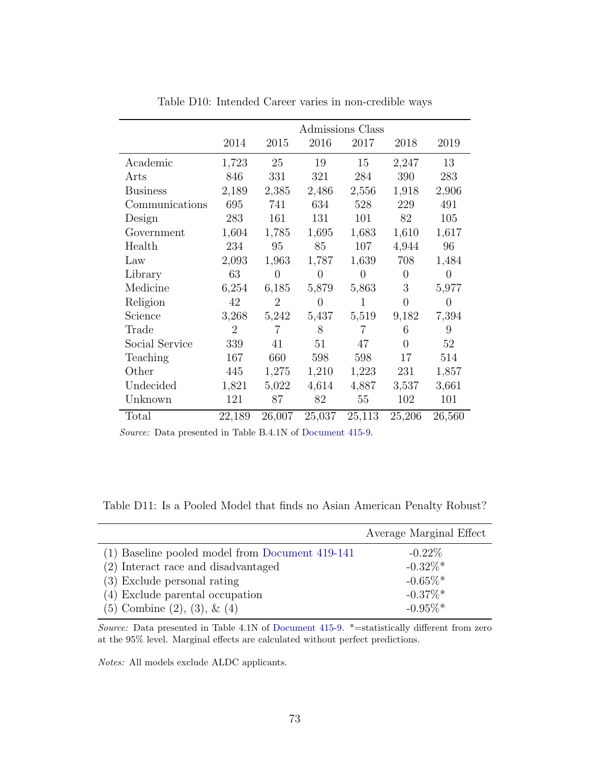Table D10: Intended Career varies in non-credible ways

| | Admissions Class | | | | | |
|---|---|---|---|---|---|---|
| | 2014 | 2015 | 2016 | 2017 | 2018 | 2019 |
| Academic | 1,723 | 25 | 19 | 15 | 2,247 | 13 |
| Arts | 846 | 331 | 321 | 284 | 390 | 283 |
| Business | 2,189 | 2,385 | 2,486 | 2,556 | 1,918 | 2,906 |
| Communications | 695 | 741 | 634 | 528 | 229 | 491 |
| Design | 283 | 161 | 131 | 101 | 82 | 105 |
| Government | 1,604 | 1,785 | 1,695 | 1,683 | 1,610 | 1,617 |
| Health | 234 | 95 | 85 | 107 | 4,944 | 96 |
| Law | 2,093 | 1,963 | 1,787 | 1,639 | 708 | 1,484 |
| Library | 63 | 0 | 0 | 0 | 0 | 0 |
| Medicine | 6,254 | 6,185 | 5,879 | 5,863 | 3 | 5,977 |
| Religion | 42 | 2 | 0 | 1 | 0 | 0 |
| Science | 3,268 | 5,242 | 5,437 | 5,519 | 9,182 | 7,394 |
| Trade | 2 | 7 | 8 | 7 | 6 | 9 |
| Social Service | 339 | 41 | 51 | 47 | 0 | 52 |
| Teaching | 167 | 660 | 598 | 598 | 17 | 514 |
| Other | 445 | 1,275 | 1,210 | 1,223 | 231 | 1,857 |
| Undecided | 1,821 | 5,022 | 4,614 | 4,887 | 3,537 | 3,661 |
| Unknown | 121 | 87 | 82 | 55 | 102 | 101 |
| Total | 22,189 | 26,007 | 25,037 | 25,113 | 25,206 | 26,560 |

*Source:* Data presented in Table B.4.1N of Document 415-9.

Table D11: Is a Pooled Model that finds no Asian American Penalty Robust?

| | Average Marginal Effect |
|---|---|
| (1) Baseline pooled model from Document 419-141 | -0.22% |
| (2) Interact race and disadvantaged | -0.32%* |
| (3) Exclude personal rating | -0.65%* |
| (4) Exclude parental occupation | -0.37%* |
| (5) Combine (2), (3), & (4) | -0.95%* |

*Source:* Data presented in Table 4.1N of Document 415-9. *=statistically different from zero at the 95% level. Marginal effects are calculated without perfect predictions.

*Notes:* All models exclude ALDC applicants.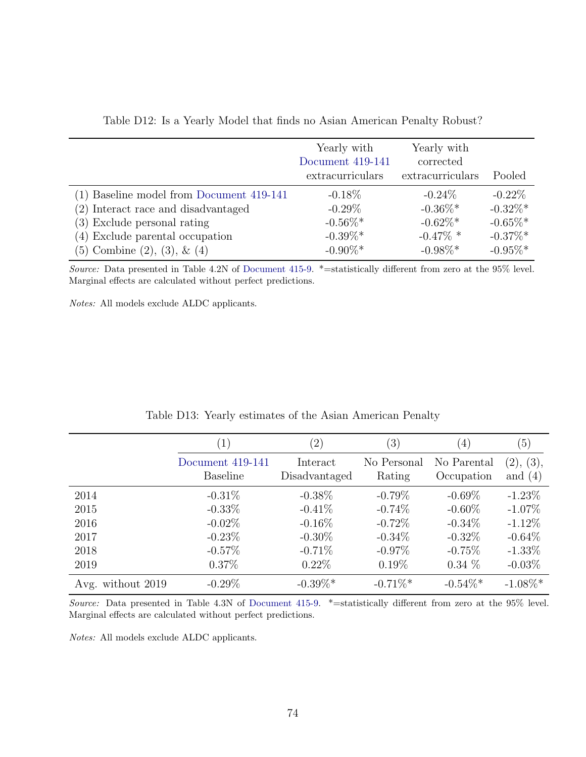Table D12: Is a Yearly Model that finds no Asian American Penalty Robust?

| | Yearly with Document 419-141 extracurriculars | Yearly with corrected extracurriculars | Pooled |
|---|---|---|---|
| (1) Baseline model from Document 419-141 | -0.18% | -0.24% | -0.22% |
| (2) Interact race and disadvantaged | -0.29% | -0.36%* | -0.32%* |
| (3) Exclude personal rating | -0.56%* | -0.62%* | -0.65%* |
| (4) Exclude parental occupation | -0.39%* | -0.47% * | -0.37%* |
| (5) Combine (2), (3), & (4) | -0.90%* | -0.98%* | -0.95%* |

*Source:* Data presented in Table 4.2N of Document 415-9. *=statistically different from zero at the 95% level. Marginal effects are calculated without perfect predictions.

*Notes:* All models exclude ALDC applicants.

Table D13: Yearly estimates of the Asian American Penalty

| | (1) | (2) | (3) | (4) | (5) |
|---|---|---|---|---|---|
| | Document 419-141 Baseline | Interact Disadvantaged | No Personal Rating | No Parental Occupation | (2), (3), and (4) |
| 2014 | -0.31% | -0.38% | -0.79% | -0.69% | -1.23% |
| 2015 | -0.33% | -0.41% | -0.74% | -0.60% | -1.07% |
| 2016 | -0.02% | -0.16% | -0.72% | -0.34% | -1.12% |
| 2017 | -0.23% | -0.30% | -0.34% | -0.32% | -0.64% |
| 2018 | -0.57% | -0.71% | -0.97% | -0.75% | -1.33% |
| 2019 | 0.37% | 0.22% | 0.19% | 0.34 % | -0.03% |
| Avg. without 2019 | -0.29% | -0.39%* | -0.71%* | -0.54%* | -1.08%* |

*Source:* Data presented in Table 4.3N of Document 415-9. *=statistically different from zero at the 95% level. Marginal effects are calculated without perfect predictions.

*Notes:* All models exclude ALDC applicants.